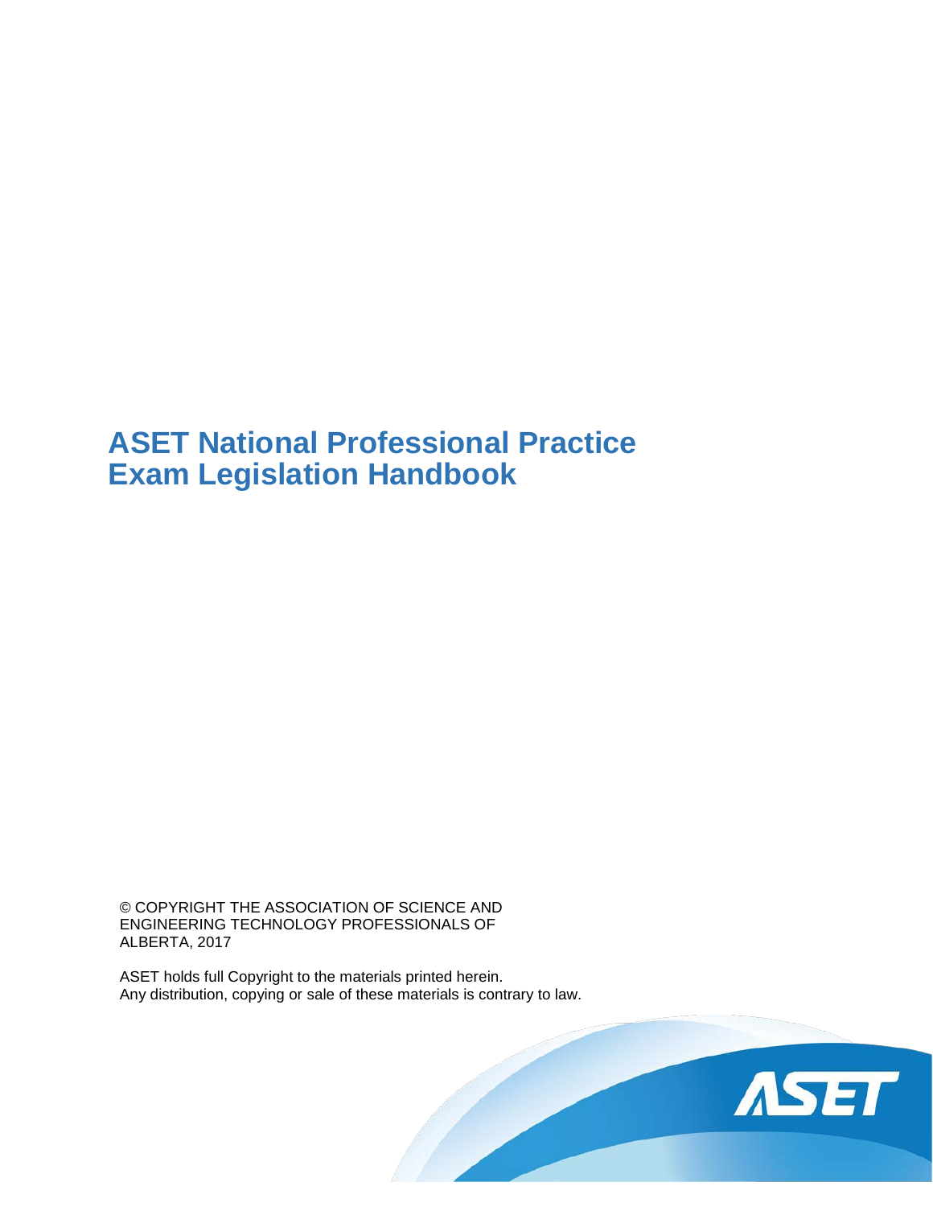# ASET National Professional Practice Exam Legislation Handbook

© COPYRIGHT THE ASSOCIATION OF SCIENCE AND ENGINEERING TECHNOLOGY PROFESSIONALS OF ALBERTA, 2017

ASET holds full Copyright to the materials printed herein.
Any distribution, copying or sale of these materials is contrary to law.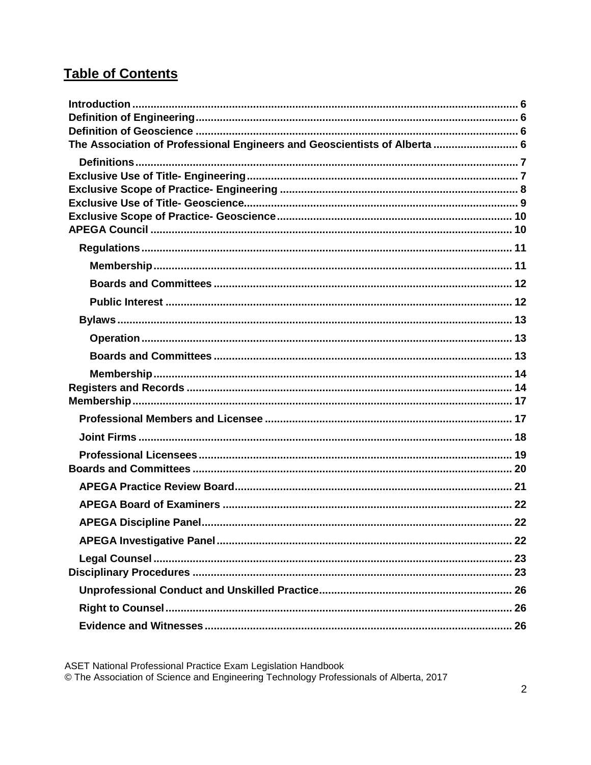## Table of Contents

- **Introduction** ........ 6
- **Definition of Engineering** ........ 6
- **Definition of Geoscience** ........ 6
- **The Association of Professional Engineers and Geoscientists of Alberta** ........ 6
  - **Definitions** ........ 7
- **Exclusive Use of Title- Engineering** ........ 7
- **Exclusive Scope of Practice- Engineering** ........ 8
- **Exclusive Use of Title- Geoscience** ........ 9
- **Exclusive Scope of Practice- Geoscience** ........ 10
- **APEGA Council** ........ 10
  - **Regulations** ........ 11
    - **Membership** ........ 11
    - **Boards and Committees** ........ 12
    - **Public Interest** ........ 12
  - **Bylaws** ........ 13
    - **Operation** ........ 13
    - **Boards and Committees** ........ 13
    - **Membership** ........ 14
- **Registers and Records** ........ 14
- **Membership** ........ 17
  - **Professional Members and Licensee** ........ 17
  - **Joint Firms** ........ 18
  - **Professional Licensees** ........ 19
- **Boards and Committees** ........ 20
  - **APEGA Practice Review Board** ........ 21
  - **APEGA Board of Examiners** ........ 22
  - **APEGA Discipline Panel** ........ 22
  - **APEGA Investigative Panel** ........ 22
  - **Legal Counsel** ........ 23
- **Disciplinary Procedures** ........ 23
  - **Unprofessional Conduct and Unskilled Practice** ........ 26
  - **Right to Counsel** ........ 26
  - **Evidence and Witnesses** ........ 26

ASET National Professional Practice Exam Legislation Handbook
© The Association of Science and Engineering Technology Professionals of Alberta, 2017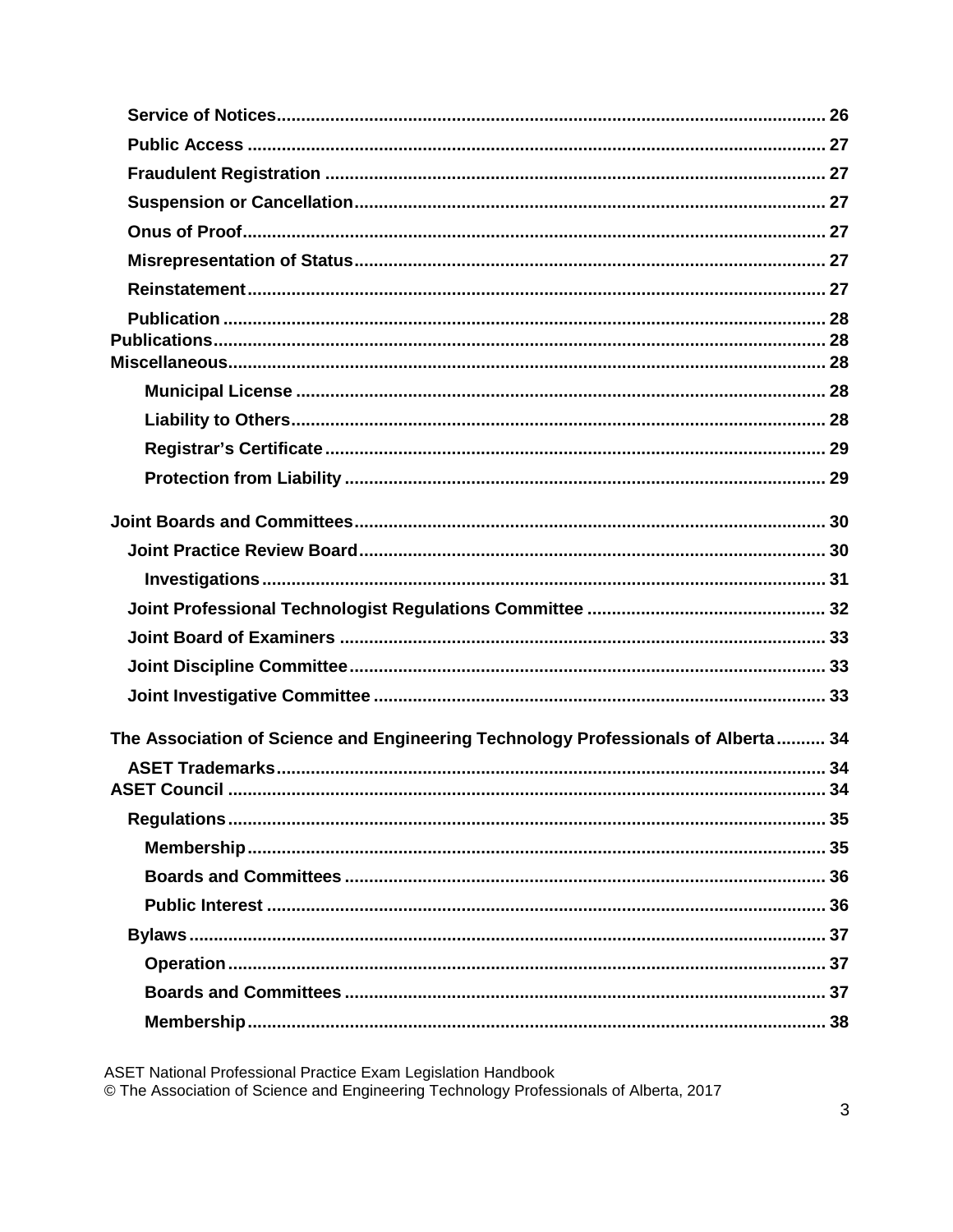- Service of Notices ... 26
- Public Access ... 27
- Fraudulent Registration ... 27
- Suspension or Cancellation ... 27
- Onus of Proof ... 27
- Misrepresentation of Status ... 27
- Reinstatement ... 27
- Publication ... 28

Publications ... 28

Miscellaneous ... 28

- Municipal License ... 28
- Liability to Others ... 28
- Registrar's Certificate ... 29
- Protection from Liability ... 29

Joint Boards and Committees ... 30

- Joint Practice Review Board ... 30
  - Investigations ... 31
- Joint Professional Technologist Regulations Committee ... 32
- Joint Board of Examiners ... 33
- Joint Discipline Committee ... 33
- Joint Investigative Committee ... 33

The Association of Science and Engineering Technology Professionals of Alberta ... 34

- ASET Trademarks ... 34

ASET Council ... 34

- Regulations ... 35
  - Membership ... 35
  - Boards and Committees ... 36
  - Public Interest ... 36
- Bylaws ... 37
  - Operation ... 37
  - Boards and Committees ... 37
  - Membership ... 38

ASET National Professional Practice Exam Legislation Handbook
© The Association of Science and Engineering Technology Professionals of Alberta, 2017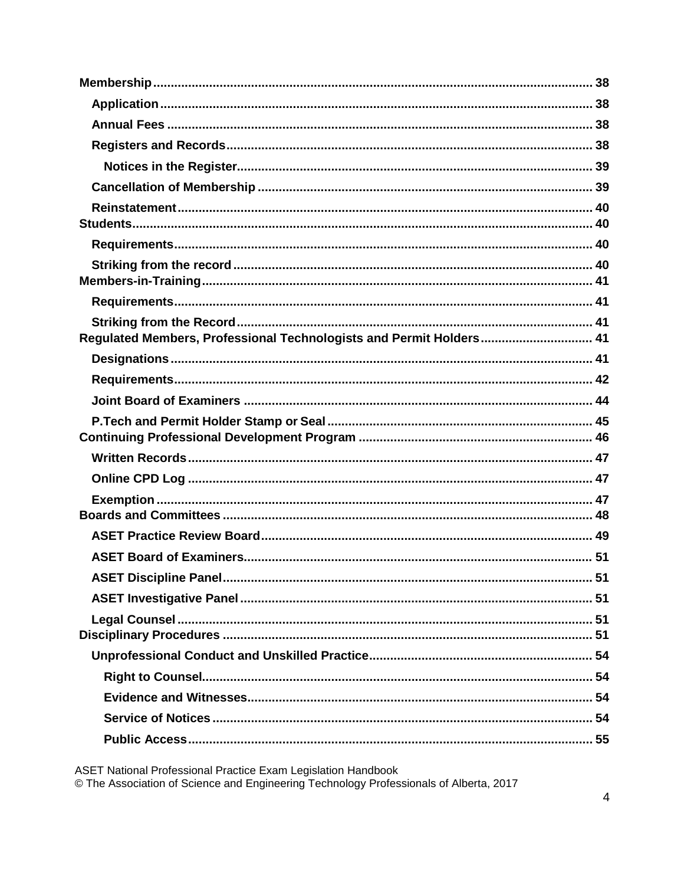Membership ........................................................................................................ 38

- Application ........................................................................................................ 38
- Annual Fees ........................................................................................................ 38
- Registers and Records ........................................................................................................ 38
  - Notices in the Register ........................................................................................................ 39
- Cancellation of Membership ........................................................................................................ 39
- Reinstatement ........................................................................................................ 40

Students ........................................................................................................ 40

- Requirements ........................................................................................................ 40
- Striking from the record ........................................................................................................ 40

Members-in-Training ........................................................................................................ 41

- Requirements ........................................................................................................ 41
- Striking from the Record ........................................................................................................ 41

Regulated Members, Professional Technologists and Permit Holders ........................................................................................................ 41

- Designations ........................................................................................................ 41
- Requirements ........................................................................................................ 42
- Joint Board of Examiners ........................................................................................................ 44
- P.Tech and Permit Holder Stamp or Seal ........................................................................................................ 45

Continuing Professional Development Program ........................................................................................................ 46

- Written Records ........................................................................................................ 47
- Online CPD Log ........................................................................................................ 47
- Exemption ........................................................................................................ 47

Boards and Committees ........................................................................................................ 48

- ASET Practice Review Board ........................................................................................................ 49
- ASET Board of Examiners ........................................................................................................ 51
- ASET Discipline Panel ........................................................................................................ 51
- ASET Investigative Panel ........................................................................................................ 51
- Legal Counsel ........................................................................................................ 51

Disciplinary Procedures ........................................................................................................ 51

- Unprofessional Conduct and Unskilled Practice ........................................................................................................ 54
  - Right to Counsel ........................................................................................................ 54
  - Evidence and Witnesses ........................................................................................................ 54
  - Service of Notices ........................................................................................................ 54
  - Public Access ........................................................................................................ 55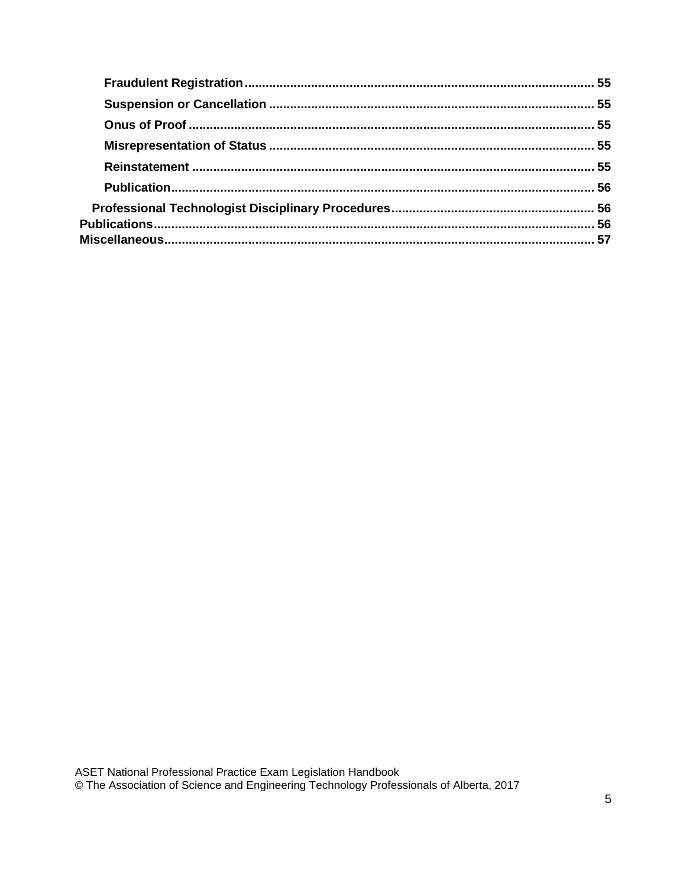Fraudulent Registration .................................................................................................. 55

Suspension or Cancellation ............................................................................................ 55

Onus of Proof .................................................................................................................. 55

Misrepresentation of Status ............................................................................................ 55

Reinstatement ................................................................................................................. 55

Publication ........................................................................................................................ 56

Professional Technologist Disciplinary Procedures ......................................................... 56

Publications ............................................................................................................................ 56

Miscellaneous .......................................................................................................................... 57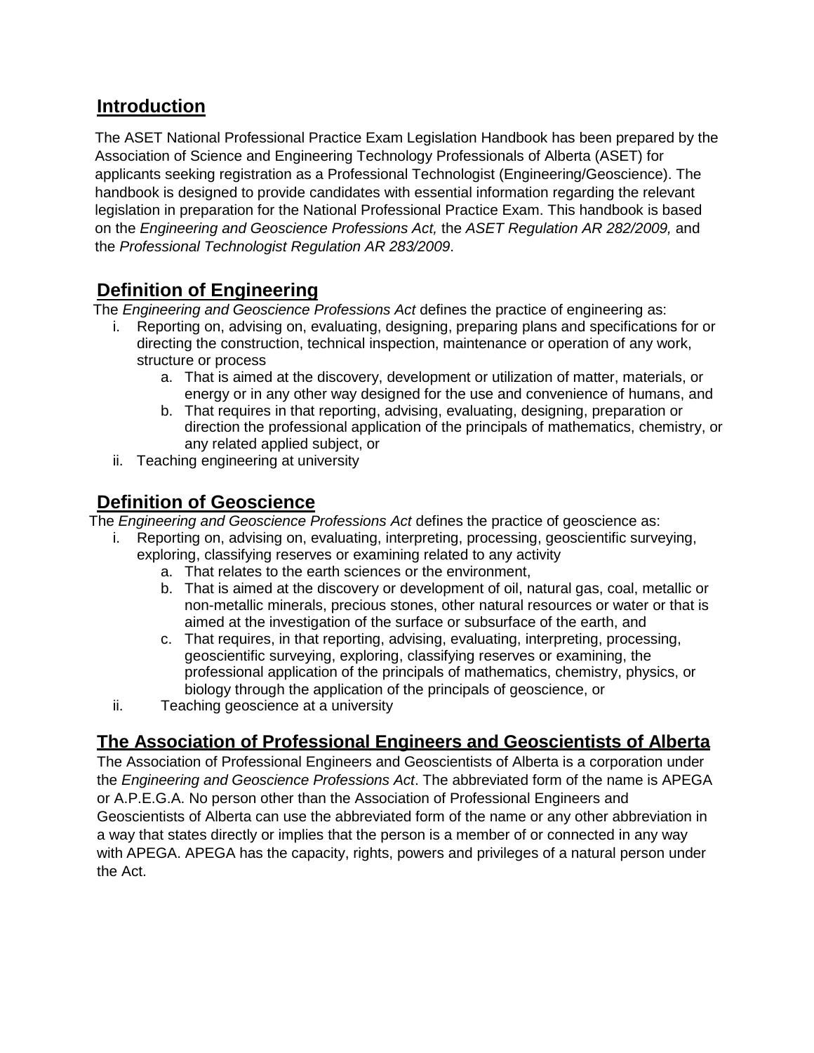## Introduction

The ASET National Professional Practice Exam Legislation Handbook has been prepared by the Association of Science and Engineering Technology Professionals of Alberta (ASET) for applicants seeking registration as a Professional Technologist (Engineering/Geoscience). The handbook is designed to provide candidates with essential information regarding the relevant legislation in preparation for the National Professional Practice Exam. This handbook is based on the *Engineering and Geoscience Professions Act,* the *ASET Regulation AR 282/2009,* and the *Professional Technologist Regulation AR 283/2009*.

## Definition of Engineering

The *Engineering and Geoscience Professions Act* defines the practice of engineering as:

i. Reporting on, advising on, evaluating, designing, preparing plans and specifications for or directing the construction, technical inspection, maintenance or operation of any work, structure or process
   a. That is aimed at the discovery, development or utilization of matter, materials, or energy or in any other way designed for the use and convenience of humans, and
   b. That requires in that reporting, advising, evaluating, designing, preparation or direction the professional application of the principals of mathematics, chemistry, or any related applied subject, or

ii. Teaching engineering at university

## Definition of Geoscience

The *Engineering and Geoscience Professions Act* defines the practice of geoscience as:

i. Reporting on, advising on, evaluating, interpreting, processing, geoscientific surveying, exploring, classifying reserves or examining related to any activity
   a. That relates to the earth sciences or the environment,
   b. That is aimed at the discovery or development of oil, natural gas, coal, metallic or non-metallic minerals, precious stones, other natural resources or water or that is aimed at the investigation of the surface or subsurface of the earth, and
   c. That requires, in that reporting, advising, evaluating, interpreting, processing, geoscientific surveying, exploring, classifying reserves or examining, the professional application of the principals of mathematics, chemistry, physics, or biology through the application of the principals of geoscience, or

ii. Teaching geoscience at a university

## The Association of Professional Engineers and Geoscientists of Alberta

The Association of Professional Engineers and Geoscientists of Alberta is a corporation under the *Engineering and Geoscience Professions Act*. The abbreviated form of the name is APEGA or A.P.E.G.A. No person other than the Association of Professional Engineers and Geoscientists of Alberta can use the abbreviated form of the name or any other abbreviation in a way that states directly or implies that the person is a member of or connected in any way with APEGA. APEGA has the capacity, rights, powers and privileges of a natural person under the Act.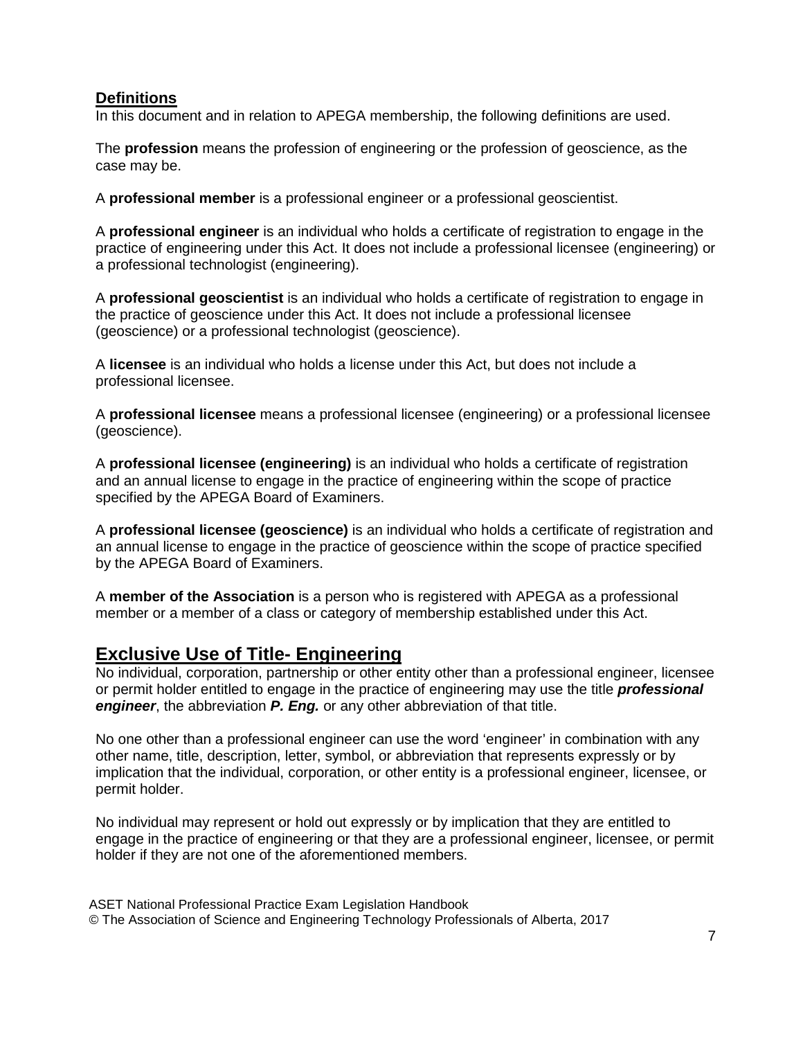### Definitions

In this document and in relation to APEGA membership, the following definitions are used.

The **profession** means the profession of engineering or the profession of geoscience, as the case may be.

A **professional member** is a professional engineer or a professional geoscientist.

A **professional engineer** is an individual who holds a certificate of registration to engage in the practice of engineering under this Act. It does not include a professional licensee (engineering) or a professional technologist (engineering).

A **professional geoscientist** is an individual who holds a certificate of registration to engage in the practice of geoscience under this Act. It does not include a professional licensee (geoscience) or a professional technologist (geoscience).

A **licensee** is an individual who holds a license under this Act, but does not include a professional licensee.

A **professional licensee** means a professional licensee (engineering) or a professional licensee (geoscience).

A **professional licensee (engineering)** is an individual who holds a certificate of registration and an annual license to engage in the practice of engineering within the scope of practice specified by the APEGA Board of Examiners.

A **professional licensee (geoscience)** is an individual who holds a certificate of registration and an annual license to engage in the practice of geoscience within the scope of practice specified by the APEGA Board of Examiners.

A **member of the Association** is a person who is registered with APEGA as a professional member or a member of a class or category of membership established under this Act.

## Exclusive Use of Title- Engineering

No individual, corporation, partnership or other entity other than a professional engineer, licensee or permit holder entitled to engage in the practice of engineering may use the title ***professional engineer***, the abbreviation ***P. Eng.*** or any other abbreviation of that title.

No one other than a professional engineer can use the word 'engineer' in combination with any other name, title, description, letter, symbol, or abbreviation that represents expressly or by implication that the individual, corporation, or other entity is a professional engineer, licensee, or permit holder.

No individual may represent or hold out expressly or by implication that they are entitled to engage in the practice of engineering or that they are a professional engineer, licensee, or permit holder if they are not one of the aforementioned members.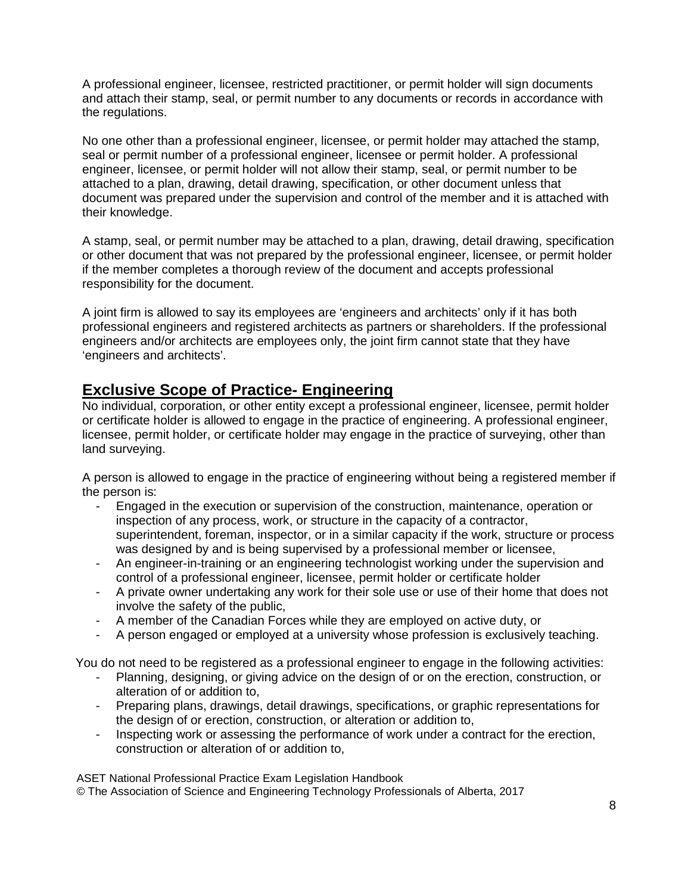A professional engineer, licensee, restricted practitioner, or permit holder will sign documents and attach their stamp, seal, or permit number to any documents or records in accordance with the regulations.

No one other than a professional engineer, licensee, or permit holder may attached the stamp, seal or permit number of a professional engineer, licensee or permit holder. A professional engineer, licensee, or permit holder will not allow their stamp, seal, or permit number to be attached to a plan, drawing, detail drawing, specification, or other document unless that document was prepared under the supervision and control of the member and it is attached with their knowledge.

A stamp, seal, or permit number may be attached to a plan, drawing, detail drawing, specification or other document that was not prepared by the professional engineer, licensee, or permit holder if the member completes a thorough review of the document and accepts professional responsibility for the document.

A joint firm is allowed to say its employees are 'engineers and architects' only if it has both professional engineers and registered architects as partners or shareholders. If the professional engineers and/or architects are employees only, the joint firm cannot state that they have 'engineers and architects'.

## Exclusive Scope of Practice- Engineering

No individual, corporation, or other entity except a professional engineer, licensee, permit holder or certificate holder is allowed to engage in the practice of engineering. A professional engineer, licensee, permit holder, or certificate holder may engage in the practice of surveying, other than land surveying.

A person is allowed to engage in the practice of engineering without being a registered member if the person is:

- Engaged in the execution or supervision of the construction, maintenance, operation or inspection of any process, work, or structure in the capacity of a contractor, superintendent, foreman, inspector, or in a similar capacity if the work, structure or process was designed by and is being supervised by a professional member or licensee,
- An engineer-in-training or an engineering technologist working under the supervision and control of a professional engineer, licensee, permit holder or certificate holder
- A private owner undertaking any work for their sole use or use of their home that does not involve the safety of the public,
- A member of the Canadian Forces while they are employed on active duty, or
- A person engaged or employed at a university whose profession is exclusively teaching.

You do not need to be registered as a professional engineer to engage in the following activities:

- Planning, designing, or giving advice on the design of or on the erection, construction, or alteration of or addition to,
- Preparing plans, drawings, detail drawings, specifications, or graphic representations for the design of or erection, construction, or alteration or addition to,
- Inspecting work or assessing the performance of work under a contract for the erection, construction or alteration of or addition to,

ASET National Professional Practice Exam Legislation Handbook
© The Association of Science and Engineering Technology Professionals of Alberta, 2017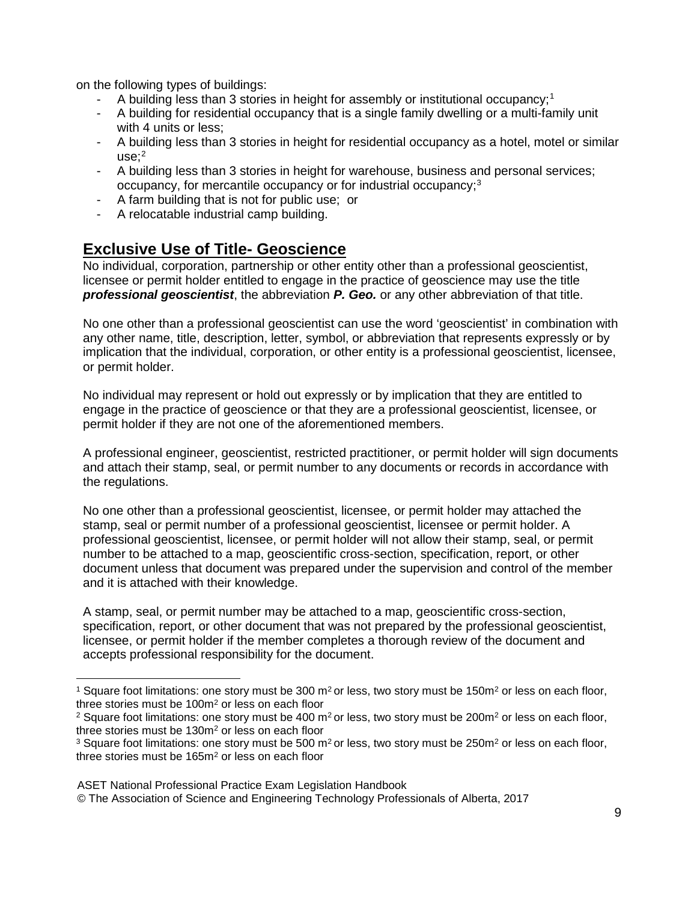on the following types of buildings:

- A building less than 3 stories in height for assembly or institutional occupancy;[1]
- A building for residential occupancy that is a single family dwelling or a multi-family unit with 4 units or less;
- A building less than 3 stories in height for residential occupancy as a hotel, motel or similar use;[2]
- A building less than 3 stories in height for warehouse, business and personal services; occupancy, for mercantile occupancy or for industrial occupancy;[3]
- A farm building that is not for public use; or
- A relocatable industrial camp building.

## Exclusive Use of Title- Geoscience

No individual, corporation, partnership or other entity other than a professional geoscientist, licensee or permit holder entitled to engage in the practice of geoscience may use the title ***professional geoscientist***, the abbreviation ***P. Geo.*** or any other abbreviation of that title.

No one other than a professional geoscientist can use the word 'geoscientist' in combination with any other name, title, description, letter, symbol, or abbreviation that represents expressly or by implication that the individual, corporation, or other entity is a professional geoscientist, licensee, or permit holder.

No individual may represent or hold out expressly or by implication that they are entitled to engage in the practice of geoscience or that they are a professional geoscientist, licensee, or permit holder if they are not one of the aforementioned members.

A professional engineer, geoscientist, restricted practitioner, or permit holder will sign documents and attach their stamp, seal, or permit number to any documents or records in accordance with the regulations.

No one other than a professional geoscientist, licensee, or permit holder may attached the stamp, seal or permit number of a professional geoscientist, licensee or permit holder. A professional geoscientist, licensee, or permit holder will not allow their stamp, seal, or permit number to be attached to a map, geoscientific cross-section, specification, report, or other document unless that document was prepared under the supervision and control of the member and it is attached with their knowledge.

A stamp, seal, or permit number may be attached to a map, geoscientific cross-section, specification, report, or other document that was not prepared by the professional geoscientist, licensee, or permit holder if the member completes a thorough review of the document and accepts professional responsibility for the document.

---

[1] Square foot limitations: one story must be 300 $m^2$ or less, two story must be 150$m^2$ or less on each floor, three stories must be 100$m^2$ or less on each floor

[2] Square foot limitations: one story must be 400 $m^2$ or less, two story must be 200$m^2$ or less on each floor, three stories must be 130$m^2$ or less on each floor

[3] Square foot limitations: one story must be 500 $m^2$ or less, two story must be 250$m^2$ or less on each floor, three stories must be 165$m^2$ or less on each floor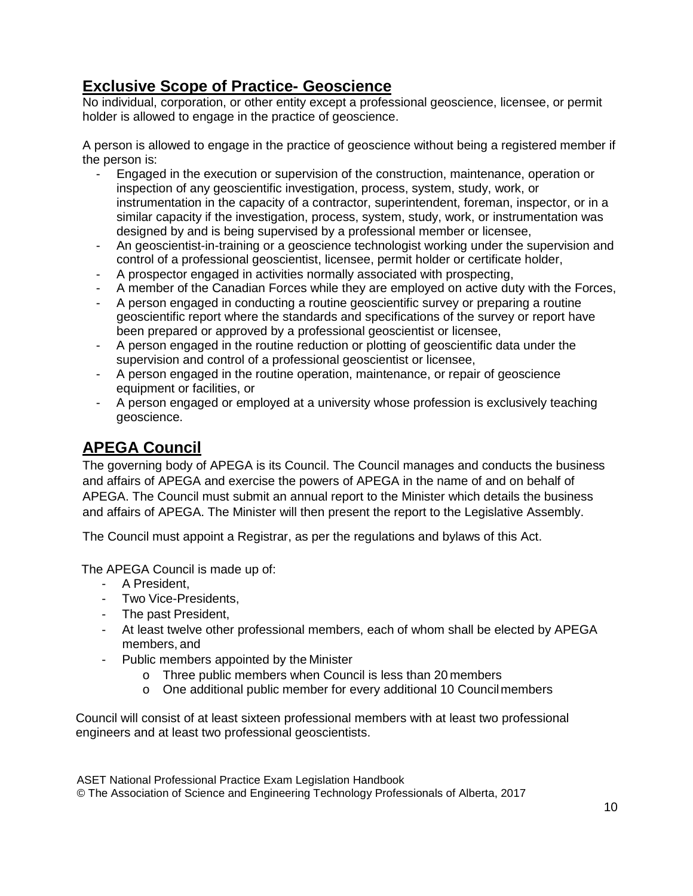## Exclusive Scope of Practice- Geoscience

No individual, corporation, or other entity except a professional geoscience, licensee, or permit holder is allowed to engage in the practice of geoscience.

A person is allowed to engage in the practice of geoscience without being a registered member if the person is:

- Engaged in the execution or supervision of the construction, maintenance, operation or inspection of any geoscientific investigation, process, system, study, work, or instrumentation in the capacity of a contractor, superintendent, foreman, inspector, or in a similar capacity if the investigation, process, system, study, work, or instrumentation was designed by and is being supervised by a professional member or licensee,
- An geoscientist-in-training or a geoscience technologist working under the supervision and control of a professional geoscientist, licensee, permit holder or certificate holder,
- A prospector engaged in activities normally associated with prospecting,
- A member of the Canadian Forces while they are employed on active duty with the Forces,
- A person engaged in conducting a routine geoscientific survey or preparing a routine geoscientific report where the standards and specifications of the survey or report have been prepared or approved by a professional geoscientist or licensee,
- A person engaged in the routine reduction or plotting of geoscientific data under the supervision and control of a professional geoscientist or licensee,
- A person engaged in the routine operation, maintenance, or repair of geoscience equipment or facilities, or
- A person engaged or employed at a university whose profession is exclusively teaching geoscience.

## APEGA Council

The governing body of APEGA is its Council. The Council manages and conducts the business and affairs of APEGA and exercise the powers of APEGA in the name of and on behalf of APEGA. The Council must submit an annual report to the Minister which details the business and affairs of APEGA. The Minister will then present the report to the Legislative Assembly.

The Council must appoint a Registrar, as per the regulations and bylaws of this Act.

The APEGA Council is made up of:

- A President,
- Two Vice-Presidents,
- The past President,
- At least twelve other professional members, each of whom shall be elected by APEGA members, and
- Public members appointed by the Minister
  - Three public members when Council is less than 20 members
  - One additional public member for every additional 10 Council members

Council will consist of at least sixteen professional members with at least two professional engineers and at least two professional geoscientists.

ASET National Professional Practice Exam Legislation Handbook
© The Association of Science and Engineering Technology Professionals of Alberta, 2017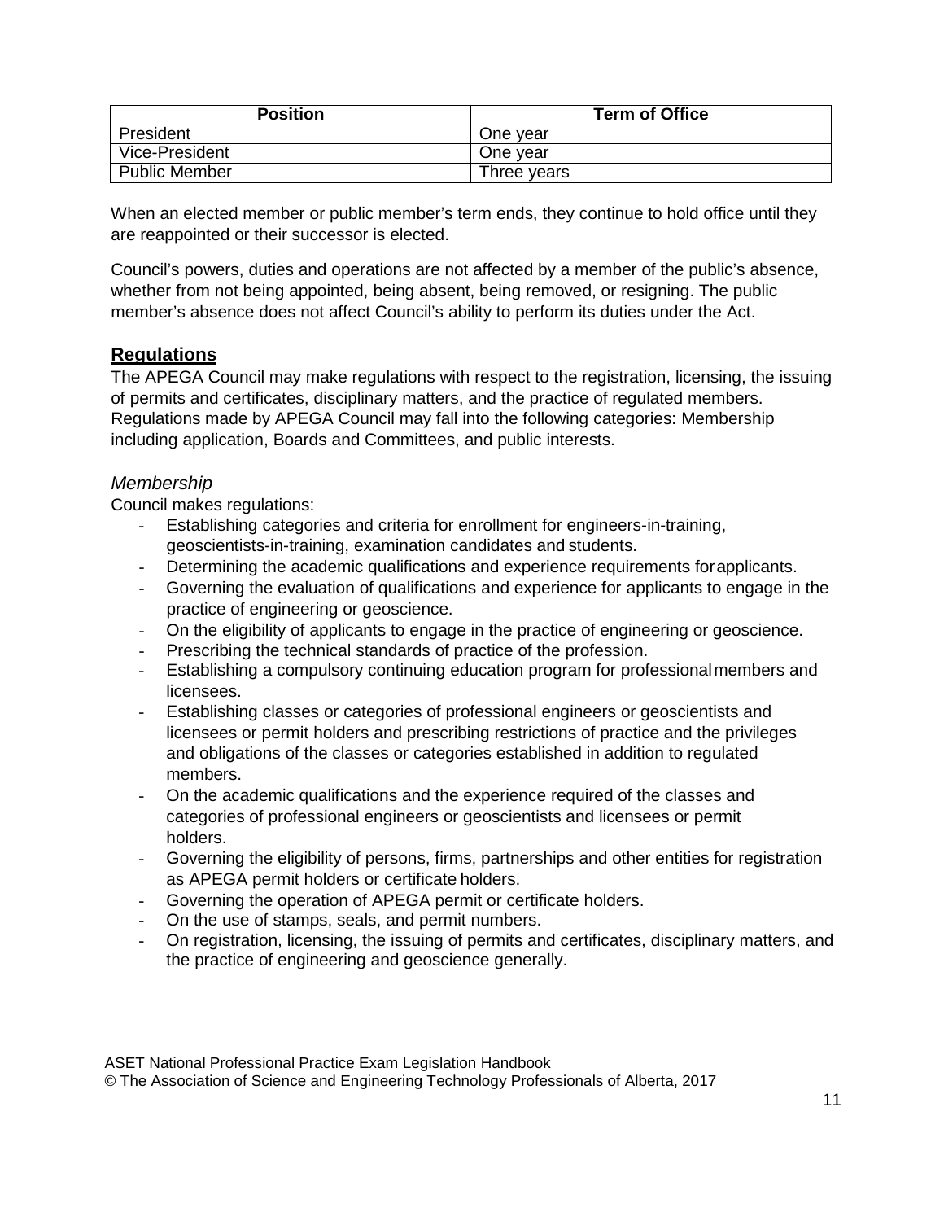| Position | Term of Office |
| --- | --- |
| President | One year |
| Vice-President | One year |
| Public Member | Three years |

When an elected member or public member's term ends, they continue to hold office until they are reappointed or their successor is elected.

Council's powers, duties and operations are not affected by a member of the public's absence, whether from not being appointed, being absent, being removed, or resigning. The public member's absence does not affect Council's ability to perform its duties under the Act.

## Regulations

The APEGA Council may make regulations with respect to the registration, licensing, the issuing of permits and certificates, disciplinary matters, and the practice of regulated members. Regulations made by APEGA Council may fall into the following categories: Membership including application, Boards and Committees, and public interests.

### *Membership*

Council makes regulations:

- Establishing categories and criteria for enrollment for engineers-in-training, geoscientists-in-training, examination candidates and students.
- Determining the academic qualifications and experience requirements for applicants.
- Governing the evaluation of qualifications and experience for applicants to engage in the practice of engineering or geoscience.
- On the eligibility of applicants to engage in the practice of engineering or geoscience.
- Prescribing the technical standards of practice of the profession.
- Establishing a compulsory continuing education program for professional members and licensees.
- Establishing classes or categories of professional engineers or geoscientists and licensees or permit holders and prescribing restrictions of practice and the privileges and obligations of the classes or categories established in addition to regulated members.
- On the academic qualifications and the experience required of the classes and categories of professional engineers or geoscientists and licensees or permit holders.
- Governing the eligibility of persons, firms, partnerships and other entities for registration as APEGA permit holders or certificate holders.
- Governing the operation of APEGA permit or certificate holders.
- On the use of stamps, seals, and permit numbers.
- On registration, licensing, the issuing of permits and certificates, disciplinary matters, and the practice of engineering and geoscience generally.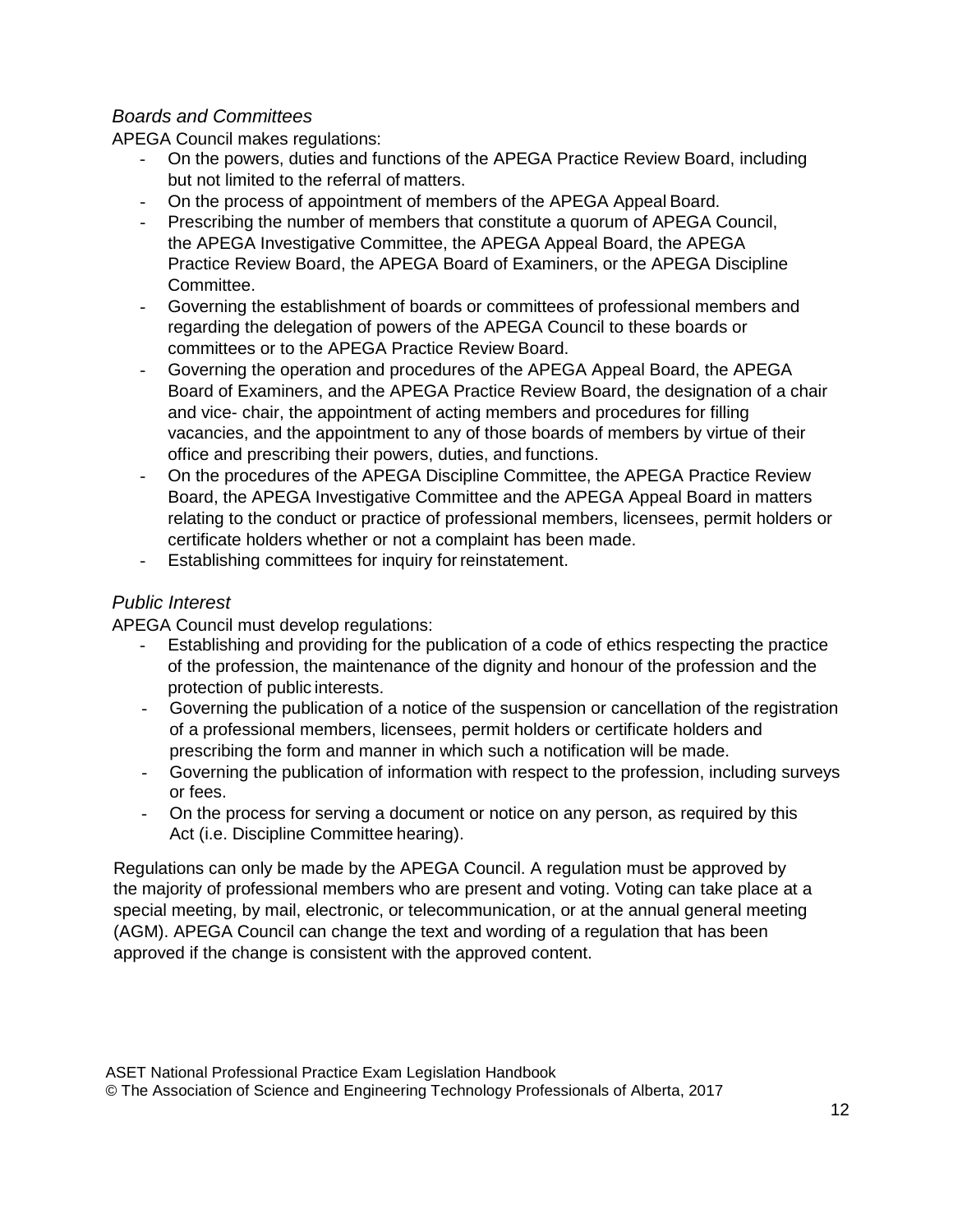*Boards and Committees*

APEGA Council makes regulations:

- On the powers, duties and functions of the APEGA Practice Review Board, including but not limited to the referral of matters.
- On the process of appointment of members of the APEGA Appeal Board.
- Prescribing the number of members that constitute a quorum of APEGA Council, the APEGA Investigative Committee, the APEGA Appeal Board, the APEGA Practice Review Board, the APEGA Board of Examiners, or the APEGA Discipline Committee.
- Governing the establishment of boards or committees of professional members and regarding the delegation of powers of the APEGA Council to these boards or committees or to the APEGA Practice Review Board.
- Governing the operation and procedures of the APEGA Appeal Board, the APEGA Board of Examiners, and the APEGA Practice Review Board, the designation of a chair and vice- chair, the appointment of acting members and procedures for filling vacancies, and the appointment to any of those boards of members by virtue of their office and prescribing their powers, duties, and functions.
- On the procedures of the APEGA Discipline Committee, the APEGA Practice Review Board, the APEGA Investigative Committee and the APEGA Appeal Board in matters relating to the conduct or practice of professional members, licensees, permit holders or certificate holders whether or not a complaint has been made.
- Establishing committees for inquiry for reinstatement.

*Public Interest*

APEGA Council must develop regulations:

- Establishing and providing for the publication of a code of ethics respecting the practice of the profession, the maintenance of the dignity and honour of the profession and the protection of public interests.
- Governing the publication of a notice of the suspension or cancellation of the registration of a professional members, licensees, permit holders or certificate holders and prescribing the form and manner in which such a notification will be made.
- Governing the publication of information with respect to the profession, including surveys or fees.
- On the process for serving a document or notice on any person, as required by this Act (i.e. Discipline Committee hearing).

Regulations can only be made by the APEGA Council. A regulation must be approved by the majority of professional members who are present and voting. Voting can take place at a special meeting, by mail, electronic, or telecommunication, or at the annual general meeting (AGM). APEGA Council can change the text and wording of a regulation that has been approved if the change is consistent with the approved content.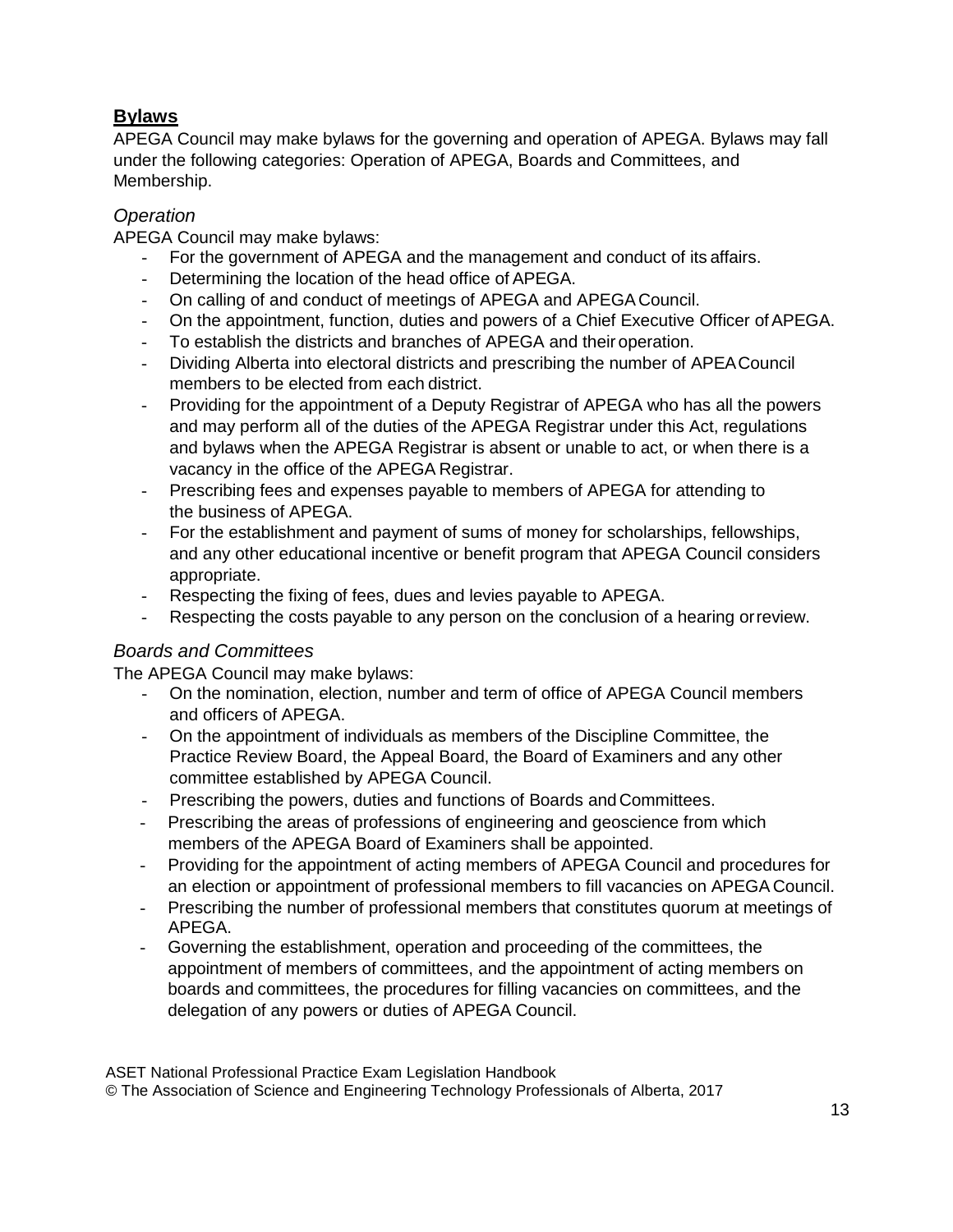## Bylaws

APEGA Council may make bylaws for the governing and operation of APEGA. Bylaws may fall under the following categories: Operation of APEGA, Boards and Committees, and Membership.

### *Operation*

APEGA Council may make bylaws:

- For the government of APEGA and the management and conduct of its affairs.
- Determining the location of the head office of APEGA.
- On calling of and conduct of meetings of APEGA and APEGA Council.
- On the appointment, function, duties and powers of a Chief Executive Officer of APEGA.
- To establish the districts and branches of APEGA and their operation.
- Dividing Alberta into electoral districts and prescribing the number of APEA Council members to be elected from each district.
- Providing for the appointment of a Deputy Registrar of APEGA who has all the powers and may perform all of the duties of the APEGA Registrar under this Act, regulations and bylaws when the APEGA Registrar is absent or unable to act, or when there is a vacancy in the office of the APEGA Registrar.
- Prescribing fees and expenses payable to members of APEGA for attending to the business of APEGA.
- For the establishment and payment of sums of money for scholarships, fellowships, and any other educational incentive or benefit program that APEGA Council considers appropriate.
- Respecting the fixing of fees, dues and levies payable to APEGA.
- Respecting the costs payable to any person on the conclusion of a hearing or review.

### *Boards and Committees*

The APEGA Council may make bylaws:

- On the nomination, election, number and term of office of APEGA Council members and officers of APEGA.
- On the appointment of individuals as members of the Discipline Committee, the Practice Review Board, the Appeal Board, the Board of Examiners and any other committee established by APEGA Council.
- Prescribing the powers, duties and functions of Boards and Committees.
- Prescribing the areas of professions of engineering and geoscience from which members of the APEGA Board of Examiners shall be appointed.
- Providing for the appointment of acting members of APEGA Council and procedures for an election or appointment of professional members to fill vacancies on APEGA Council.
- Prescribing the number of professional members that constitutes quorum at meetings of APEGA.
- Governing the establishment, operation and proceeding of the committees, the appointment of members of committees, and the appointment of acting members on boards and committees, the procedures for filling vacancies on committees, and the delegation of any powers or duties of APEGA Council.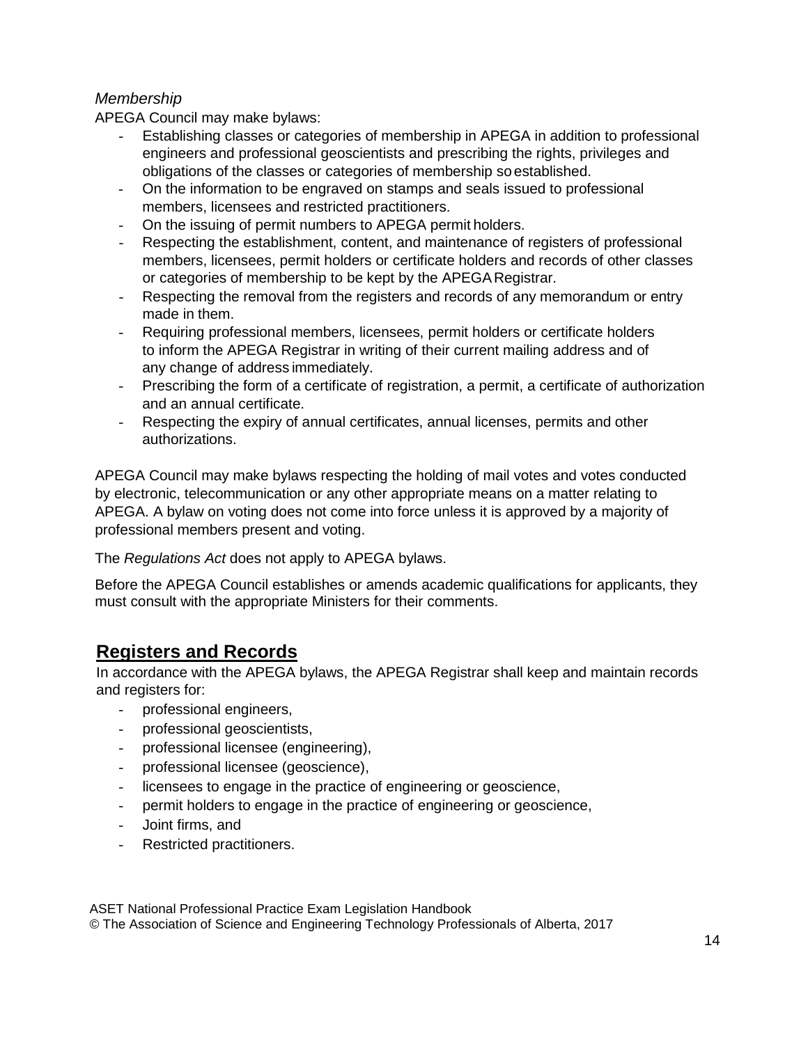*Membership*

APEGA Council may make bylaws:

- Establishing classes or categories of membership in APEGA in addition to professional engineers and professional geoscientists and prescribing the rights, privileges and obligations of the classes or categories of membership so established.
- On the information to be engraved on stamps and seals issued to professional members, licensees and restricted practitioners.
- On the issuing of permit numbers to APEGA permit holders.
- Respecting the establishment, content, and maintenance of registers of professional members, licensees, permit holders or certificate holders and records of other classes or categories of membership to be kept by the APEGA Registrar.
- Respecting the removal from the registers and records of any memorandum or entry made in them.
- Requiring professional members, licensees, permit holders or certificate holders to inform the APEGA Registrar in writing of their current mailing address and of any change of address immediately.
- Prescribing the form of a certificate of registration, a permit, a certificate of authorization and an annual certificate.
- Respecting the expiry of annual certificates, annual licenses, permits and other authorizations.

APEGA Council may make bylaws respecting the holding of mail votes and votes conducted by electronic, telecommunication or any other appropriate means on a matter relating to APEGA. A bylaw on voting does not come into force unless it is approved by a majority of professional members present and voting.

The *Regulations Act* does not apply to APEGA bylaws.

Before the APEGA Council establishes or amends academic qualifications for applicants, they must consult with the appropriate Ministers for their comments.

## Registers and Records

In accordance with the APEGA bylaws, the APEGA Registrar shall keep and maintain records and registers for:

- professional engineers,
- professional geoscientists,
- professional licensee (engineering),
- professional licensee (geoscience),
- licensees to engage in the practice of engineering or geoscience,
- permit holders to engage in the practice of engineering or geoscience,
- Joint firms, and
- Restricted practitioners.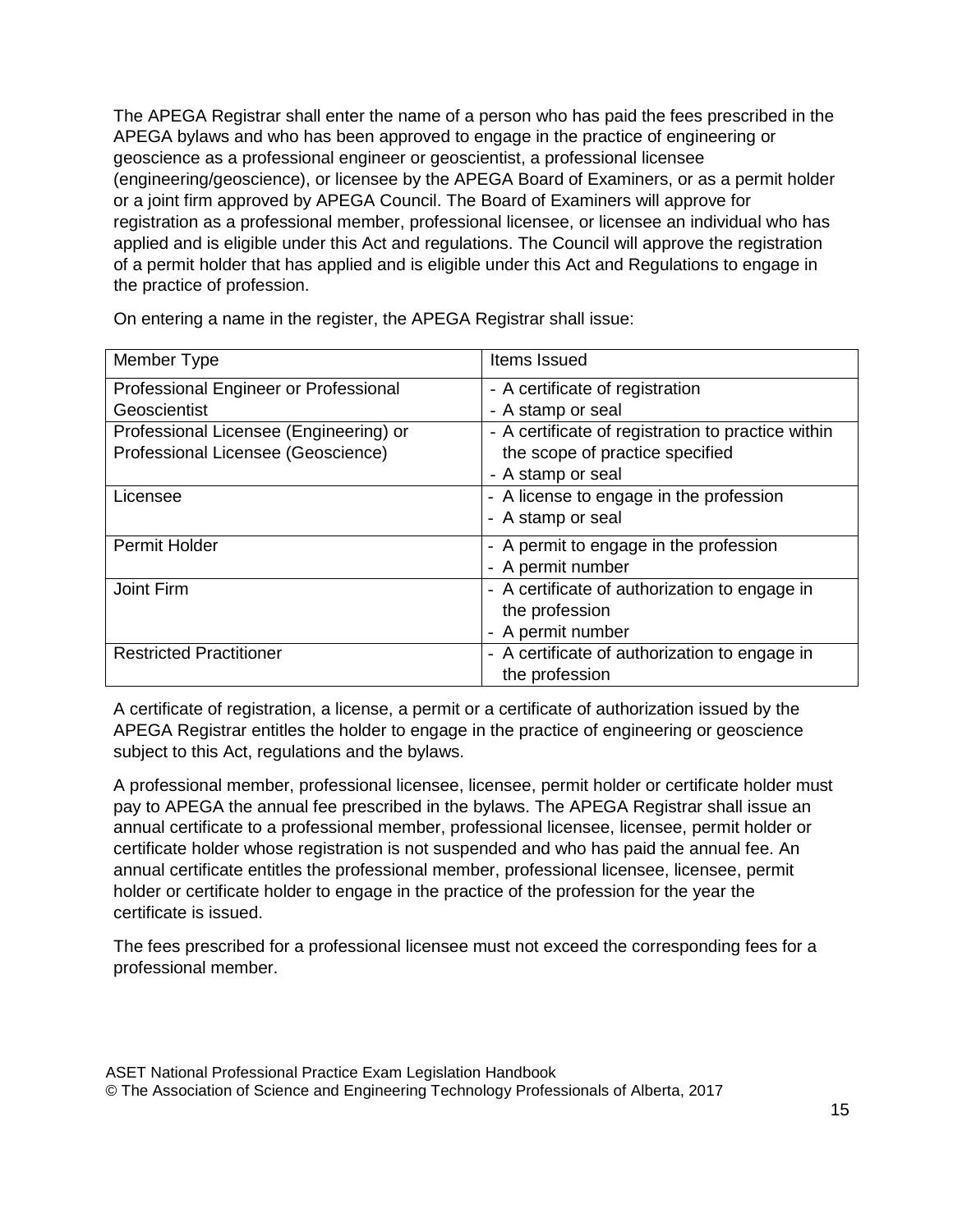The APEGA Registrar shall enter the name of a person who has paid the fees prescribed in the APEGA bylaws and who has been approved to engage in the practice of engineering or geoscience as a professional engineer or geoscientist, a professional licensee (engineering/geoscience), or licensee by the APEGA Board of Examiners, or as a permit holder or a joint firm approved by APEGA Council. The Board of Examiners will approve for registration as a professional member, professional licensee, or licensee an individual who has applied and is eligible under this Act and regulations. The Council will approve the registration of a permit holder that has applied and is eligible under this Act and Regulations to engage in the practice of profession.

On entering a name in the register, the APEGA Registrar shall issue:

| Member Type | Items Issued |
|---|---|
| Professional Engineer or Professional Geoscientist | - A certificate of registration<br>- A stamp or seal |
| Professional Licensee (Engineering) or Professional Licensee (Geoscience) | - A certificate of registration to practice within the scope of practice specified<br>- A stamp or seal |
| Licensee | - A license to engage in the profession<br>- A stamp or seal |
| Permit Holder | - A permit to engage in the profession<br>- A permit number |
| Joint Firm | - A certificate of authorization to engage in the profession<br>- A permit number |
| Restricted Practitioner | - A certificate of authorization to engage in the profession |

A certificate of registration, a license, a permit or a certificate of authorization issued by the APEGA Registrar entitles the holder to engage in the practice of engineering or geoscience subject to this Act, regulations and the bylaws.

A professional member, professional licensee, licensee, permit holder or certificate holder must pay to APEGA the annual fee prescribed in the bylaws. The APEGA Registrar shall issue an annual certificate to a professional member, professional licensee, licensee, permit holder or certificate holder whose registration is not suspended and who has paid the annual fee. An annual certificate entitles the professional member, professional licensee, licensee, permit holder or certificate holder to engage in the practice of the profession for the year the certificate is issued.

The fees prescribed for a professional licensee must not exceed the corresponding fees for a professional member.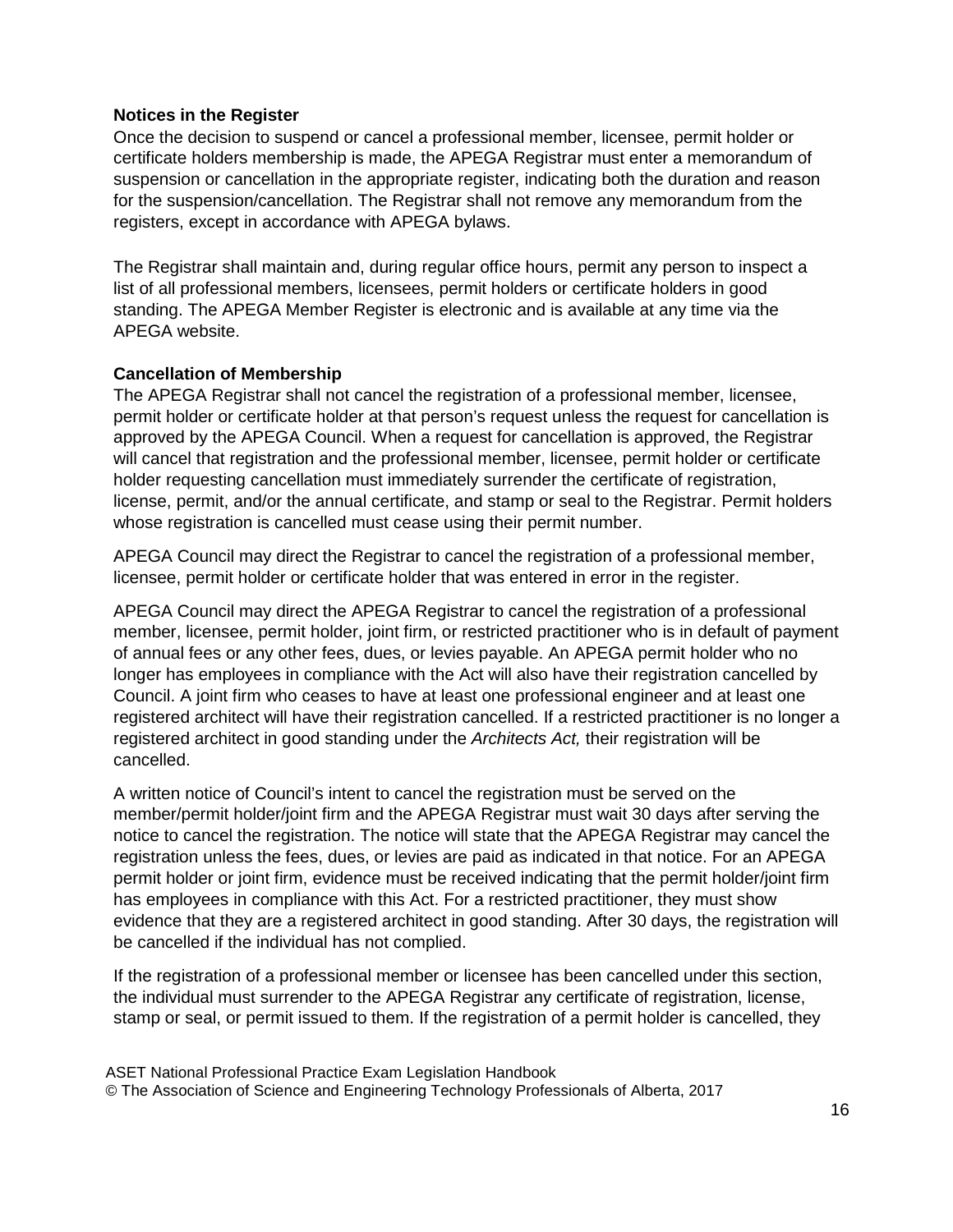**Notices in the Register**

Once the decision to suspend or cancel a professional member, licensee, permit holder or certificate holders membership is made, the APEGA Registrar must enter a memorandum of suspension or cancellation in the appropriate register, indicating both the duration and reason for the suspension/cancellation. The Registrar shall not remove any memorandum from the registers, except in accordance with APEGA bylaws.

The Registrar shall maintain and, during regular office hours, permit any person to inspect a list of all professional members, licensees, permit holders or certificate holders in good standing. The APEGA Member Register is electronic and is available at any time via the APEGA website.

**Cancellation of Membership**

The APEGA Registrar shall not cancel the registration of a professional member, licensee, permit holder or certificate holder at that person's request unless the request for cancellation is approved by the APEGA Council. When a request for cancellation is approved, the Registrar will cancel that registration and the professional member, licensee, permit holder or certificate holder requesting cancellation must immediately surrender the certificate of registration, license, permit, and/or the annual certificate, and stamp or seal to the Registrar. Permit holders whose registration is cancelled must cease using their permit number.

APEGA Council may direct the Registrar to cancel the registration of a professional member, licensee, permit holder or certificate holder that was entered in error in the register.

APEGA Council may direct the APEGA Registrar to cancel the registration of a professional member, licensee, permit holder, joint firm, or restricted practitioner who is in default of payment of annual fees or any other fees, dues, or levies payable. An APEGA permit holder who no longer has employees in compliance with the Act will also have their registration cancelled by Council. A joint firm who ceases to have at least one professional engineer and at least one registered architect will have their registration cancelled. If a restricted practitioner is no longer a registered architect in good standing under the *Architects Act,* their registration will be cancelled.

A written notice of Council's intent to cancel the registration must be served on the member/permit holder/joint firm and the APEGA Registrar must wait 30 days after serving the notice to cancel the registration. The notice will state that the APEGA Registrar may cancel the registration unless the fees, dues, or levies are paid as indicated in that notice. For an APEGA permit holder or joint firm, evidence must be received indicating that the permit holder/joint firm has employees in compliance with this Act. For a restricted practitioner, they must show evidence that they are a registered architect in good standing. After 30 days, the registration will be cancelled if the individual has not complied.

If the registration of a professional member or licensee has been cancelled under this section, the individual must surrender to the APEGA Registrar any certificate of registration, license, stamp or seal, or permit issued to them. If the registration of a permit holder is cancelled, they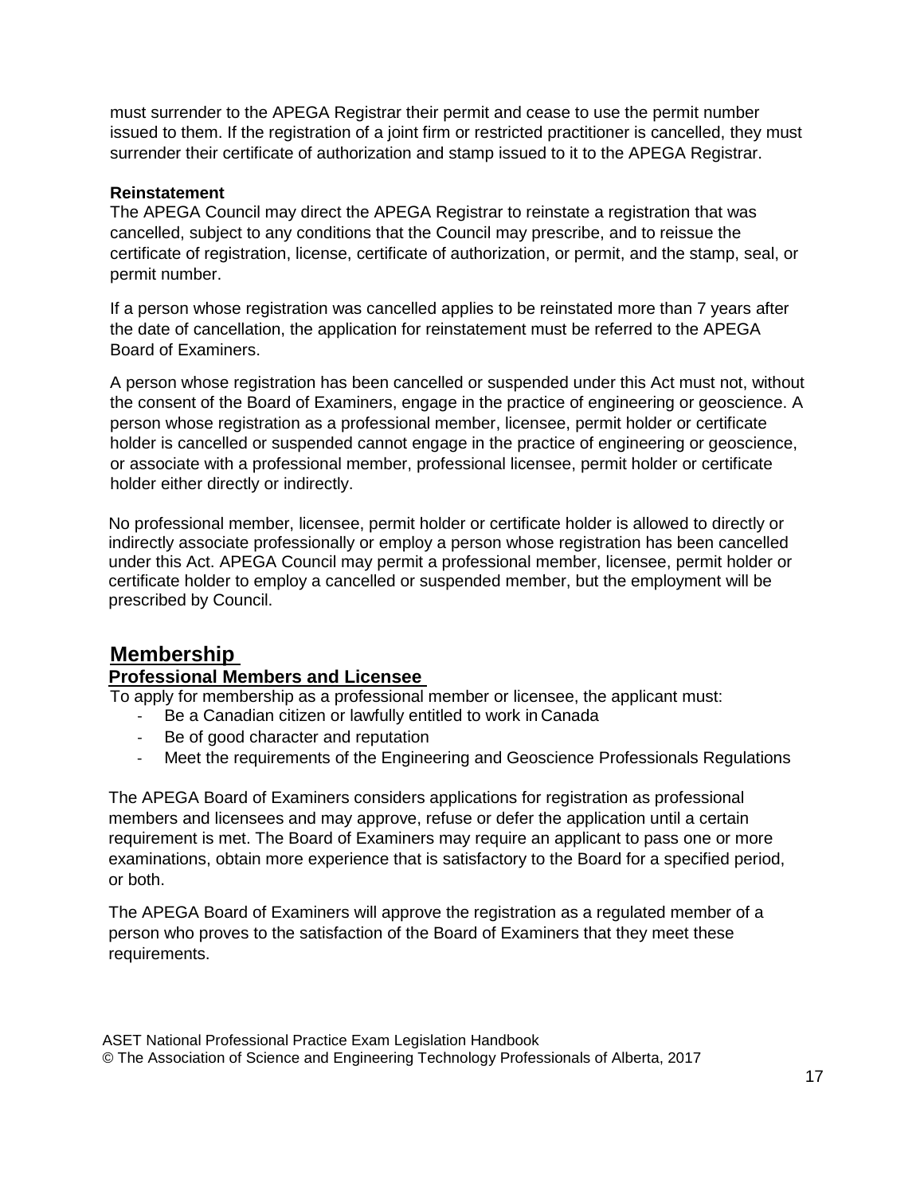must surrender to the APEGA Registrar their permit and cease to use the permit number issued to them. If the registration of a joint firm or restricted practitioner is cancelled, they must surrender their certificate of authorization and stamp issued to it to the APEGA Registrar.

**Reinstatement**

The APEGA Council may direct the APEGA Registrar to reinstate a registration that was cancelled, subject to any conditions that the Council may prescribe, and to reissue the certificate of registration, license, certificate of authorization, or permit, and the stamp, seal, or permit number.

If a person whose registration was cancelled applies to be reinstated more than 7 years after the date of cancellation, the application for reinstatement must be referred to the APEGA Board of Examiners.

A person whose registration has been cancelled or suspended under this Act must not, without the consent of the Board of Examiners, engage in the practice of engineering or geoscience. A person whose registration as a professional member, licensee, permit holder or certificate holder is cancelled or suspended cannot engage in the practice of engineering or geoscience, or associate with a professional member, professional licensee, permit holder or certificate holder either directly or indirectly.

No professional member, licensee, permit holder or certificate holder is allowed to directly or indirectly associate professionally or employ a person whose registration has been cancelled under this Act. APEGA Council may permit a professional member, licensee, permit holder or certificate holder to employ a cancelled or suspended member, but the employment will be prescribed by Council.

## Membership

### Professional Members and Licensee

To apply for membership as a professional member or licensee, the applicant must:

- Be a Canadian citizen or lawfully entitled to work in Canada
- Be of good character and reputation
- Meet the requirements of the Engineering and Geoscience Professionals Regulations

The APEGA Board of Examiners considers applications for registration as professional members and licensees and may approve, refuse or defer the application until a certain requirement is met. The Board of Examiners may require an applicant to pass one or more examinations, obtain more experience that is satisfactory to the Board for a specified period, or both.

The APEGA Board of Examiners will approve the registration as a regulated member of a person who proves to the satisfaction of the Board of Examiners that they meet these requirements.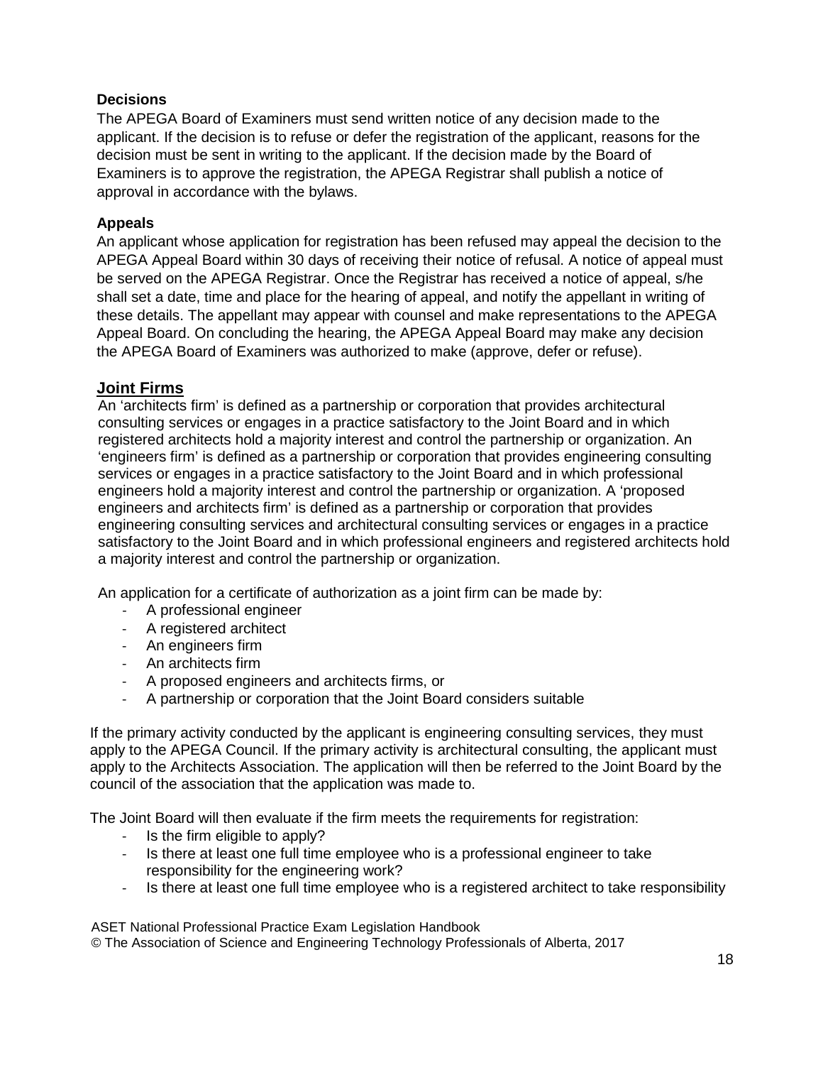### Decisions

The APEGA Board of Examiners must send written notice of any decision made to the applicant. If the decision is to refuse or defer the registration of the applicant, reasons for the decision must be sent in writing to the applicant. If the decision made by the Board of Examiners is to approve the registration, the APEGA Registrar shall publish a notice of approval in accordance with the bylaws.

### Appeals

An applicant whose application for registration has been refused may appeal the decision to the APEGA Appeal Board within 30 days of receiving their notice of refusal. A notice of appeal must be served on the APEGA Registrar. Once the Registrar has received a notice of appeal, s/he shall set a date, time and place for the hearing of appeal, and notify the appellant in writing of these details. The appellant may appear with counsel and make representations to the APEGA Appeal Board. On concluding the hearing, the APEGA Appeal Board may make any decision the APEGA Board of Examiners was authorized to make (approve, defer or refuse).

## Joint Firms

An 'architects firm' is defined as a partnership or corporation that provides architectural consulting services or engages in a practice satisfactory to the Joint Board and in which registered architects hold a majority interest and control the partnership or organization. An 'engineers firm' is defined as a partnership or corporation that provides engineering consulting services or engages in a practice satisfactory to the Joint Board and in which professional engineers hold a majority interest and control the partnership or organization. A 'proposed engineers and architects firm' is defined as a partnership or corporation that provides engineering consulting services and architectural consulting services or engages in a practice satisfactory to the Joint Board and in which professional engineers and registered architects hold a majority interest and control the partnership or organization.

An application for a certificate of authorization as a joint firm can be made by:

- A professional engineer
- A registered architect
- An engineers firm
- An architects firm
- A proposed engineers and architects firms, or
- A partnership or corporation that the Joint Board considers suitable

If the primary activity conducted by the applicant is engineering consulting services, they must apply to the APEGA Council. If the primary activity is architectural consulting, the applicant must apply to the Architects Association. The application will then be referred to the Joint Board by the council of the association that the application was made to.

The Joint Board will then evaluate if the firm meets the requirements for registration:

- Is the firm eligible to apply?
- Is there at least one full time employee who is a professional engineer to take responsibility for the engineering work?
- Is there at least one full time employee who is a registered architect to take responsibility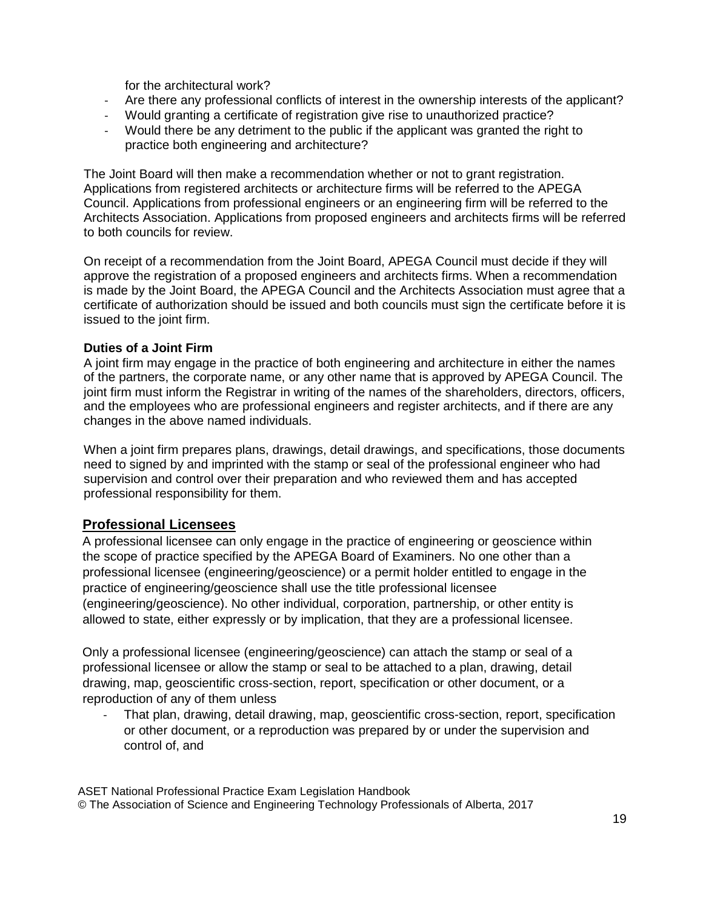for the architectural work?

- Are there any professional conflicts of interest in the ownership interests of the applicant?
- Would granting a certificate of registration give rise to unauthorized practice?
- Would there be any detriment to the public if the applicant was granted the right to practice both engineering and architecture?

The Joint Board will then make a recommendation whether or not to grant registration. Applications from registered architects or architecture firms will be referred to the APEGA Council. Applications from professional engineers or an engineering firm will be referred to the Architects Association. Applications from proposed engineers and architects firms will be referred to both councils for review.

On receipt of a recommendation from the Joint Board, APEGA Council must decide if they will approve the registration of a proposed engineers and architects firms. When a recommendation is made by the Joint Board, the APEGA Council and the Architects Association must agree that a certificate of authorization should be issued and both councils must sign the certificate before it is issued to the joint firm.

**Duties of a Joint Firm**

A joint firm may engage in the practice of both engineering and architecture in either the names of the partners, the corporate name, or any other name that is approved by APEGA Council. The joint firm must inform the Registrar in writing of the names of the shareholders, directors, officers, and the employees who are professional engineers and register architects, and if there are any changes in the above named individuals.

When a joint firm prepares plans, drawings, detail drawings, and specifications, those documents need to signed by and imprinted with the stamp or seal of the professional engineer who had supervision and control over their preparation and who reviewed them and has accepted professional responsibility for them.

## Professional Licensees

A professional licensee can only engage in the practice of engineering or geoscience within the scope of practice specified by the APEGA Board of Examiners. No one other than a professional licensee (engineering/geoscience) or a permit holder entitled to engage in the practice of engineering/geoscience shall use the title professional licensee (engineering/geoscience). No other individual, corporation, partnership, or other entity is allowed to state, either expressly or by implication, that they are a professional licensee.

Only a professional licensee (engineering/geoscience) can attach the stamp or seal of a professional licensee or allow the stamp or seal to be attached to a plan, drawing, detail drawing, map, geoscientific cross-section, report, specification or other document, or a reproduction of any of them unless

- That plan, drawing, detail drawing, map, geoscientific cross-section, report, specification or other document, or a reproduction was prepared by or under the supervision and control of, and

ASET National Professional Practice Exam Legislation Handbook
© The Association of Science and Engineering Technology Professionals of Alberta, 2017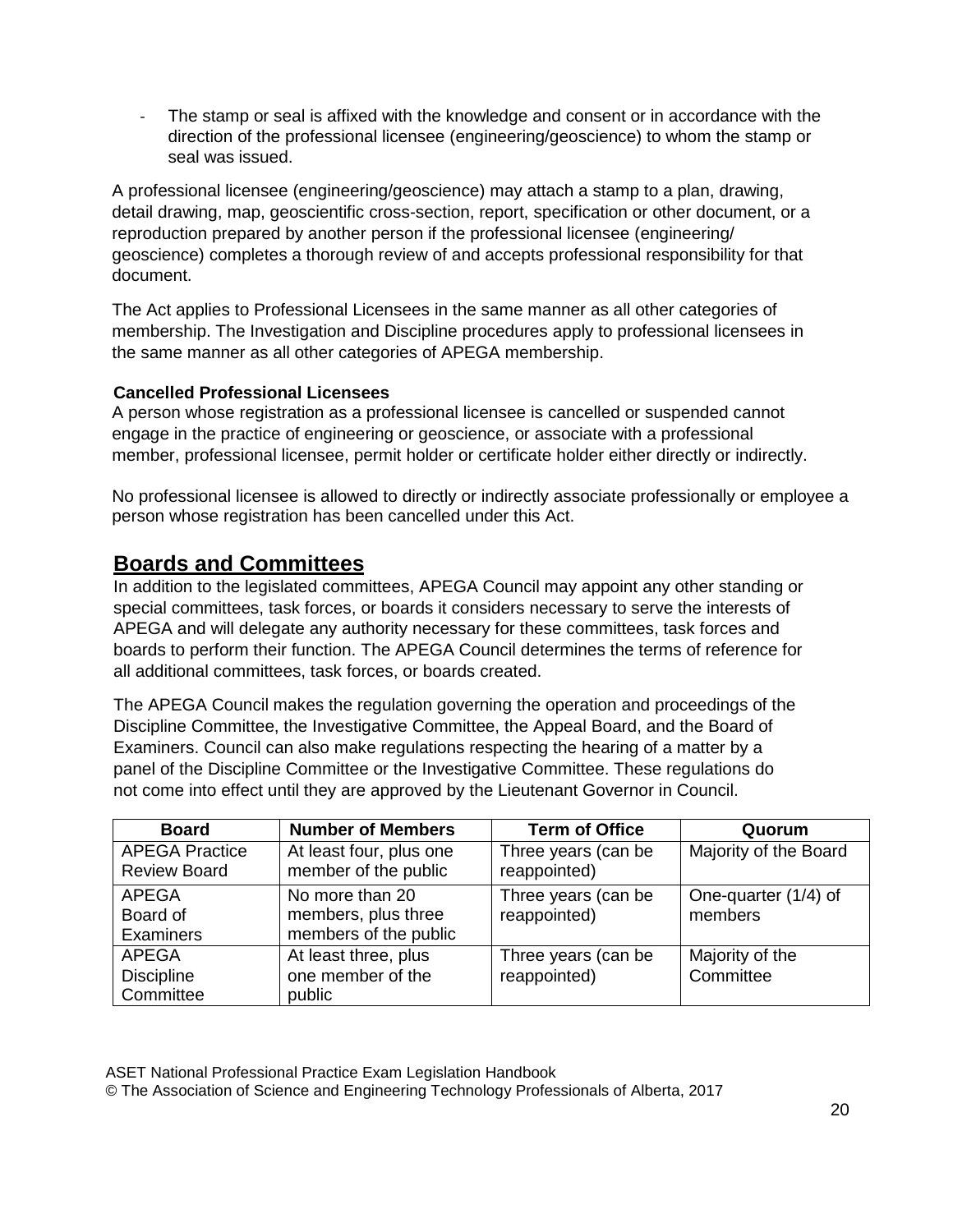- The stamp or seal is affixed with the knowledge and consent or in accordance with the direction of the professional licensee (engineering/geoscience) to whom the stamp or seal was issued.

A professional licensee (engineering/geoscience) may attach a stamp to a plan, drawing, detail drawing, map, geoscientific cross-section, report, specification or other document, or a reproduction prepared by another person if the professional licensee (engineering/ geoscience) completes a thorough review of and accepts professional responsibility for that document.

The Act applies to Professional Licensees in the same manner as all other categories of membership. The Investigation and Discipline procedures apply to professional licensees in the same manner as all other categories of APEGA membership.

**Cancelled Professional Licensees**

A person whose registration as a professional licensee is cancelled or suspended cannot engage in the practice of engineering or geoscience, or associate with a professional member, professional licensee, permit holder or certificate holder either directly or indirectly.

No professional licensee is allowed to directly or indirectly associate professionally or employee a person whose registration has been cancelled under this Act.

## Boards and Committees

In addition to the legislated committees, APEGA Council may appoint any other standing or special committees, task forces, or boards it considers necessary to serve the interests of APEGA and will delegate any authority necessary for these committees, task forces and boards to perform their function. The APEGA Council determines the terms of reference for all additional committees, task forces, or boards created.

The APEGA Council makes the regulation governing the operation and proceedings of the Discipline Committee, the Investigative Committee, the Appeal Board, and the Board of Examiners. Council can also make regulations respecting the hearing of a matter by a panel of the Discipline Committee or the Investigative Committee. These regulations do not come into effect until they are approved by the Lieutenant Governor in Council.

| Board | Number of Members | Term of Office | Quorum |
|---|---|---|---|
| APEGA Practice Review Board | At least four, plus one member of the public | Three years (can be reappointed) | Majority of the Board |
| APEGA Board of Examiners | No more than 20 members, plus three members of the public | Three years (can be reappointed) | One-quarter (1/4) of members |
| APEGA Discipline Committee | At least three, plus one member of the public | Three years (can be reappointed) | Majority of the Committee |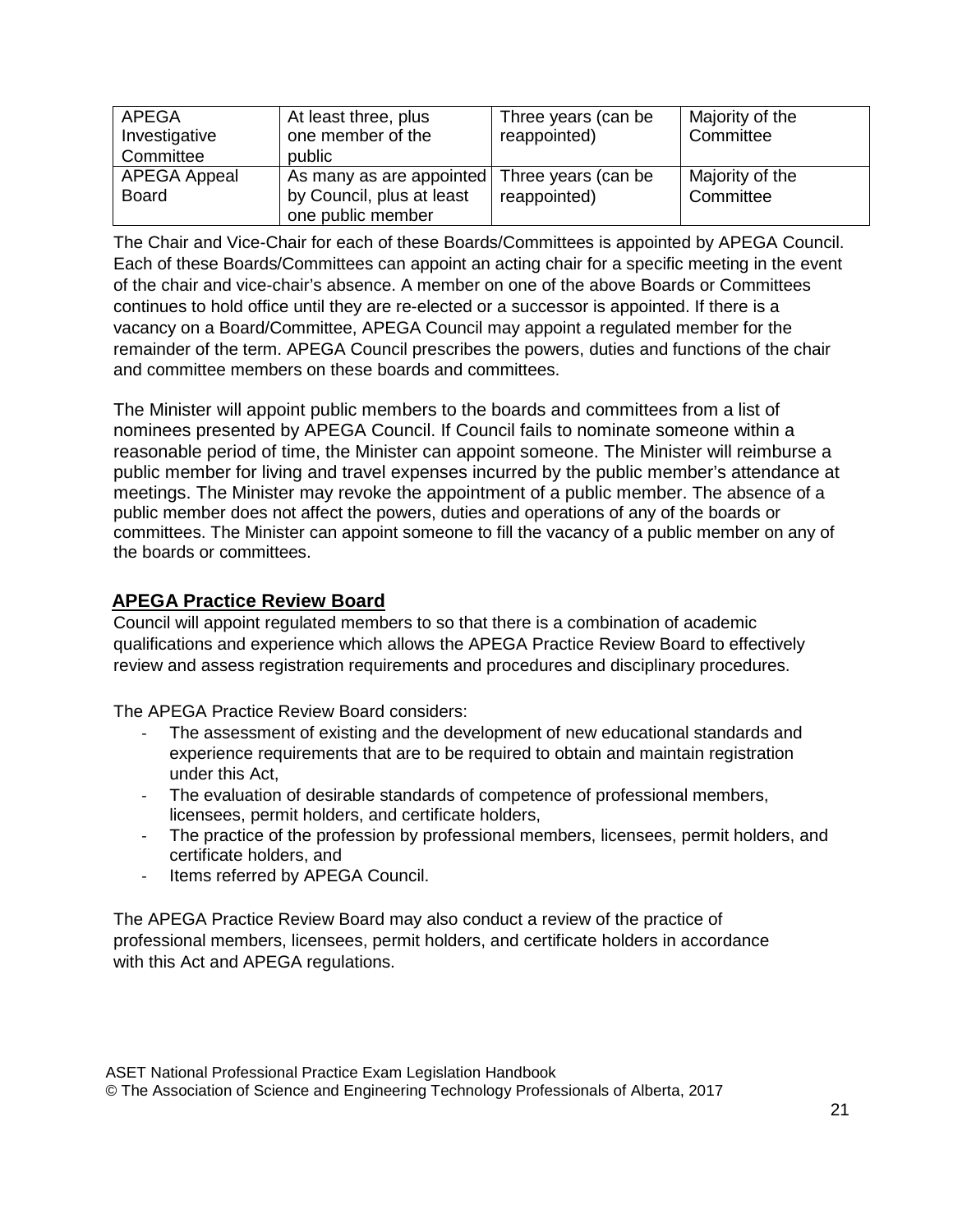| | | | |
|---|---|---|---|
| APEGA Investigative Committee | At least three, plus one member of the public | Three years (can be reappointed) | Majority of the Committee |
| APEGA Appeal Board | As many as are appointed by Council, plus at least one public member | Three years (can be reappointed) | Majority of the Committee |

The Chair and Vice-Chair for each of these Boards/Committees is appointed by APEGA Council. Each of these Boards/Committees can appoint an acting chair for a specific meeting in the event of the chair and vice-chair's absence. A member on one of the above Boards or Committees continues to hold office until they are re-elected or a successor is appointed. If there is a vacancy on a Board/Committee, APEGA Council may appoint a regulated member for the remainder of the term. APEGA Council prescribes the powers, duties and functions of the chair and committee members on these boards and committees.

The Minister will appoint public members to the boards and committees from a list of nominees presented by APEGA Council. If Council fails to nominate someone within a reasonable period of time, the Minister can appoint someone. The Minister will reimburse a public member for living and travel expenses incurred by the public member's attendance at meetings. The Minister may revoke the appointment of a public member. The absence of a public member does not affect the powers, duties and operations of any of the boards or committees. The Minister can appoint someone to fill the vacancy of a public member on any of the boards or committees.

## APEGA Practice Review Board

Council will appoint regulated members to so that there is a combination of academic qualifications and experience which allows the APEGA Practice Review Board to effectively review and assess registration requirements and procedures and disciplinary procedures.

The APEGA Practice Review Board considers:

- The assessment of existing and the development of new educational standards and experience requirements that are to be required to obtain and maintain registration under this Act,
- The evaluation of desirable standards of competence of professional members, licensees, permit holders, and certificate holders,
- The practice of the profession by professional members, licensees, permit holders, and certificate holders, and
- Items referred by APEGA Council.

The APEGA Practice Review Board may also conduct a review of the practice of professional members, licensees, permit holders, and certificate holders in accordance with this Act and APEGA regulations.

ASET National Professional Practice Exam Legislation Handbook
© The Association of Science and Engineering Technology Professionals of Alberta, 2017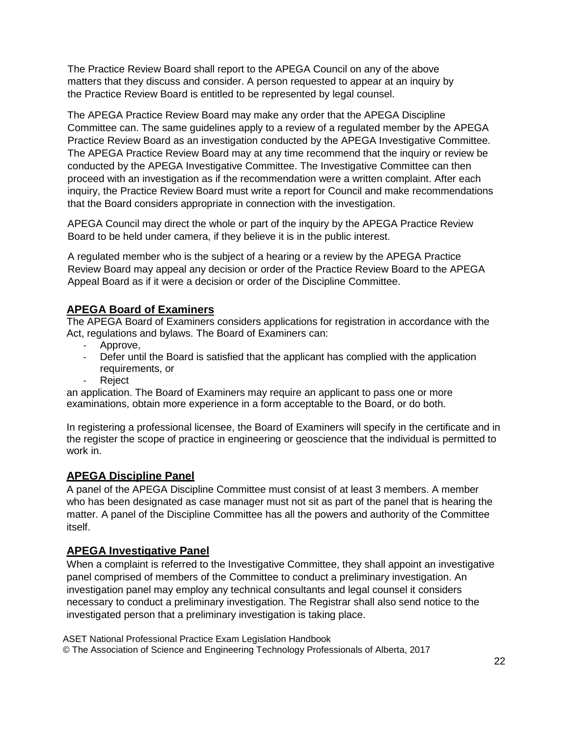The Practice Review Board shall report to the APEGA Council on any of the above matters that they discuss and consider. A person requested to appear at an inquiry by the Practice Review Board is entitled to be represented by legal counsel.

The APEGA Practice Review Board may make any order that the APEGA Discipline Committee can. The same guidelines apply to a review of a regulated member by the APEGA Practice Review Board as an investigation conducted by the APEGA Investigative Committee. The APEGA Practice Review Board may at any time recommend that the inquiry or review be conducted by the APEGA Investigative Committee. The Investigative Committee can then proceed with an investigation as if the recommendation were a written complaint. After each inquiry, the Practice Review Board must write a report for Council and make recommendations that the Board considers appropriate in connection with the investigation.

APEGA Council may direct the whole or part of the inquiry by the APEGA Practice Review Board to be held under camera, if they believe it is in the public interest.

A regulated member who is the subject of a hearing or a review by the APEGA Practice Review Board may appeal any decision or order of the Practice Review Board to the APEGA Appeal Board as if it were a decision or order of the Discipline Committee.

## APEGA Board of Examiners

The APEGA Board of Examiners considers applications for registration in accordance with the Act, regulations and bylaws. The Board of Examiners can:

- Approve,
- Defer until the Board is satisfied that the applicant has complied with the application requirements, or
- Reject

an application. The Board of Examiners may require an applicant to pass one or more examinations, obtain more experience in a form acceptable to the Board, or do both.

In registering a professional licensee, the Board of Examiners will specify in the certificate and in the register the scope of practice in engineering or geoscience that the individual is permitted to work in.

## APEGA Discipline Panel

A panel of the APEGA Discipline Committee must consist of at least 3 members. A member who has been designated as case manager must not sit as part of the panel that is hearing the matter. A panel of the Discipline Committee has all the powers and authority of the Committee itself.

## APEGA Investigative Panel

When a complaint is referred to the Investigative Committee, they shall appoint an investigative panel comprised of members of the Committee to conduct a preliminary investigation. An investigation panel may employ any technical consultants and legal counsel it considers necessary to conduct a preliminary investigation. The Registrar shall also send notice to the investigated person that a preliminary investigation is taking place.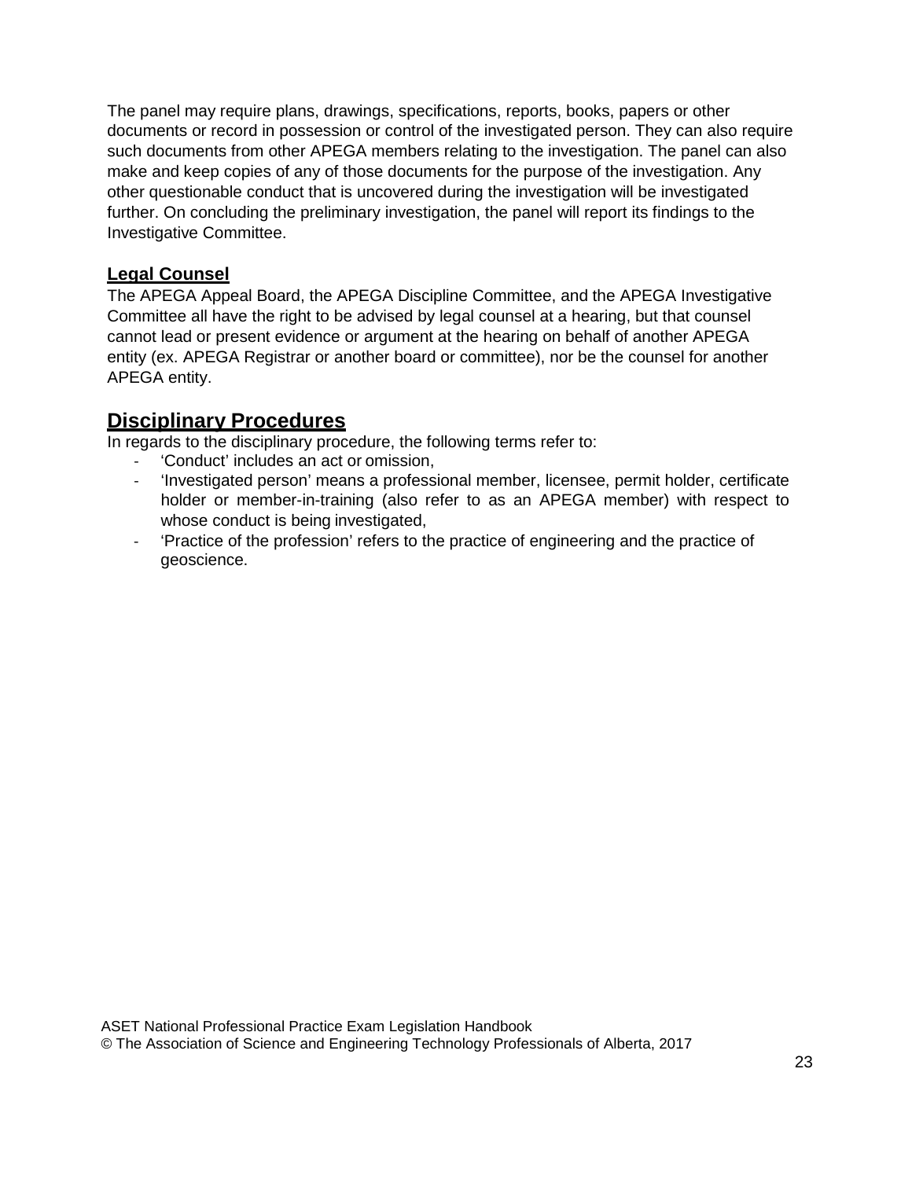The panel may require plans, drawings, specifications, reports, books, papers or other documents or record in possession or control of the investigated person. They can also require such documents from other APEGA members relating to the investigation. The panel can also make and keep copies of any of those documents for the purpose of the investigation. Any other questionable conduct that is uncovered during the investigation will be investigated further. On concluding the preliminary investigation, the panel will report its findings to the Investigative Committee.

### Legal Counsel

The APEGA Appeal Board, the APEGA Discipline Committee, and the APEGA Investigative Committee all have the right to be advised by legal counsel at a hearing, but that counsel cannot lead or present evidence or argument at the hearing on behalf of another APEGA entity (ex. APEGA Registrar or another board or committee), nor be the counsel for another APEGA entity.

## Disciplinary Procedures

In regards to the disciplinary procedure, the following terms refer to:

- 'Conduct' includes an act or omission,
- 'Investigated person' means a professional member, licensee, permit holder, certificate holder or member-in-training (also refer to as an APEGA member) with respect to whose conduct is being investigated,
- 'Practice of the profession' refers to the practice of engineering and the practice of geoscience.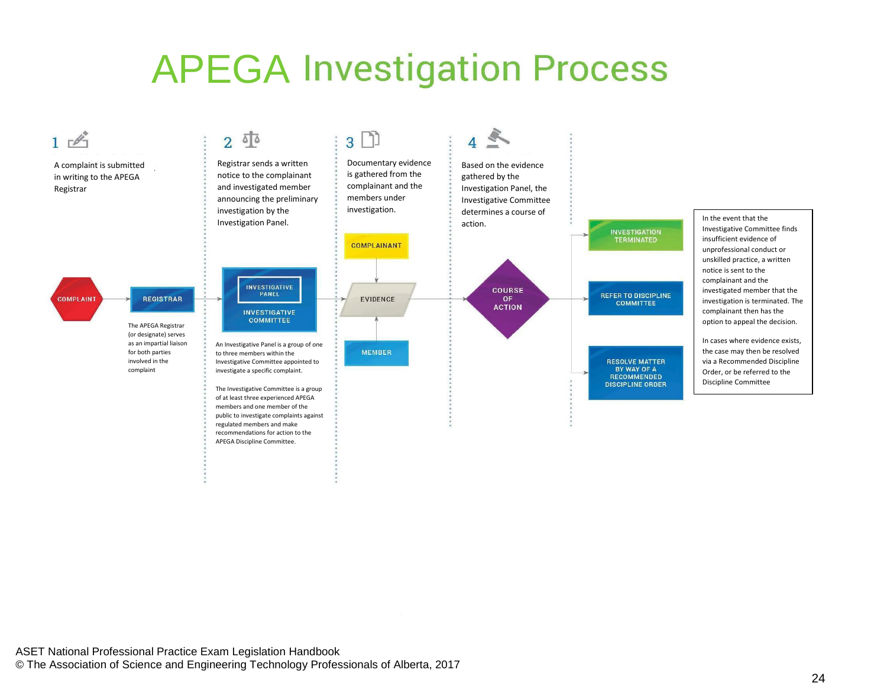# APEGA Investigation Process

1

A complaint is submitted in writing to the APEGA Registrar

2

Registrar sends a written notice to the complainant and investigated member announcing the preliminary investigation by the Investigation Panel.

3

Documentary evidence is gathered from the complainant and the members under investigation.

4

Based on the evidence gathered by the Investigation Panel, the Investigative Committee determines a course of action.

COMPLAINT

REGISTRAR

The APEGA Registrar (or designate) serves as an impartial liaison for both parties involved in the complaint

INVESTIGATIVE PANEL

INVESTIGATIVE COMMITTEE

An Investigative Panel is a group of one to three members within the Investigative Committee appointed to investigate a specific complaint.

The Investigative Committee is a group of at least three experienced APEGA members and one member of the public to investigate complaints against regulated members and make recommendations for action to the APEGA Discipline Committee.

COMPLAINANT

EVIDENCE

MEMBER

COURSE OF ACTION

INVESTIGATION TERMINATED

REFER TO DISCIPLINE COMMITTEE

RESOLVE MATTER BY WAY OF A RECOMMENDED DISCIPLINE ORDER

In the event that the Investigative Committee finds insufficient evidence of unprofessional conduct or unskilled practice, a written notice is sent to the complainant and the investigated member that the investigation is terminated. The complainant then has the option to appeal the decision.

In cases where evidence exists, the case may then be resolved via a Recommended Discipline Order, or be referred to the Discipline Committee

ASET National Professional Practice Exam Legislation Handbook
© The Association of Science and Engineering Technology Professionals of Alberta, 2017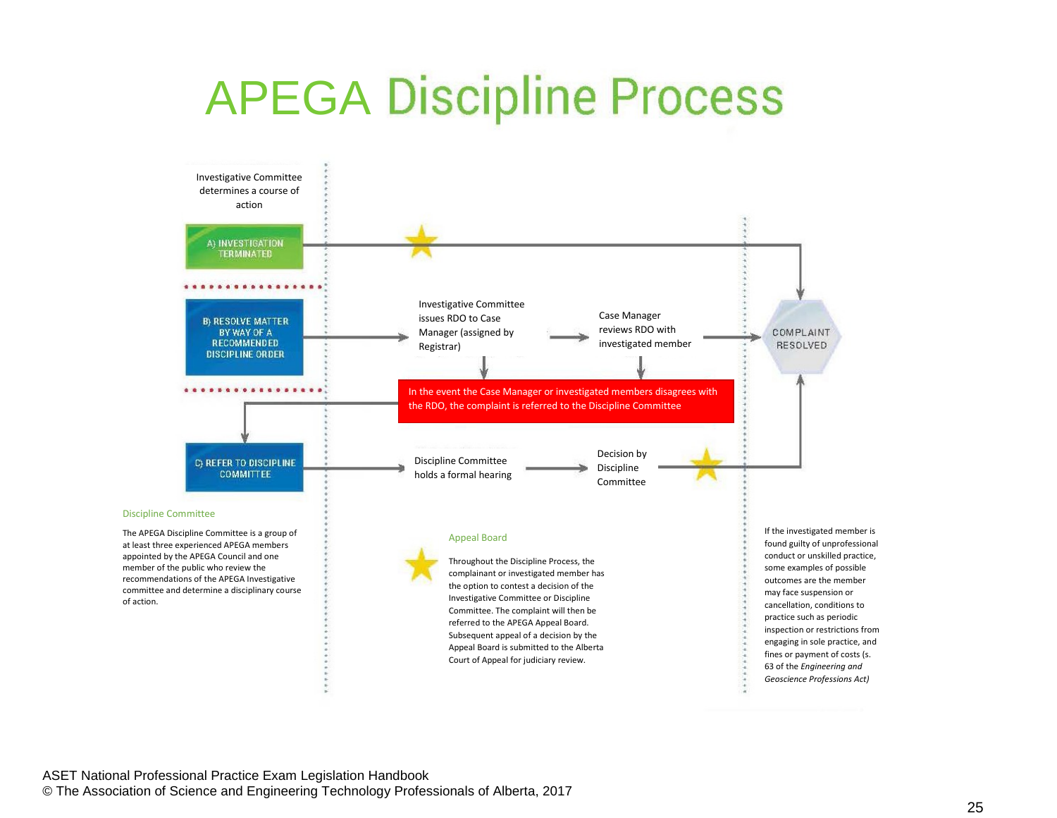# APEGA Discipline Process

Investigative Committee determines a course of action

A) INVESTIGATION TERMINATED

B) RESOLVE MATTER BY WAY OF A RECOMMENDED DISCIPLINE ORDER

Investigative Committee issues RDO to Case Manager (assigned by Registrar)

Case Manager reviews RDO with investigated member

In the event the Case Manager or investigated members disagrees with the RDO, the complaint is referred to the Discipline Committee

COMPLAINT RESOLVED

C) REFER TO DISCIPLINE COMMITTEE

Discipline Committee holds a formal hearing

Decision by Discipline Committee

## Discipline Committee

The APEGA Discipline Committee is a group of at least three experienced APEGA members appointed by the APEGA Council and one member of the public who review the recommendations of the APEGA Investigative committee and determine a disciplinary course of action.

## Appeal Board

Throughout the Discipline Process, the complainant or investigated member has the option to contest a decision of the Investigative Committee or Discipline Committee. The complaint will then be referred to the APEGA Appeal Board. Subsequent appeal of a decision by the Appeal Board is submitted to the Alberta Court of Appeal for judiciary review.

If the investigated member is found guilty of unprofessional conduct or unskilled practice, some examples of possible outcomes are the member may face suspension or cancellation, conditions to practice such as periodic inspection or restrictions from engaging in sole practice, and fines or payment of costs (s. 63 of the *Engineering and Geoscience Professions Act)*

ASET National Professional Practice Exam Legislation Handbook
© The Association of Science and Engineering Technology Professionals of Alberta, 2017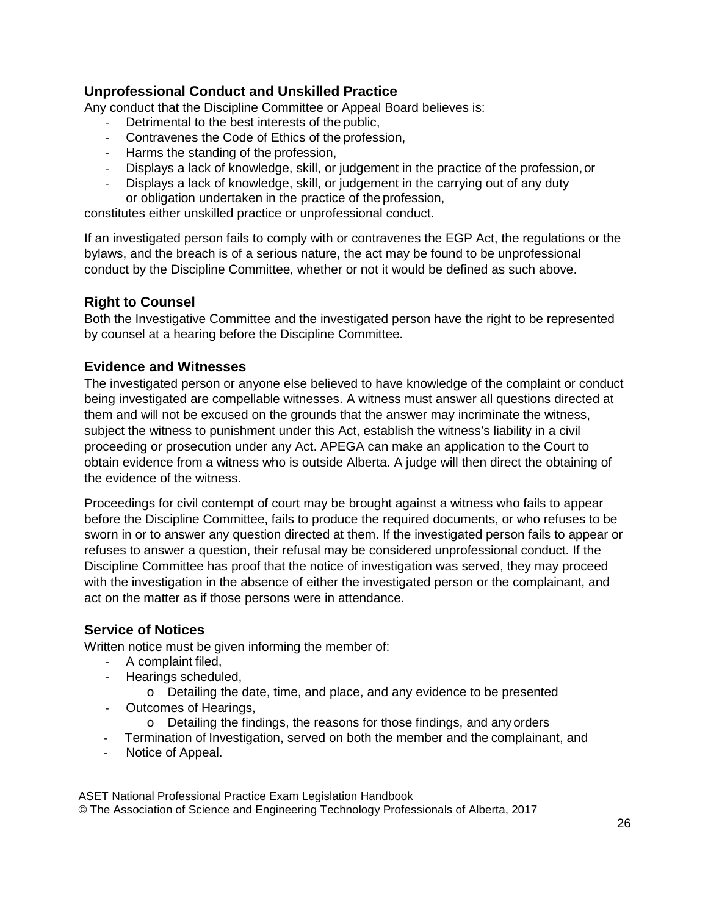### Unprofessional Conduct and Unskilled Practice

Any conduct that the Discipline Committee or Appeal Board believes is:

- Detrimental to the best interests of the public,
- Contravenes the Code of Ethics of the profession,
- Harms the standing of the profession,
- Displays a lack of knowledge, skill, or judgement in the practice of the profession, or
- Displays a lack of knowledge, skill, or judgement in the carrying out of any duty or obligation undertaken in the practice of the profession,

constitutes either unskilled practice or unprofessional conduct.

If an investigated person fails to comply with or contravenes the EGP Act, the regulations or the bylaws, and the breach is of a serious nature, the act may be found to be unprofessional conduct by the Discipline Committee, whether or not it would be defined as such above.

### Right to Counsel

Both the Investigative Committee and the investigated person have the right to be represented by counsel at a hearing before the Discipline Committee.

### Evidence and Witnesses

The investigated person or anyone else believed to have knowledge of the complaint or conduct being investigated are compellable witnesses. A witness must answer all questions directed at them and will not be excused on the grounds that the answer may incriminate the witness, subject the witness to punishment under this Act, establish the witness's liability in a civil proceeding or prosecution under any Act. APEGA can make an application to the Court to obtain evidence from a witness who is outside Alberta. A judge will then direct the obtaining of the evidence of the witness.

Proceedings for civil contempt of court may be brought against a witness who fails to appear before the Discipline Committee, fails to produce the required documents, or who refuses to be sworn in or to answer any question directed at them. If the investigated person fails to appear or refuses to answer a question, their refusal may be considered unprofessional conduct. If the Discipline Committee has proof that the notice of investigation was served, they may proceed with the investigation in the absence of either the investigated person or the complainant, and act on the matter as if those persons were in attendance.

### Service of Notices

Written notice must be given informing the member of:

- A complaint filed,
- Hearings scheduled,
  - Detailing the date, time, and place, and any evidence to be presented
- Outcomes of Hearings,
  - Detailing the findings, the reasons for those findings, and any orders
- Termination of Investigation, served on both the member and the complainant, and
- Notice of Appeal.

ASET National Professional Practice Exam Legislation Handbook
© The Association of Science and Engineering Technology Professionals of Alberta, 2017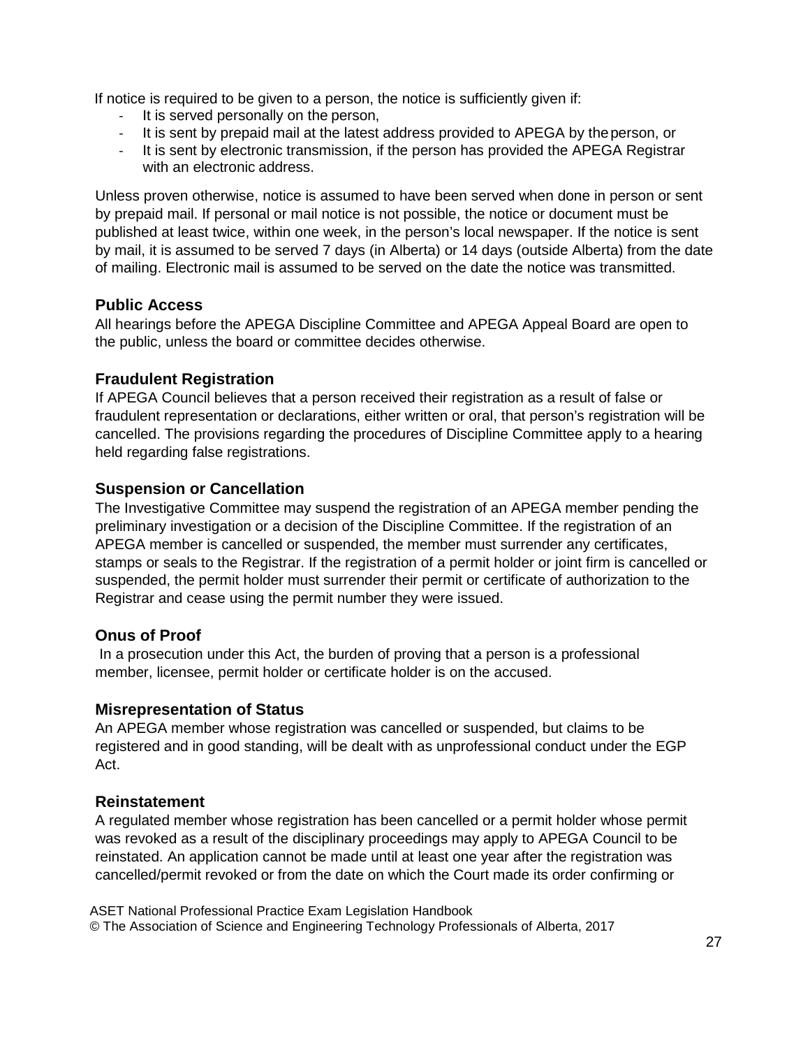If notice is required to be given to a person, the notice is sufficiently given if:

- It is served personally on the person,
- It is sent by prepaid mail at the latest address provided to APEGA by the person, or
- It is sent by electronic transmission, if the person has provided the APEGA Registrar with an electronic address.

Unless proven otherwise, notice is assumed to have been served when done in person or sent by prepaid mail. If personal or mail notice is not possible, the notice or document must be published at least twice, within one week, in the person's local newspaper. If the notice is sent by mail, it is assumed to be served 7 days (in Alberta) or 14 days (outside Alberta) from the date of mailing. Electronic mail is assumed to be served on the date the notice was transmitted.

### Public Access

All hearings before the APEGA Discipline Committee and APEGA Appeal Board are open to the public, unless the board or committee decides otherwise.

### Fraudulent Registration

If APEGA Council believes that a person received their registration as a result of false or fraudulent representation or declarations, either written or oral, that person's registration will be cancelled. The provisions regarding the procedures of Discipline Committee apply to a hearing held regarding false registrations.

### Suspension or Cancellation

The Investigative Committee may suspend the registration of an APEGA member pending the preliminary investigation or a decision of the Discipline Committee. If the registration of an APEGA member is cancelled or suspended, the member must surrender any certificates, stamps or seals to the Registrar. If the registration of a permit holder or joint firm is cancelled or suspended, the permit holder must surrender their permit or certificate of authorization to the Registrar and cease using the permit number they were issued.

### Onus of Proof

In a prosecution under this Act, the burden of proving that a person is a professional member, licensee, permit holder or certificate holder is on the accused.

### Misrepresentation of Status

An APEGA member whose registration was cancelled or suspended, but claims to be registered and in good standing, will be dealt with as unprofessional conduct under the EGP Act.

### Reinstatement

A regulated member whose registration has been cancelled or a permit holder whose permit was revoked as a result of the disciplinary proceedings may apply to APEGA Council to be reinstated. An application cannot be made until at least one year after the registration was cancelled/permit revoked or from the date on which the Court made its order confirming or

ASET National Professional Practice Exam Legislation Handbook
© The Association of Science and Engineering Technology Professionals of Alberta, 2017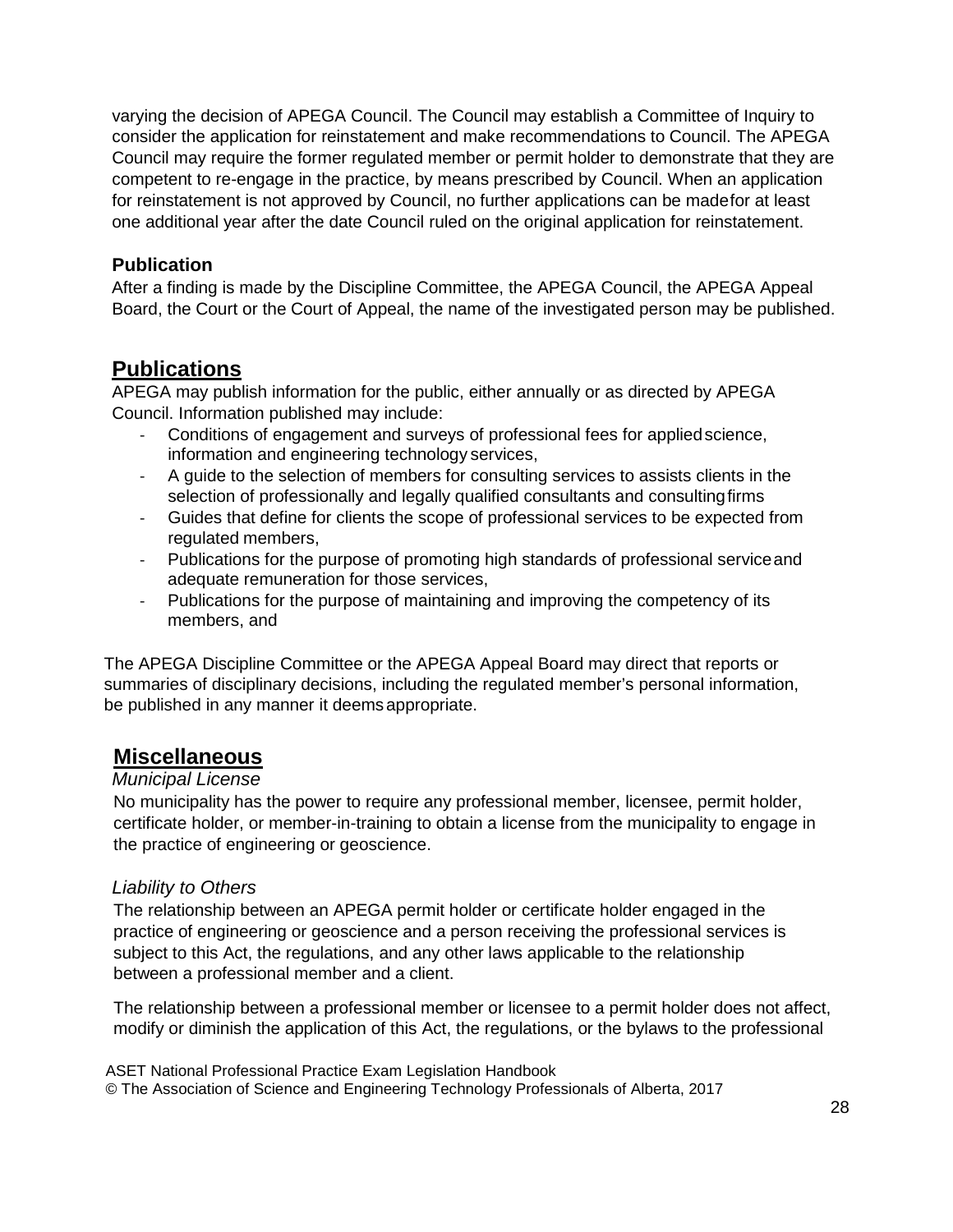varying the decision of APEGA Council. The Council may establish a Committee of Inquiry to consider the application for reinstatement and make recommendations to Council. The APEGA Council may require the former regulated member or permit holder to demonstrate that they are competent to re-engage in the practice, by means prescribed by Council. When an application for reinstatement is not approved by Council, no further applications can be madefor at least one additional year after the date Council ruled on the original application for reinstatement.

### Publication

After a finding is made by the Discipline Committee, the APEGA Council, the APEGA Appeal Board, the Court or the Court of Appeal, the name of the investigated person may be published.

## Publications

APEGA may publish information for the public, either annually or as directed by APEGA Council. Information published may include:

- Conditions of engagement and surveys of professional fees for appliedscience, information and engineering technology services,
- A guide to the selection of members for consulting services to assists clients in the selection of professionally and legally qualified consultants and consultingfirms
- Guides that define for clients the scope of professional services to be expected from regulated members,
- Publications for the purpose of promoting high standards of professional serviceand adequate remuneration for those services,
- Publications for the purpose of maintaining and improving the competency of its members, and

The APEGA Discipline Committee or the APEGA Appeal Board may direct that reports or summaries of disciplinary decisions, including the regulated member's personal information, be published in any manner it deemsappropriate.

## Miscellaneous

*Municipal License*

No municipality has the power to require any professional member, licensee, permit holder, certificate holder, or member-in-training to obtain a license from the municipality to engage in the practice of engineering or geoscience.

*Liability to Others*

The relationship between an APEGA permit holder or certificate holder engaged in the practice of engineering or geoscience and a person receiving the professional services is subject to this Act, the regulations, and any other laws applicable to the relationship between a professional member and a client.

The relationship between a professional member or licensee to a permit holder does not affect, modify or diminish the application of this Act, the regulations, or the bylaws to the professional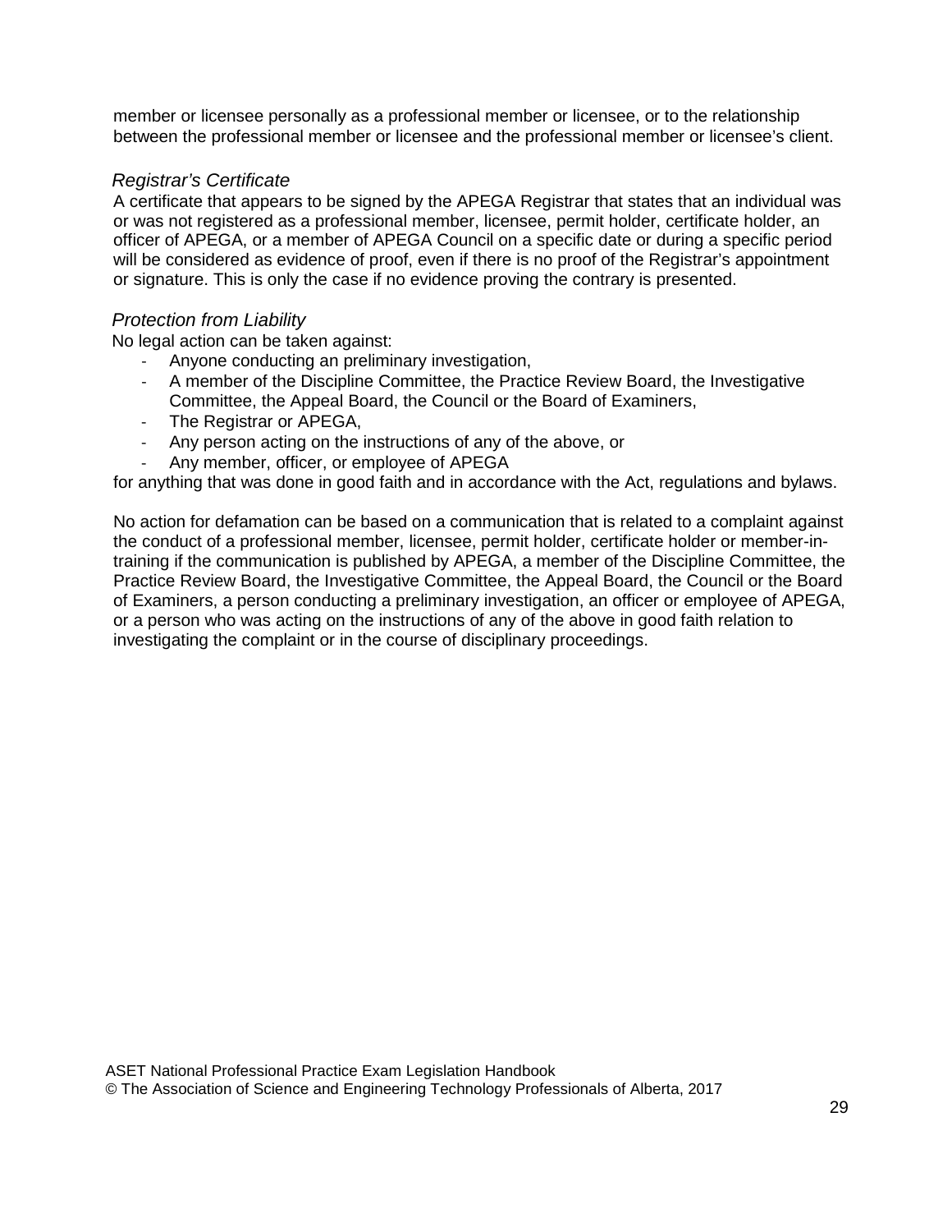member or licensee personally as a professional member or licensee, or to the relationship between the professional member or licensee and the professional member or licensee's client.

*Registrar's Certificate*

A certificate that appears to be signed by the APEGA Registrar that states that an individual was or was not registered as a professional member, licensee, permit holder, certificate holder, an officer of APEGA, or a member of APEGA Council on a specific date or during a specific period will be considered as evidence of proof, even if there is no proof of the Registrar's appointment or signature. This is only the case if no evidence proving the contrary is presented.

*Protection from Liability*

No legal action can be taken against:

- Anyone conducting an preliminary investigation,
- A member of the Discipline Committee, the Practice Review Board, the Investigative Committee, the Appeal Board, the Council or the Board of Examiners,
- The Registrar or APEGA,
- Any person acting on the instructions of any of the above, or
- Any member, officer, or employee of APEGA

for anything that was done in good faith and in accordance with the Act, regulations and bylaws.

No action for defamation can be based on a communication that is related to a complaint against the conduct of a professional member, licensee, permit holder, certificate holder or member-in-training if the communication is published by APEGA, a member of the Discipline Committee, the Practice Review Board, the Investigative Committee, the Appeal Board, the Council or the Board of Examiners, a person conducting a preliminary investigation, an officer or employee of APEGA, or a person who was acting on the instructions of any of the above in good faith relation to investigating the complaint or in the course of disciplinary proceedings.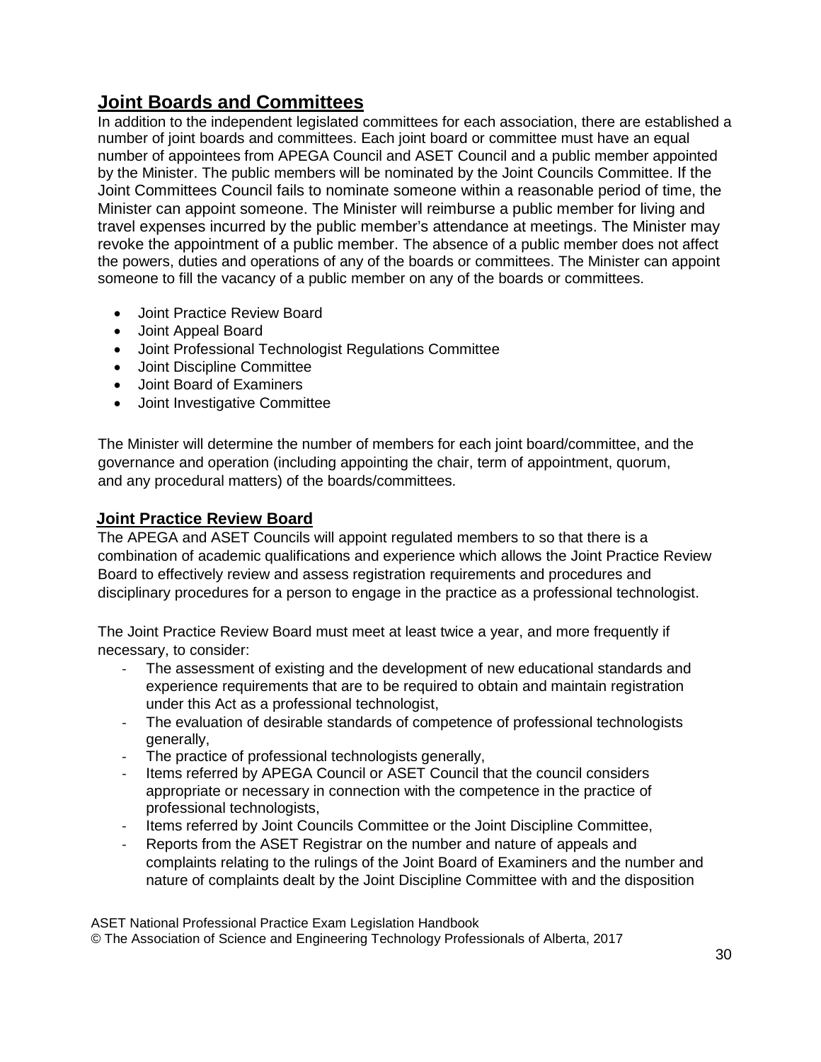## Joint Boards and Committees

In addition to the independent legislated committees for each association, there are established a number of joint boards and committees. Each joint board or committee must have an equal number of appointees from APEGA Council and ASET Council and a public member appointed by the Minister. The public members will be nominated by the Joint Councils Committee. If the Joint Committees Council fails to nominate someone within a reasonable period of time, the Minister can appoint someone. The Minister will reimburse a public member for living and travel expenses incurred by the public member's attendance at meetings. The Minister may revoke the appointment of a public member. The absence of a public member does not affect the powers, duties and operations of any of the boards or committees. The Minister can appoint someone to fill the vacancy of a public member on any of the boards or committees.

- Joint Practice Review Board
- Joint Appeal Board
- Joint Professional Technologist Regulations Committee
- Joint Discipline Committee
- Joint Board of Examiners
- Joint Investigative Committee

The Minister will determine the number of members for each joint board/committee, and the governance and operation (including appointing the chair, term of appointment, quorum, and any procedural matters) of the boards/committees.

### Joint Practice Review Board

The APEGA and ASET Councils will appoint regulated members to so that there is a combination of academic qualifications and experience which allows the Joint Practice Review Board to effectively review and assess registration requirements and procedures and disciplinary procedures for a person to engage in the practice as a professional technologist.

The Joint Practice Review Board must meet at least twice a year, and more frequently if necessary, to consider:

- The assessment of existing and the development of new educational standards and experience requirements that are to be required to obtain and maintain registration under this Act as a professional technologist,
- The evaluation of desirable standards of competence of professional technologists generally,
- The practice of professional technologists generally,
- Items referred by APEGA Council or ASET Council that the council considers appropriate or necessary in connection with the competence in the practice of professional technologists,
- Items referred by Joint Councils Committee or the Joint Discipline Committee,
- Reports from the ASET Registrar on the number and nature of appeals and complaints relating to the rulings of the Joint Board of Examiners and the number and nature of complaints dealt by the Joint Discipline Committee with and the disposition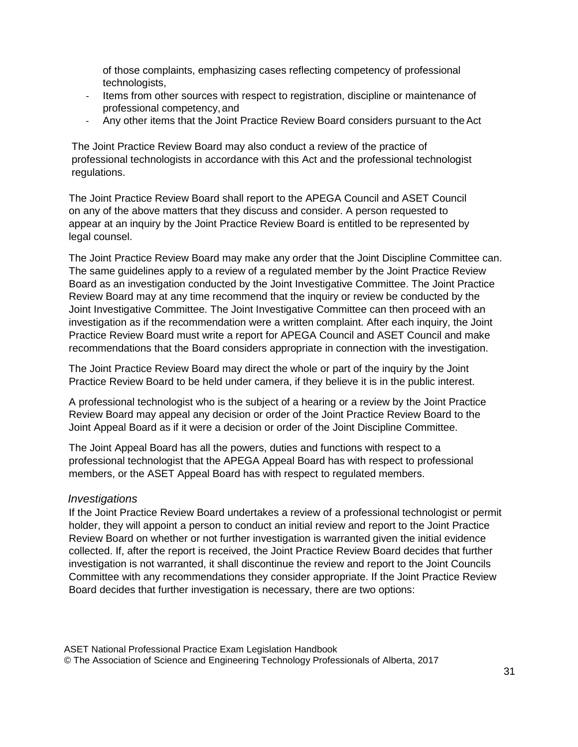of those complaints, emphasizing cases reflecting competency of professional technologists,

- Items from other sources with respect to registration, discipline or maintenance of professional competency, and
- Any other items that the Joint Practice Review Board considers pursuant to the Act

The Joint Practice Review Board may also conduct a review of the practice of professional technologists in accordance with this Act and the professional technologist regulations.

The Joint Practice Review Board shall report to the APEGA Council and ASET Council on any of the above matters that they discuss and consider. A person requested to appear at an inquiry by the Joint Practice Review Board is entitled to be represented by legal counsel.

The Joint Practice Review Board may make any order that the Joint Discipline Committee can. The same guidelines apply to a review of a regulated member by the Joint Practice Review Board as an investigation conducted by the Joint Investigative Committee. The Joint Practice Review Board may at any time recommend that the inquiry or review be conducted by the Joint Investigative Committee. The Joint Investigative Committee can then proceed with an investigation as if the recommendation were a written complaint. After each inquiry, the Joint Practice Review Board must write a report for APEGA Council and ASET Council and make recommendations that the Board considers appropriate in connection with the investigation.

The Joint Practice Review Board may direct the whole or part of the inquiry by the Joint Practice Review Board to be held under camera, if they believe it is in the public interest.

A professional technologist who is the subject of a hearing or a review by the Joint Practice Review Board may appeal any decision or order of the Joint Practice Review Board to the Joint Appeal Board as if it were a decision or order of the Joint Discipline Committee.

The Joint Appeal Board has all the powers, duties and functions with respect to a professional technologist that the APEGA Appeal Board has with respect to professional members, or the ASET Appeal Board has with respect to regulated members.

*Investigations*

If the Joint Practice Review Board undertakes a review of a professional technologist or permit holder, they will appoint a person to conduct an initial review and report to the Joint Practice Review Board on whether or not further investigation is warranted given the initial evidence collected. If, after the report is received, the Joint Practice Review Board decides that further investigation is not warranted, it shall discontinue the review and report to the Joint Councils Committee with any recommendations they consider appropriate. If the Joint Practice Review Board decides that further investigation is necessary, there are two options: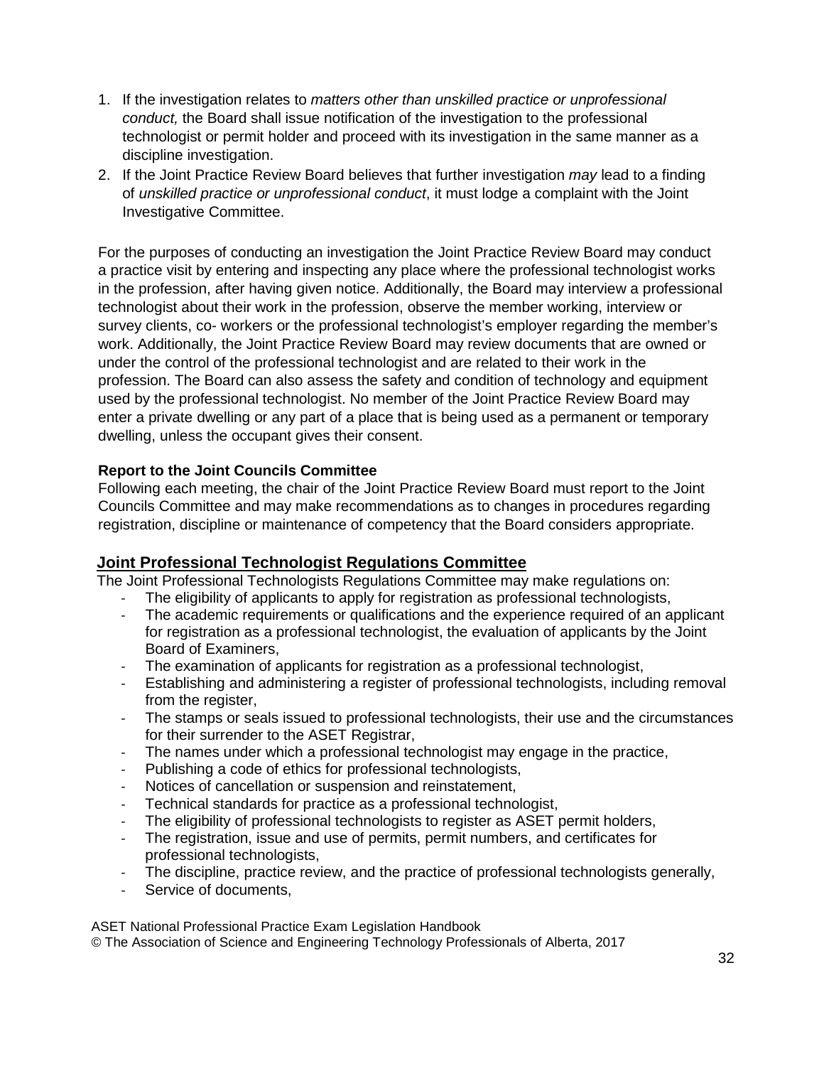1. If the investigation relates to *matters other than unskilled practice or unprofessional conduct,* the Board shall issue notification of the investigation to the professional technologist or permit holder and proceed with its investigation in the same manner as a discipline investigation.
2. If the Joint Practice Review Board believes that further investigation *may* lead to a finding of *unskilled practice or unprofessional conduct*, it must lodge a complaint with the Joint Investigative Committee.

For the purposes of conducting an investigation the Joint Practice Review Board may conduct a practice visit by entering and inspecting any place where the professional technologist works in the profession, after having given notice. Additionally, the Board may interview a professional technologist about their work in the profession, observe the member working, interview or survey clients, co- workers or the professional technologist's employer regarding the member's work. Additionally, the Joint Practice Review Board may review documents that are owned or under the control of the professional technologist and are related to their work in the profession. The Board can also assess the safety and condition of technology and equipment used by the professional technologist. No member of the Joint Practice Review Board may enter a private dwelling or any part of a place that is being used as a permanent or temporary dwelling, unless the occupant gives their consent.

**Report to the Joint Councils Committee**

Following each meeting, the chair of the Joint Practice Review Board must report to the Joint Councils Committee and may make recommendations as to changes in procedures regarding registration, discipline or maintenance of competency that the Board considers appropriate.

## Joint Professional Technologist Regulations Committee

The Joint Professional Technologists Regulations Committee may make regulations on:

- The eligibility of applicants to apply for registration as professional technologists,
- The academic requirements or qualifications and the experience required of an applicant for registration as a professional technologist, the evaluation of applicants by the Joint Board of Examiners,
- The examination of applicants for registration as a professional technologist,
- Establishing and administering a register of professional technologists, including removal from the register,
- The stamps or seals issued to professional technologists, their use and the circumstances for their surrender to the ASET Registrar,
- The names under which a professional technologist may engage in the practice,
- Publishing a code of ethics for professional technologists,
- Notices of cancellation or suspension and reinstatement,
- Technical standards for practice as a professional technologist,
- The eligibility of professional technologists to register as ASET permit holders,
- The registration, issue and use of permits, permit numbers, and certificates for professional technologists,
- The discipline, practice review, and the practice of professional technologists generally,
- Service of documents,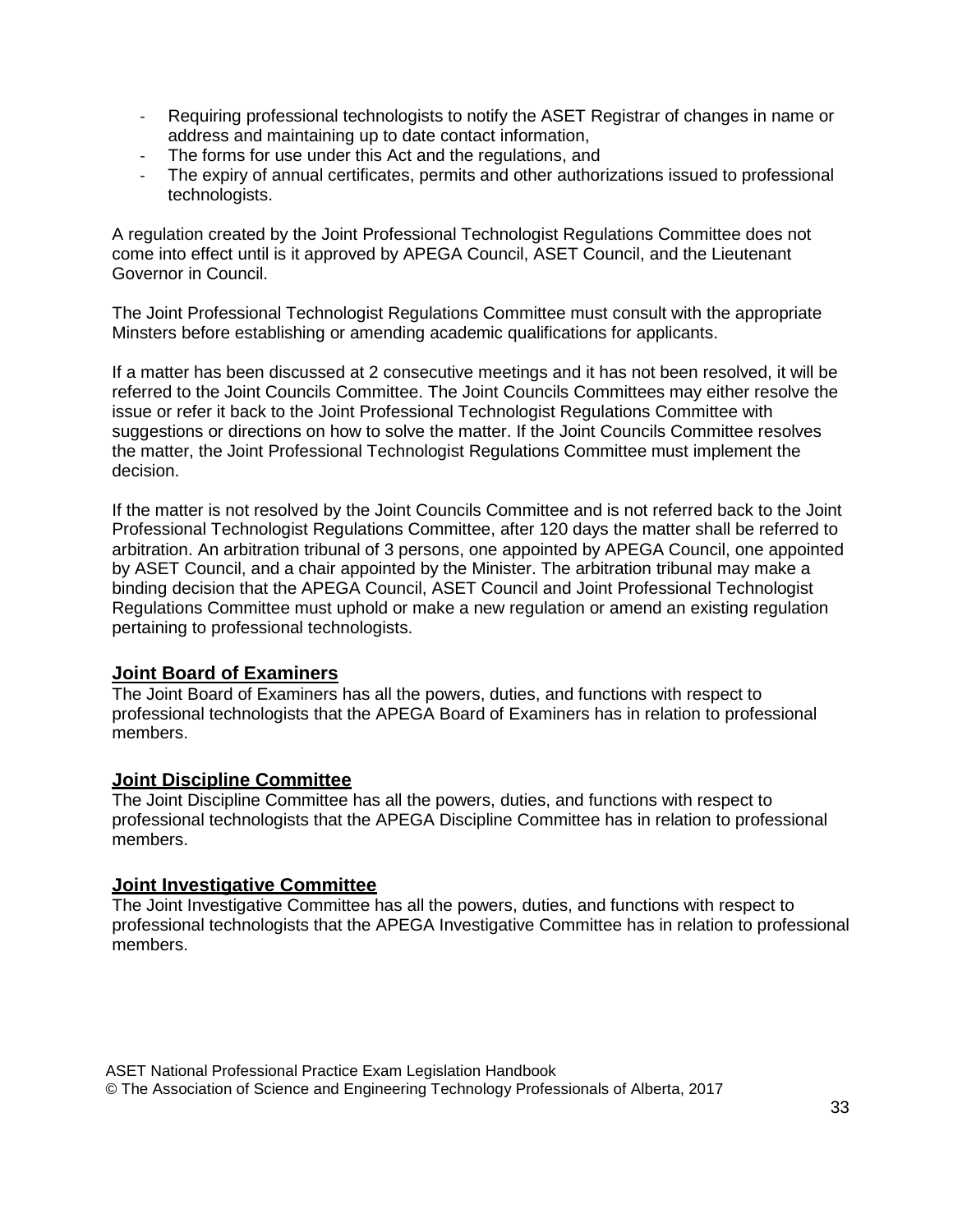- Requiring professional technologists to notify the ASET Registrar of changes in name or address and maintaining up to date contact information,
- The forms for use under this Act and the regulations, and
- The expiry of annual certificates, permits and other authorizations issued to professional technologists.

A regulation created by the Joint Professional Technologist Regulations Committee does not come into effect until is it approved by APEGA Council, ASET Council, and the Lieutenant Governor in Council.

The Joint Professional Technologist Regulations Committee must consult with the appropriate Minsters before establishing or amending academic qualifications for applicants.

If a matter has been discussed at 2 consecutive meetings and it has not been resolved, it will be referred to the Joint Councils Committee. The Joint Councils Committees may either resolve the issue or refer it back to the Joint Professional Technologist Regulations Committee with suggestions or directions on how to solve the matter. If the Joint Councils Committee resolves the matter, the Joint Professional Technologist Regulations Committee must implement the decision.

If the matter is not resolved by the Joint Councils Committee and is not referred back to the Joint Professional Technologist Regulations Committee, after 120 days the matter shall be referred to arbitration. An arbitration tribunal of 3 persons, one appointed by APEGA Council, one appointed by ASET Council, and a chair appointed by the Minister. The arbitration tribunal may make a binding decision that the APEGA Council, ASET Council and Joint Professional Technologist Regulations Committee must uphold or make a new regulation or amend an existing regulation pertaining to professional technologists.

## Joint Board of Examiners

The Joint Board of Examiners has all the powers, duties, and functions with respect to professional technologists that the APEGA Board of Examiners has in relation to professional members.

## Joint Discipline Committee

The Joint Discipline Committee has all the powers, duties, and functions with respect to professional technologists that the APEGA Discipline Committee has in relation to professional members.

## Joint Investigative Committee

The Joint Investigative Committee has all the powers, duties, and functions with respect to professional technologists that the APEGA Investigative Committee has in relation to professional members.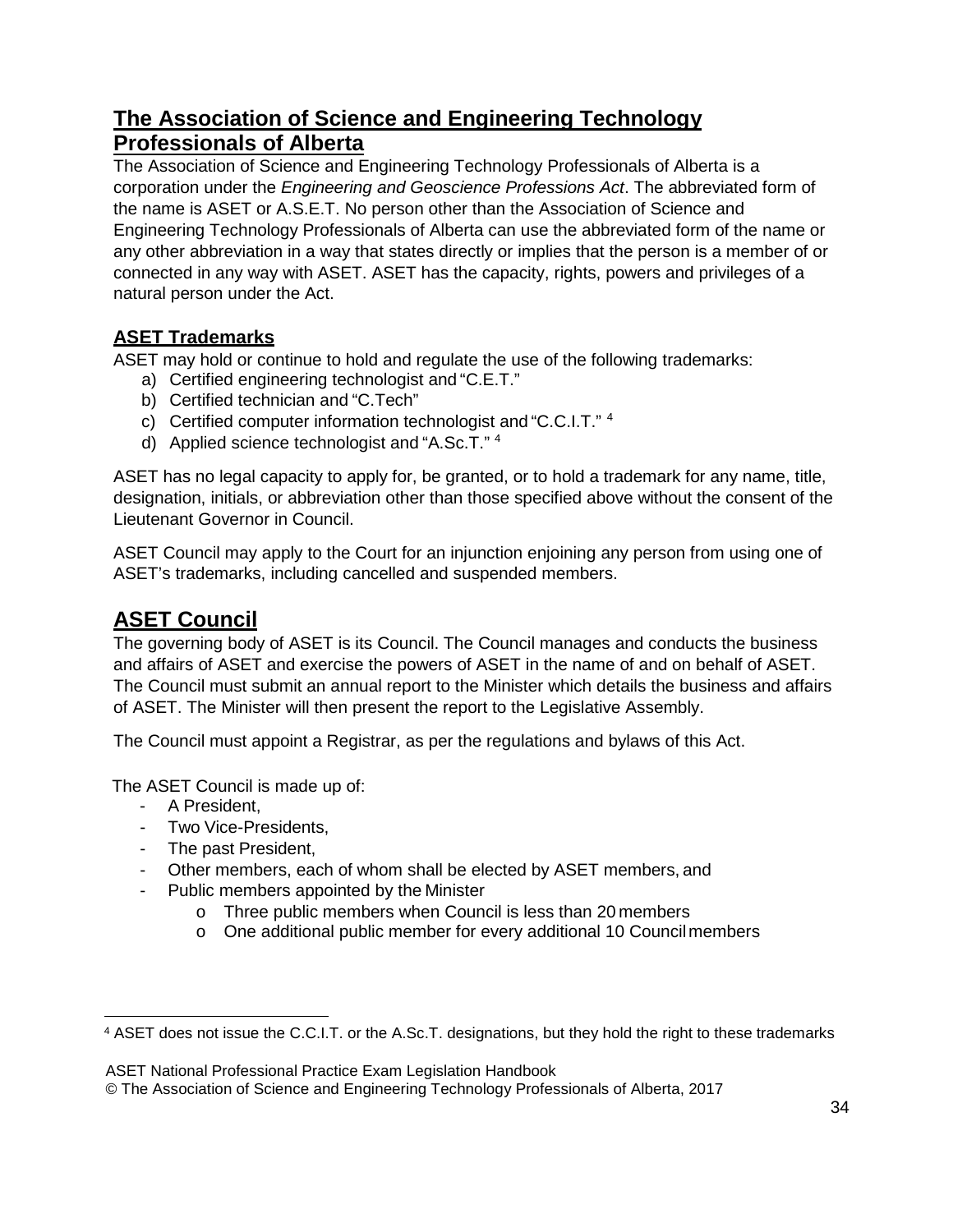## The Association of Science and Engineering Technology Professionals of Alberta

The Association of Science and Engineering Technology Professionals of Alberta is a corporation under the *Engineering and Geoscience Professions Act*. The abbreviated form of the name is ASET or A.S.E.T. No person other than the Association of Science and Engineering Technology Professionals of Alberta can use the abbreviated form of the name or any other abbreviation in a way that states directly or implies that the person is a member of or connected in any way with ASET. ASET has the capacity, rights, powers and privileges of a natural person under the Act.

### ASET Trademarks

ASET may hold or continue to hold and regulate the use of the following trademarks:

a) Certified engineering technologist and "C.E.T."
b) Certified technician and "C.Tech"
c) Certified computer information technologist and "C.C.I.T." [4]
d) Applied science technologist and "A.Sc.T." [4]

ASET has no legal capacity to apply for, be granted, or to hold a trademark for any name, title, designation, initials, or abbreviation other than those specified above without the consent of the Lieutenant Governor in Council.

ASET Council may apply to the Court for an injunction enjoining any person from using one of ASET's trademarks, including cancelled and suspended members.

## ASET Council

The governing body of ASET is its Council. The Council manages and conducts the business and affairs of ASET and exercise the powers of ASET in the name of and on behalf of ASET. The Council must submit an annual report to the Minister which details the business and affairs of ASET. The Minister will then present the report to the Legislative Assembly.

The Council must appoint a Registrar, as per the regulations and bylaws of this Act.

The ASET Council is made up of:

- A President,
- Two Vice-Presidents,
- The past President,
- Other members, each of whom shall be elected by ASET members, and
- Public members appointed by the Minister
  - Three public members when Council is less than 20 members
  - One additional public member for every additional 10 Council members

[4] ASET does not issue the C.C.I.T. or the A.Sc.T. designations, but they hold the right to these trademarks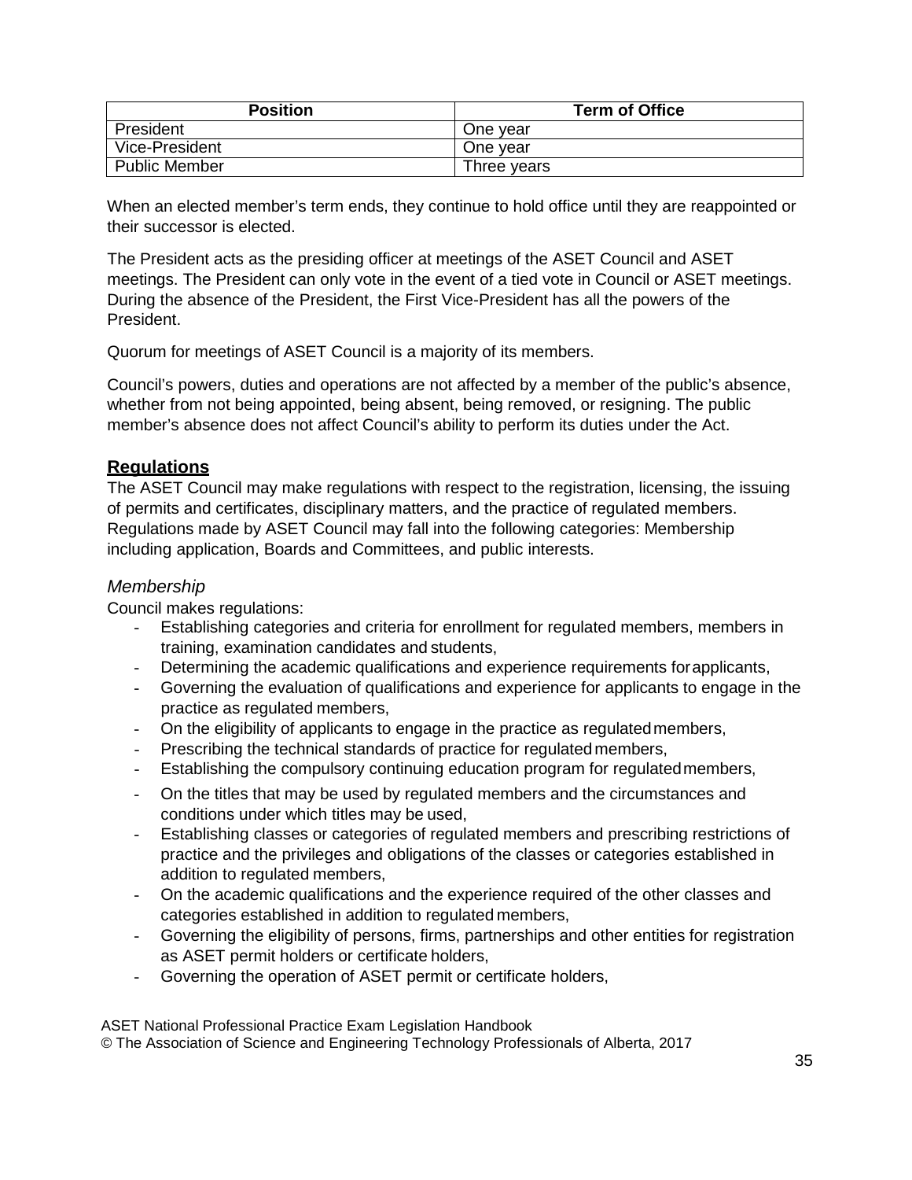| Position | Term of Office |
|---|---|
| President | One year |
| Vice-President | One year |
| Public Member | Three years |

When an elected member's term ends, they continue to hold office until they are reappointed or their successor is elected.

The President acts as the presiding officer at meetings of the ASET Council and ASET meetings. The President can only vote in the event of a tied vote in Council or ASET meetings. During the absence of the President, the First Vice-President has all the powers of the President.

Quorum for meetings of ASET Council is a majority of its members.

Council's powers, duties and operations are not affected by a member of the public's absence, whether from not being appointed, being absent, being removed, or resigning. The public member's absence does not affect Council's ability to perform its duties under the Act.

## Regulations

The ASET Council may make regulations with respect to the registration, licensing, the issuing of permits and certificates, disciplinary matters, and the practice of regulated members. Regulations made by ASET Council may fall into the following categories: Membership including application, Boards and Committees, and public interests.

### *Membership*

Council makes regulations:

- Establishing categories and criteria for enrollment for regulated members, members in training, examination candidates and students,
- Determining the academic qualifications and experience requirements for applicants,
- Governing the evaluation of qualifications and experience for applicants to engage in the practice as regulated members,
- On the eligibility of applicants to engage in the practice as regulated members,
- Prescribing the technical standards of practice for regulated members,
- Establishing the compulsory continuing education program for regulated members,
- On the titles that may be used by regulated members and the circumstances and conditions under which titles may be used,
- Establishing classes or categories of regulated members and prescribing restrictions of practice and the privileges and obligations of the classes or categories established in addition to regulated members,
- On the academic qualifications and the experience required of the other classes and categories established in addition to regulated members,
- Governing the eligibility of persons, firms, partnerships and other entities for registration as ASET permit holders or certificate holders,
- Governing the operation of ASET permit or certificate holders,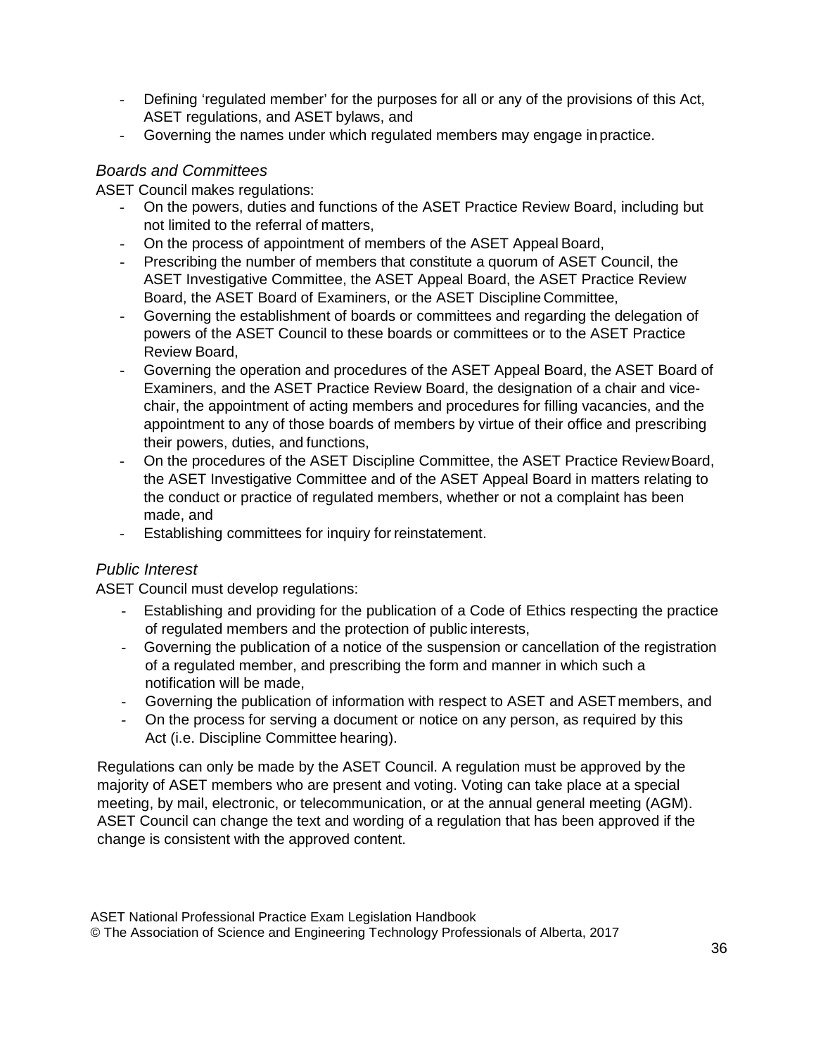- Defining 'regulated member' for the purposes for all or any of the provisions of this Act, ASET regulations, and ASET bylaws, and
- Governing the names under which regulated members may engage in practice.

*Boards and Committees*

ASET Council makes regulations:

- On the powers, duties and functions of the ASET Practice Review Board, including but not limited to the referral of matters,
- On the process of appointment of members of the ASET Appeal Board,
- Prescribing the number of members that constitute a quorum of ASET Council, the ASET Investigative Committee, the ASET Appeal Board, the ASET Practice Review Board, the ASET Board of Examiners, or the ASET Discipline Committee,
- Governing the establishment of boards or committees and regarding the delegation of powers of the ASET Council to these boards or committees or to the ASET Practice Review Board,
- Governing the operation and procedures of the ASET Appeal Board, the ASET Board of Examiners, and the ASET Practice Review Board, the designation of a chair and vice-chair, the appointment of acting members and procedures for filling vacancies, and the appointment to any of those boards of members by virtue of their office and prescribing their powers, duties, and functions,
- On the procedures of the ASET Discipline Committee, the ASET Practice Review Board, the ASET Investigative Committee and of the ASET Appeal Board in matters relating to the conduct or practice of regulated members, whether or not a complaint has been made, and
- Establishing committees for inquiry for reinstatement.

*Public Interest*

ASET Council must develop regulations:

- Establishing and providing for the publication of a Code of Ethics respecting the practice of regulated members and the protection of public interests,
- Governing the publication of a notice of the suspension or cancellation of the registration of a regulated member, and prescribing the form and manner in which such a notification will be made,
- Governing the publication of information with respect to ASET and ASET members, and
- On the process for serving a document or notice on any person, as required by this Act (i.e. Discipline Committee hearing).

Regulations can only be made by the ASET Council. A regulation must be approved by the majority of ASET members who are present and voting. Voting can take place at a special meeting, by mail, electronic, or telecommunication, or at the annual general meeting (AGM). ASET Council can change the text and wording of a regulation that has been approved if the change is consistent with the approved content.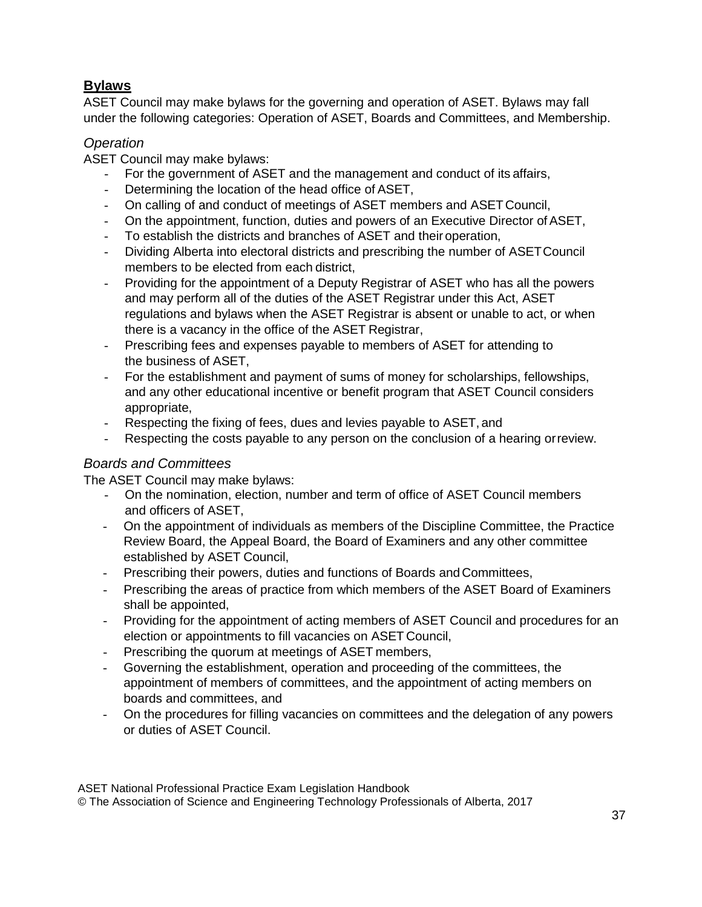## Bylaws

ASET Council may make bylaws for the governing and operation of ASET. Bylaws may fall under the following categories: Operation of ASET, Boards and Committees, and Membership.

### *Operation*

ASET Council may make bylaws:

- For the government of ASET and the management and conduct of its affairs,
- Determining the location of the head office of ASET,
- On calling of and conduct of meetings of ASET members and ASET Council,
- On the appointment, function, duties and powers of an Executive Director of ASET,
- To establish the districts and branches of ASET and their operation,
- Dividing Alberta into electoral districts and prescribing the number of ASET Council members to be elected from each district,
- Providing for the appointment of a Deputy Registrar of ASET who has all the powers and may perform all of the duties of the ASET Registrar under this Act, ASET regulations and bylaws when the ASET Registrar is absent or unable to act, or when there is a vacancy in the office of the ASET Registrar,
- Prescribing fees and expenses payable to members of ASET for attending to the business of ASET,
- For the establishment and payment of sums of money for scholarships, fellowships, and any other educational incentive or benefit program that ASET Council considers appropriate,
- Respecting the fixing of fees, dues and levies payable to ASET, and
- Respecting the costs payable to any person on the conclusion of a hearing or review.

### *Boards and Committees*

The ASET Council may make bylaws:

- On the nomination, election, number and term of office of ASET Council members and officers of ASET,
- On the appointment of individuals as members of the Discipline Committee, the Practice Review Board, the Appeal Board, the Board of Examiners and any other committee established by ASET Council,
- Prescribing their powers, duties and functions of Boards and Committees,
- Prescribing the areas of practice from which members of the ASET Board of Examiners shall be appointed,
- Providing for the appointment of acting members of ASET Council and procedures for an election or appointments to fill vacancies on ASET Council,
- Prescribing the quorum at meetings of ASET members,
- Governing the establishment, operation and proceeding of the committees, the appointment of members of committees, and the appointment of acting members on boards and committees, and
- On the procedures for filling vacancies on committees and the delegation of any powers or duties of ASET Council.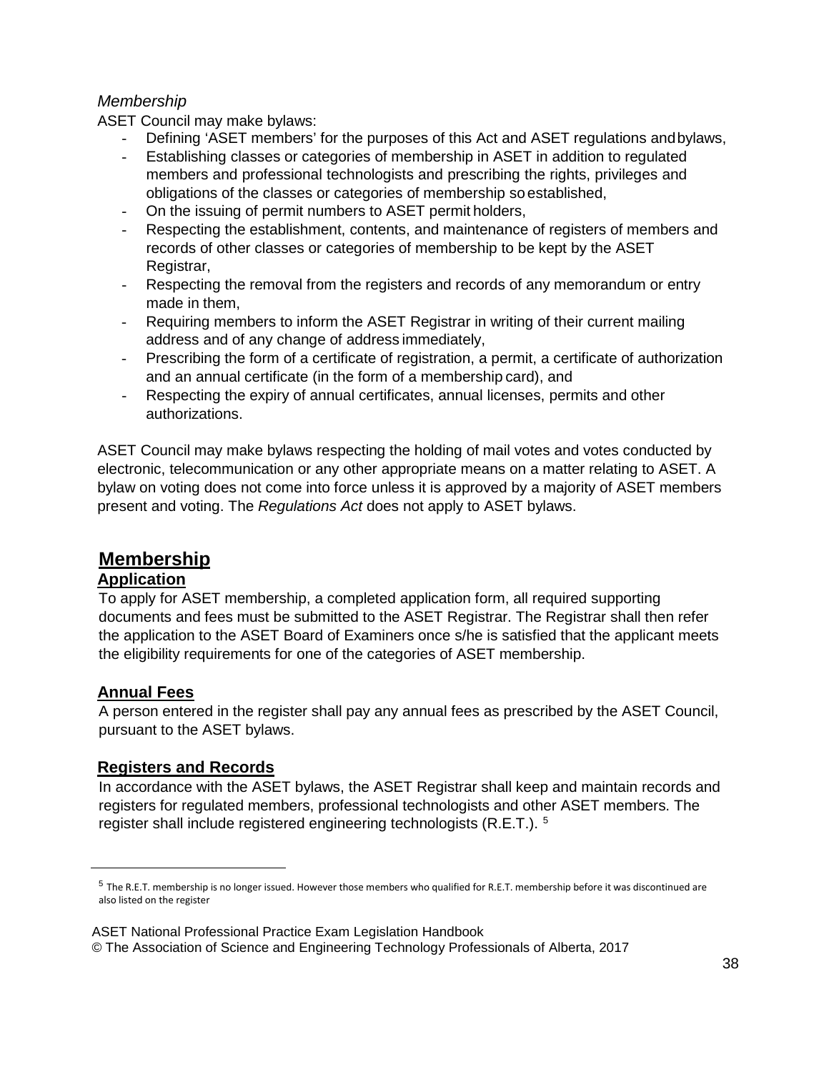*Membership*

ASET Council may make bylaws:

- Defining 'ASET members' for the purposes of this Act and ASET regulations and bylaws,
- Establishing classes or categories of membership in ASET in addition to regulated members and professional technologists and prescribing the rights, privileges and obligations of the classes or categories of membership so established,
- On the issuing of permit numbers to ASET permit holders,
- Respecting the establishment, contents, and maintenance of registers of members and records of other classes or categories of membership to be kept by the ASET Registrar,
- Respecting the removal from the registers and records of any memorandum or entry made in them,
- Requiring members to inform the ASET Registrar in writing of their current mailing address and of any change of address immediately,
- Prescribing the form of a certificate of registration, a permit, a certificate of authorization and an annual certificate (in the form of a membership card), and
- Respecting the expiry of annual certificates, annual licenses, permits and other authorizations.

ASET Council may make bylaws respecting the holding of mail votes and votes conducted by electronic, telecommunication or any other appropriate means on a matter relating to ASET. A bylaw on voting does not come into force unless it is approved by a majority of ASET members present and voting. The *Regulations Act* does not apply to ASET bylaws.

## Membership

### Application

To apply for ASET membership, a completed application form, all required supporting documents and fees must be submitted to the ASET Registrar. The Registrar shall then refer the application to the ASET Board of Examiners once s/he is satisfied that the applicant meets the eligibility requirements for one of the categories of ASET membership.

### Annual Fees

A person entered in the register shall pay any annual fees as prescribed by the ASET Council, pursuant to the ASET bylaws.

### Registers and Records

In accordance with the ASET bylaws, the ASET Registrar shall keep and maintain records and registers for regulated members, professional technologists and other ASET members. The register shall include registered engineering technologists (R.E.T.). [5]

---

[5] The R.E.T. membership is no longer issued. However those members who qualified for R.E.T. membership before it was discontinued are also listed on the register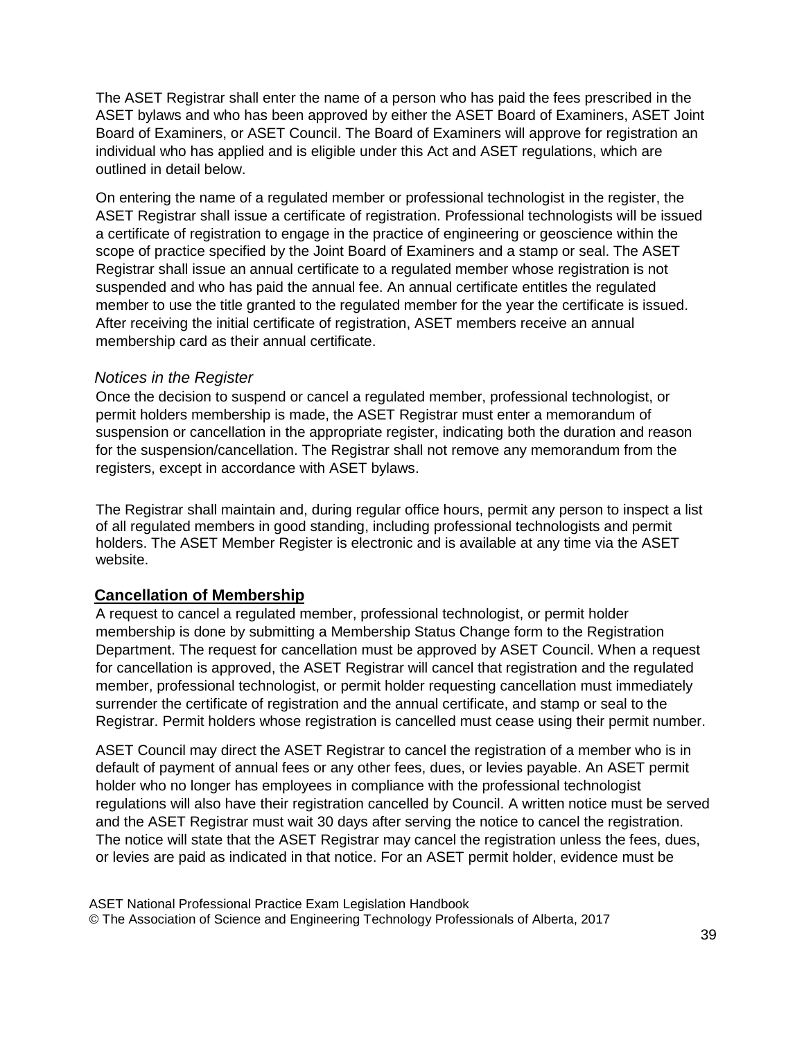The ASET Registrar shall enter the name of a person who has paid the fees prescribed in the ASET bylaws and who has been approved by either the ASET Board of Examiners, ASET Joint Board of Examiners, or ASET Council. The Board of Examiners will approve for registration an individual who has applied and is eligible under this Act and ASET regulations, which are outlined in detail below.

On entering the name of a regulated member or professional technologist in the register, the ASET Registrar shall issue a certificate of registration. Professional technologists will be issued a certificate of registration to engage in the practice of engineering or geoscience within the scope of practice specified by the Joint Board of Examiners and a stamp or seal. The ASET Registrar shall issue an annual certificate to a regulated member whose registration is not suspended and who has paid the annual fee. An annual certificate entitles the regulated member to use the title granted to the regulated member for the year the certificate is issued. After receiving the initial certificate of registration, ASET members receive an annual membership card as their annual certificate.

*Notices in the Register*

Once the decision to suspend or cancel a regulated member, professional technologist, or permit holders membership is made, the ASET Registrar must enter a memorandum of suspension or cancellation in the appropriate register, indicating both the duration and reason for the suspension/cancellation. The Registrar shall not remove any memorandum from the registers, except in accordance with ASET bylaws.

The Registrar shall maintain and, during regular office hours, permit any person to inspect a list of all regulated members in good standing, including professional technologists and permit holders. The ASET Member Register is electronic and is available at any time via the ASET website.

## Cancellation of Membership

A request to cancel a regulated member, professional technologist, or permit holder membership is done by submitting a Membership Status Change form to the Registration Department. The request for cancellation must be approved by ASET Council. When a request for cancellation is approved, the ASET Registrar will cancel that registration and the regulated member, professional technologist, or permit holder requesting cancellation must immediately surrender the certificate of registration and the annual certificate, and stamp or seal to the Registrar. Permit holders whose registration is cancelled must cease using their permit number.

ASET Council may direct the ASET Registrar to cancel the registration of a member who is in default of payment of annual fees or any other fees, dues, or levies payable. An ASET permit holder who no longer has employees in compliance with the professional technologist regulations will also have their registration cancelled by Council. A written notice must be served and the ASET Registrar must wait 30 days after serving the notice to cancel the registration. The notice will state that the ASET Registrar may cancel the registration unless the fees, dues, or levies are paid as indicated in that notice. For an ASET permit holder, evidence must be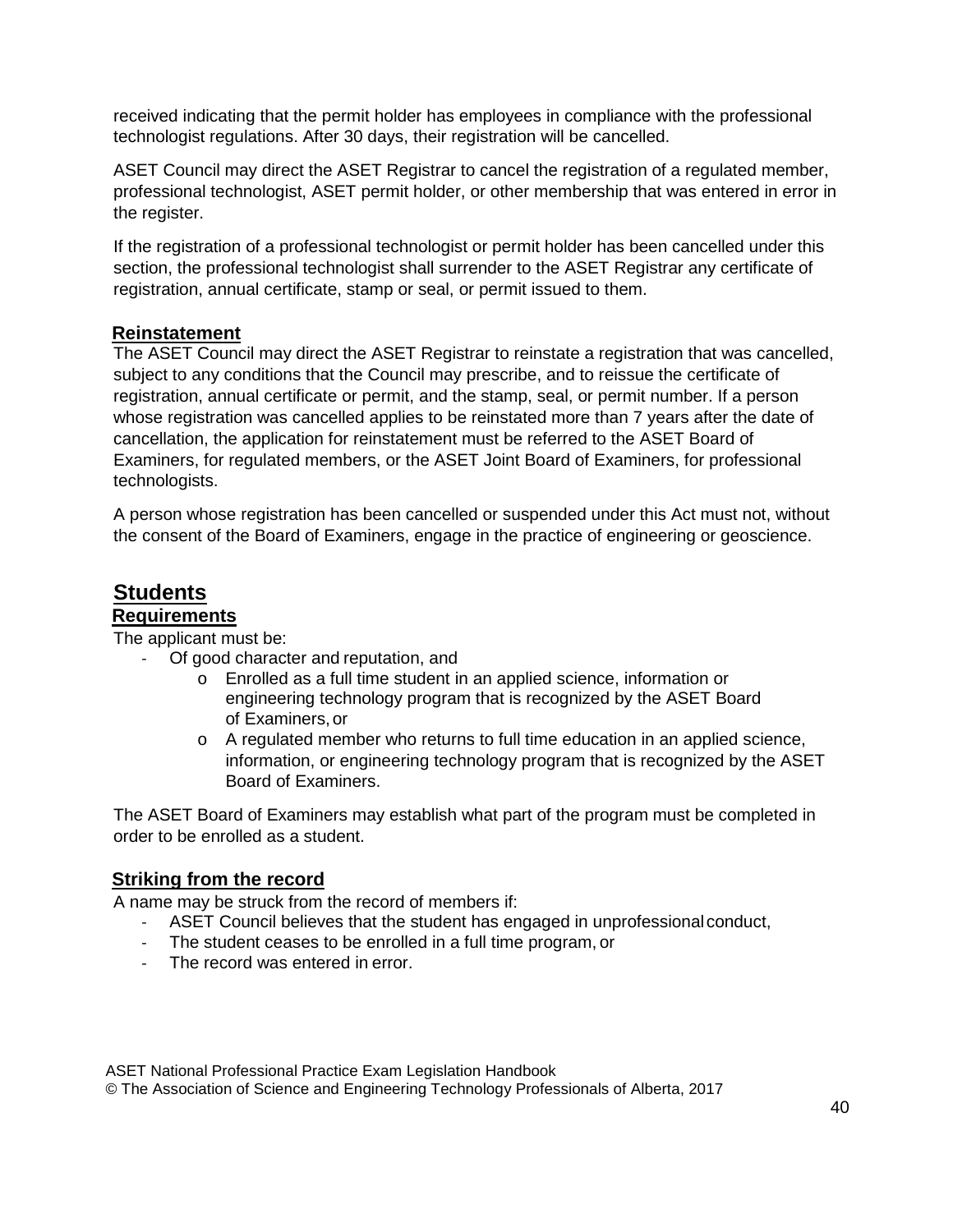received indicating that the permit holder has employees in compliance with the professional technologist regulations. After 30 days, their registration will be cancelled.

ASET Council may direct the ASET Registrar to cancel the registration of a regulated member, professional technologist, ASET permit holder, or other membership that was entered in error in the register.

If the registration of a professional technologist or permit holder has been cancelled under this section, the professional technologist shall surrender to the ASET Registrar any certificate of registration, annual certificate, stamp or seal, or permit issued to them.

### Reinstatement

The ASET Council may direct the ASET Registrar to reinstate a registration that was cancelled, subject to any conditions that the Council may prescribe, and to reissue the certificate of registration, annual certificate or permit, and the stamp, seal, or permit number. If a person whose registration was cancelled applies to be reinstated more than 7 years after the date of cancellation, the application for reinstatement must be referred to the ASET Board of Examiners, for regulated members, or the ASET Joint Board of Examiners, for professional technologists.

A person whose registration has been cancelled or suspended under this Act must not, without the consent of the Board of Examiners, engage in the practice of engineering or geoscience.

## Students

### Requirements

The applicant must be:

- Of good character and reputation, and
  - o Enrolled as a full time student in an applied science, information or engineering technology program that is recognized by the ASET Board of Examiners, or
  - o A regulated member who returns to full time education in an applied science, information, or engineering technology program that is recognized by the ASET Board of Examiners.

The ASET Board of Examiners may establish what part of the program must be completed in order to be enrolled as a student.

### Striking from the record

A name may be struck from the record of members if:

- ASET Council believes that the student has engaged in unprofessional conduct,
- The student ceases to be enrolled in a full time program, or
- The record was entered in error.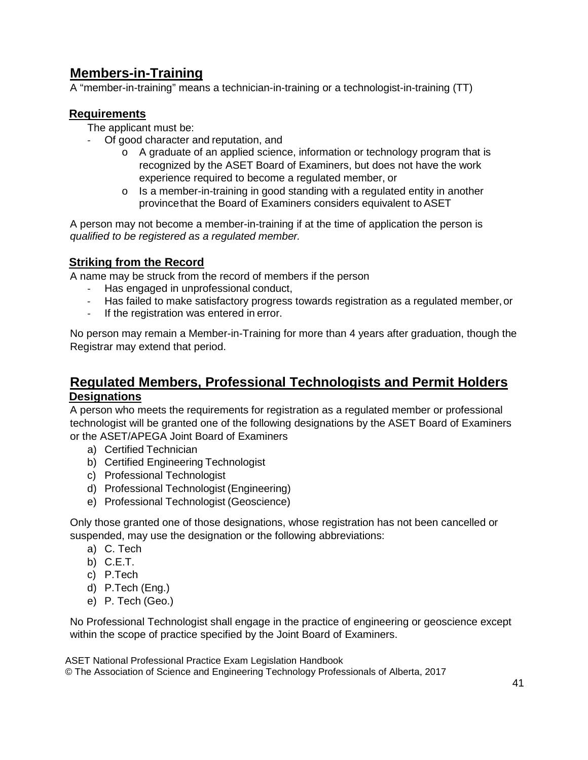## Members-in-Training

A "member-in-training" means a technician-in-training or a technologist-in-training (TT)

### Requirements

The applicant must be:

- Of good character and reputation, and
  - A graduate of an applied science, information or technology program that is recognized by the ASET Board of Examiners, but does not have the work experience required to become a regulated member, or
  - Is a member-in-training in good standing with a regulated entity in another province that the Board of Examiners considers equivalent to ASET

A person may not become a member-in-training if at the time of application the person is *qualified to be registered as a regulated member.*

### Striking from the Record

A name may be struck from the record of members if the person

- Has engaged in unprofessional conduct,
- Has failed to make satisfactory progress towards registration as a regulated member, or
- If the registration was entered in error.

No person may remain a Member-in-Training for more than 4 years after graduation, though the Registrar may extend that period.

## Regulated Members, Professional Technologists and Permit Holders

### Designations

A person who meets the requirements for registration as a regulated member or professional technologist will be granted one of the following designations by the ASET Board of Examiners or the ASET/APEGA Joint Board of Examiners

a) Certified Technician
b) Certified Engineering Technologist
c) Professional Technologist
d) Professional Technologist (Engineering)
e) Professional Technologist (Geoscience)

Only those granted one of those designations, whose registration has not been cancelled or suspended, may use the designation or the following abbreviations:

a) C. Tech
b) C.E.T.
c) P.Tech
d) P.Tech (Eng.)
e) P. Tech (Geo.)

No Professional Technologist shall engage in the practice of engineering or geoscience except within the scope of practice specified by the Joint Board of Examiners.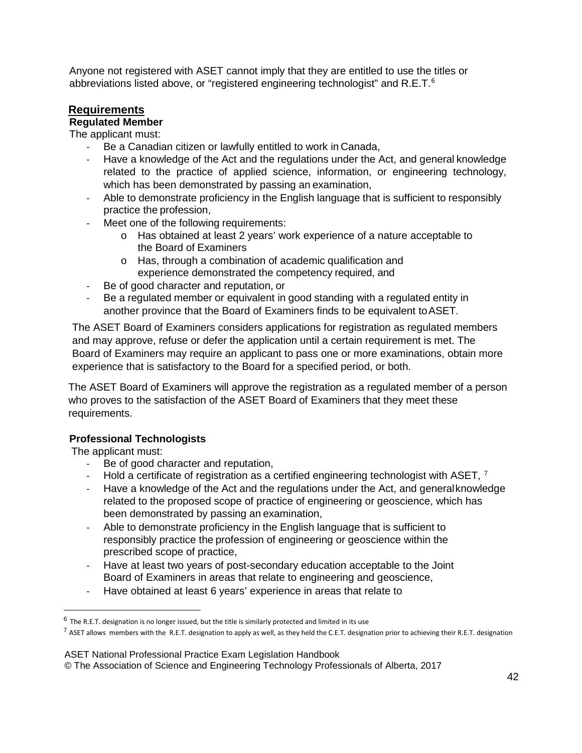Anyone not registered with ASET cannot imply that they are entitled to use the titles or abbreviations listed above, or "registered engineering technologist" and R.E.T.[6]

## Requirements

### Regulated Member

The applicant must:

- Be a Canadian citizen or lawfully entitled to work in Canada,
- Have a knowledge of the Act and the regulations under the Act, and general knowledge related to the practice of applied science, information, or engineering technology, which has been demonstrated by passing an examination,
- Able to demonstrate proficiency in the English language that is sufficient to responsibly practice the profession,
- Meet one of the following requirements:
  - Has obtained at least 2 years' work experience of a nature acceptable to the Board of Examiners
  - Has, through a combination of academic qualification and experience demonstrated the competency required, and
- Be of good character and reputation, or
- Be a regulated member or equivalent in good standing with a regulated entity in another province that the Board of Examiners finds to be equivalent to ASET.

The ASET Board of Examiners considers applications for registration as regulated members and may approve, refuse or defer the application until a certain requirement is met. The Board of Examiners may require an applicant to pass one or more examinations, obtain more experience that is satisfactory to the Board for a specified period, or both.

The ASET Board of Examiners will approve the registration as a regulated member of a person who proves to the satisfaction of the ASET Board of Examiners that they meet these requirements.

### Professional Technologists

The applicant must:

- Be of good character and reputation,
- Hold a certificate of registration as a certified engineering technologist with ASET, [7]
- Have a knowledge of the Act and the regulations under the Act, and general knowledge related to the proposed scope of practice of engineering or geoscience, which has been demonstrated by passing an examination,
- Able to demonstrate proficiency in the English language that is sufficient to responsibly practice the profession of engineering or geoscience within the prescribed scope of practice,
- Have at least two years of post-secondary education acceptable to the Joint Board of Examiners in areas that relate to engineering and geoscience,
- Have obtained at least 6 years' experience in areas that relate to

---

[6] The R.E.T. designation is no longer issued, but the title is similarly protected and limited in its use

[7] ASET allows members with the R.E.T. designation to apply as well, as they held the C.E.T. designation prior to achieving their R.E.T. designation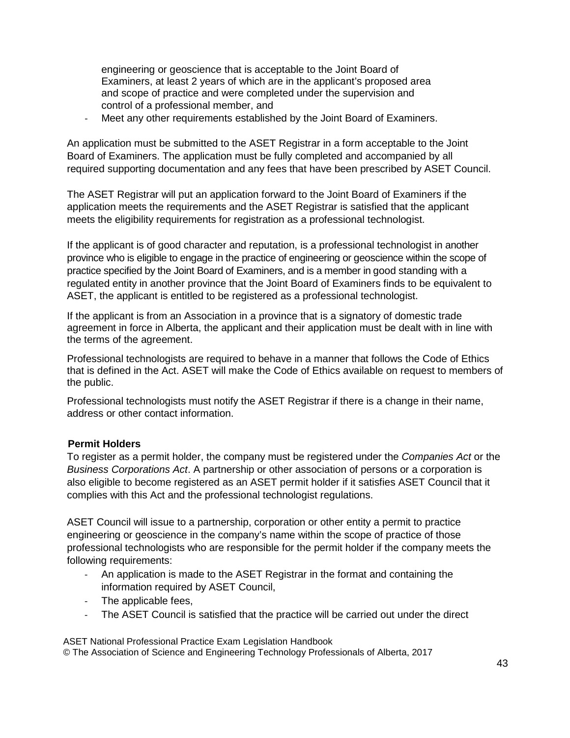engineering or geoscience that is acceptable to the Joint Board of Examiners, at least 2 years of which are in the applicant's proposed area and scope of practice and were completed under the supervision and control of a professional member, and

- Meet any other requirements established by the Joint Board of Examiners.

An application must be submitted to the ASET Registrar in a form acceptable to the Joint Board of Examiners. The application must be fully completed and accompanied by all required supporting documentation and any fees that have been prescribed by ASET Council.

The ASET Registrar will put an application forward to the Joint Board of Examiners if the application meets the requirements and the ASET Registrar is satisfied that the applicant meets the eligibility requirements for registration as a professional technologist.

If the applicant is of good character and reputation, is a professional technologist in another province who is eligible to engage in the practice of engineering or geoscience within the scope of practice specified by the Joint Board of Examiners, and is a member in good standing with a regulated entity in another province that the Joint Board of Examiners finds to be equivalent to ASET, the applicant is entitled to be registered as a professional technologist.

If the applicant is from an Association in a province that is a signatory of domestic trade agreement in force in Alberta, the applicant and their application must be dealt with in line with the terms of the agreement.

Professional technologists are required to behave in a manner that follows the Code of Ethics that is defined in the Act. ASET will make the Code of Ethics available on request to members of the public.

Professional technologists must notify the ASET Registrar if there is a change in their name, address or other contact information.

**Permit Holders**

To register as a permit holder, the company must be registered under the *Companies Act* or the *Business Corporations Act*. A partnership or other association of persons or a corporation is also eligible to become registered as an ASET permit holder if it satisfies ASET Council that it complies with this Act and the professional technologist regulations.

ASET Council will issue to a partnership, corporation or other entity a permit to practice engineering or geoscience in the company's name within the scope of practice of those professional technologists who are responsible for the permit holder if the company meets the following requirements:

- An application is made to the ASET Registrar in the format and containing the information required by ASET Council,
- The applicable fees,
- The ASET Council is satisfied that the practice will be carried out under the direct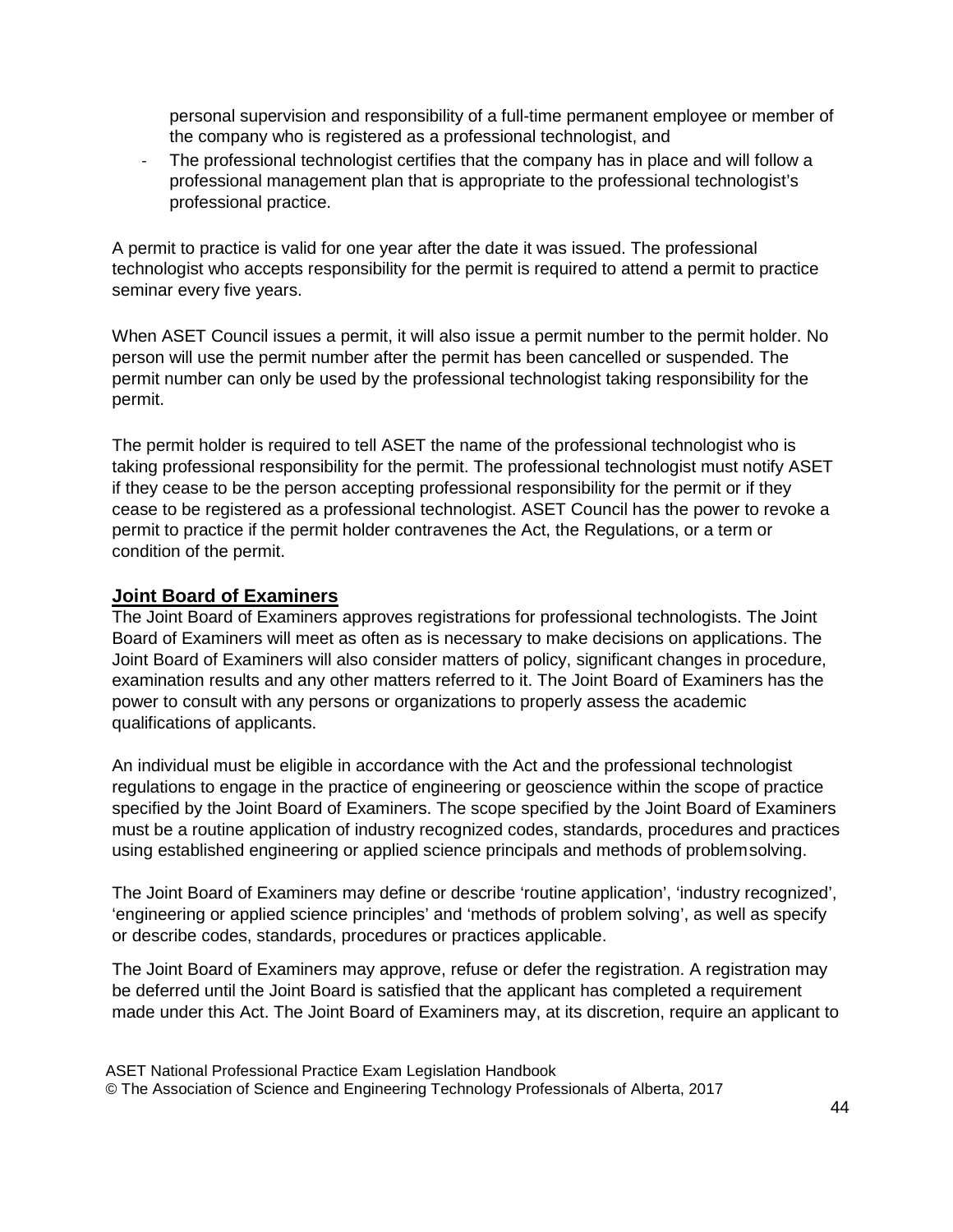personal supervision and responsibility of a full-time permanent employee or member of the company who is registered as a professional technologist, and

- The professional technologist certifies that the company has in place and will follow a professional management plan that is appropriate to the professional technologist's professional practice.

A permit to practice is valid for one year after the date it was issued. The professional technologist who accepts responsibility for the permit is required to attend a permit to practice seminar every five years.

When ASET Council issues a permit, it will also issue a permit number to the permit holder. No person will use the permit number after the permit has been cancelled or suspended. The permit number can only be used by the professional technologist taking responsibility for the permit.

The permit holder is required to tell ASET the name of the professional technologist who is taking professional responsibility for the permit. The professional technologist must notify ASET if they cease to be the person accepting professional responsibility for the permit or if they cease to be registered as a professional technologist. ASET Council has the power to revoke a permit to practice if the permit holder contravenes the Act, the Regulations, or a term or condition of the permit.

## Joint Board of Examiners

The Joint Board of Examiners approves registrations for professional technologists. The Joint Board of Examiners will meet as often as is necessary to make decisions on applications. The Joint Board of Examiners will also consider matters of policy, significant changes in procedure, examination results and any other matters referred to it. The Joint Board of Examiners has the power to consult with any persons or organizations to properly assess the academic qualifications of applicants.

An individual must be eligible in accordance with the Act and the professional technologist regulations to engage in the practice of engineering or geoscience within the scope of practice specified by the Joint Board of Examiners. The scope specified by the Joint Board of Examiners must be a routine application of industry recognized codes, standards, procedures and practices using established engineering or applied science principals and methods of problem solving.

The Joint Board of Examiners may define or describe 'routine application', 'industry recognized', 'engineering or applied science principles' and 'methods of problem solving', as well as specify or describe codes, standards, procedures or practices applicable.

The Joint Board of Examiners may approve, refuse or defer the registration. A registration may be deferred until the Joint Board is satisfied that the applicant has completed a requirement made under this Act. The Joint Board of Examiners may, at its discretion, require an applicant to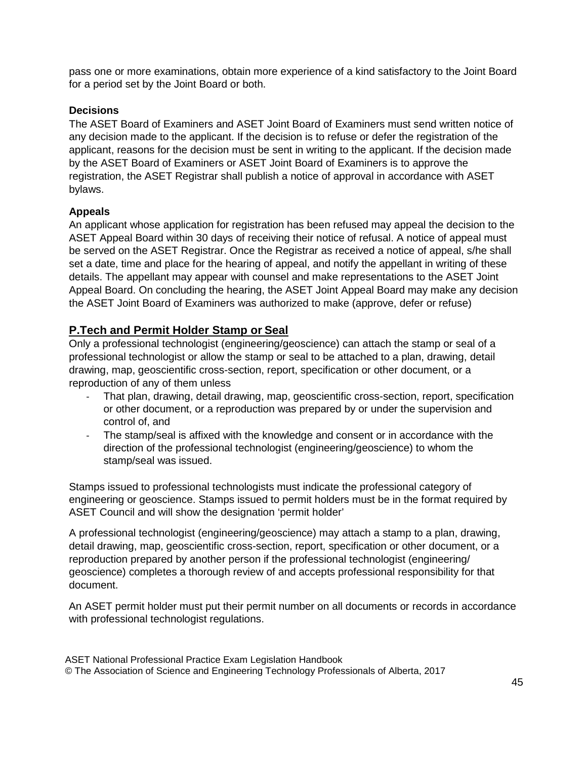pass one or more examinations, obtain more experience of a kind satisfactory to the Joint Board for a period set by the Joint Board or both.

**Decisions**

The ASET Board of Examiners and ASET Joint Board of Examiners must send written notice of any decision made to the applicant. If the decision is to refuse or defer the registration of the applicant, reasons for the decision must be sent in writing to the applicant. If the decision made by the ASET Board of Examiners or ASET Joint Board of Examiners is to approve the registration, the ASET Registrar shall publish a notice of approval in accordance with ASET bylaws.

**Appeals**

An applicant whose application for registration has been refused may appeal the decision to the ASET Appeal Board within 30 days of receiving their notice of refusal. A notice of appeal must be served on the ASET Registrar. Once the Registrar as received a notice of appeal, s/he shall set a date, time and place for the hearing of appeal, and notify the appellant in writing of these details. The appellant may appear with counsel and make representations to the ASET Joint Appeal Board. On concluding the hearing, the ASET Joint Appeal Board may make any decision the ASET Joint Board of Examiners was authorized to make (approve, defer or refuse)

## P.Tech and Permit Holder Stamp or Seal

Only a professional technologist (engineering/geoscience) can attach the stamp or seal of a professional technologist or allow the stamp or seal to be attached to a plan, drawing, detail drawing, map, geoscientific cross-section, report, specification or other document, or a reproduction of any of them unless

- That plan, drawing, detail drawing, map, geoscientific cross-section, report, specification or other document, or a reproduction was prepared by or under the supervision and control of, and
- The stamp/seal is affixed with the knowledge and consent or in accordance with the direction of the professional technologist (engineering/geoscience) to whom the stamp/seal was issued.

Stamps issued to professional technologists must indicate the professional category of engineering or geoscience. Stamps issued to permit holders must be in the format required by ASET Council and will show the designation 'permit holder'

A professional technologist (engineering/geoscience) may attach a stamp to a plan, drawing, detail drawing, map, geoscientific cross-section, report, specification or other document, or a reproduction prepared by another person if the professional technologist (engineering/ geoscience) completes a thorough review of and accepts professional responsibility for that document.

An ASET permit holder must put their permit number on all documents or records in accordance with professional technologist regulations.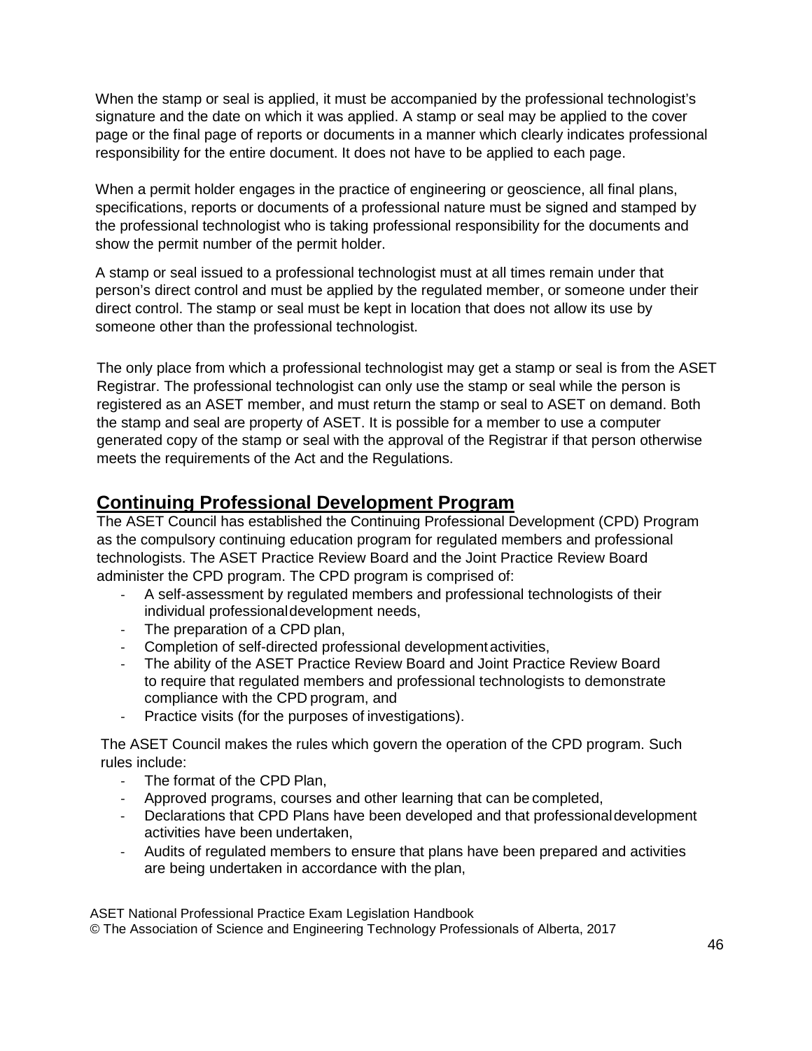When the stamp or seal is applied, it must be accompanied by the professional technologist's signature and the date on which it was applied. A stamp or seal may be applied to the cover page or the final page of reports or documents in a manner which clearly indicates professional responsibility for the entire document. It does not have to be applied to each page.

When a permit holder engages in the practice of engineering or geoscience, all final plans, specifications, reports or documents of a professional nature must be signed and stamped by the professional technologist who is taking professional responsibility for the documents and show the permit number of the permit holder.

A stamp or seal issued to a professional technologist must at all times remain under that person's direct control and must be applied by the regulated member, or someone under their direct control. The stamp or seal must be kept in location that does not allow its use by someone other than the professional technologist.

The only place from which a professional technologist may get a stamp or seal is from the ASET Registrar. The professional technologist can only use the stamp or seal while the person is registered as an ASET member, and must return the stamp or seal to ASET on demand. Both the stamp and seal are property of ASET. It is possible for a member to use a computer generated copy of the stamp or seal with the approval of the Registrar if that person otherwise meets the requirements of the Act and the Regulations.

## Continuing Professional Development Program

The ASET Council has established the Continuing Professional Development (CPD) Program as the compulsory continuing education program for regulated members and professional technologists. The ASET Practice Review Board and the Joint Practice Review Board administer the CPD program. The CPD program is comprised of:

- A self-assessment by regulated members and professional technologists of their individual professional development needs,
- The preparation of a CPD plan,
- Completion of self-directed professional development activities,
- The ability of the ASET Practice Review Board and Joint Practice Review Board to require that regulated members and professional technologists to demonstrate compliance with the CPD program, and
- Practice visits (for the purposes of investigations).

The ASET Council makes the rules which govern the operation of the CPD program. Such rules include:

- The format of the CPD Plan,
- Approved programs, courses and other learning that can be completed,
- Declarations that CPD Plans have been developed and that professional development activities have been undertaken,
- Audits of regulated members to ensure that plans have been prepared and activities are being undertaken in accordance with the plan,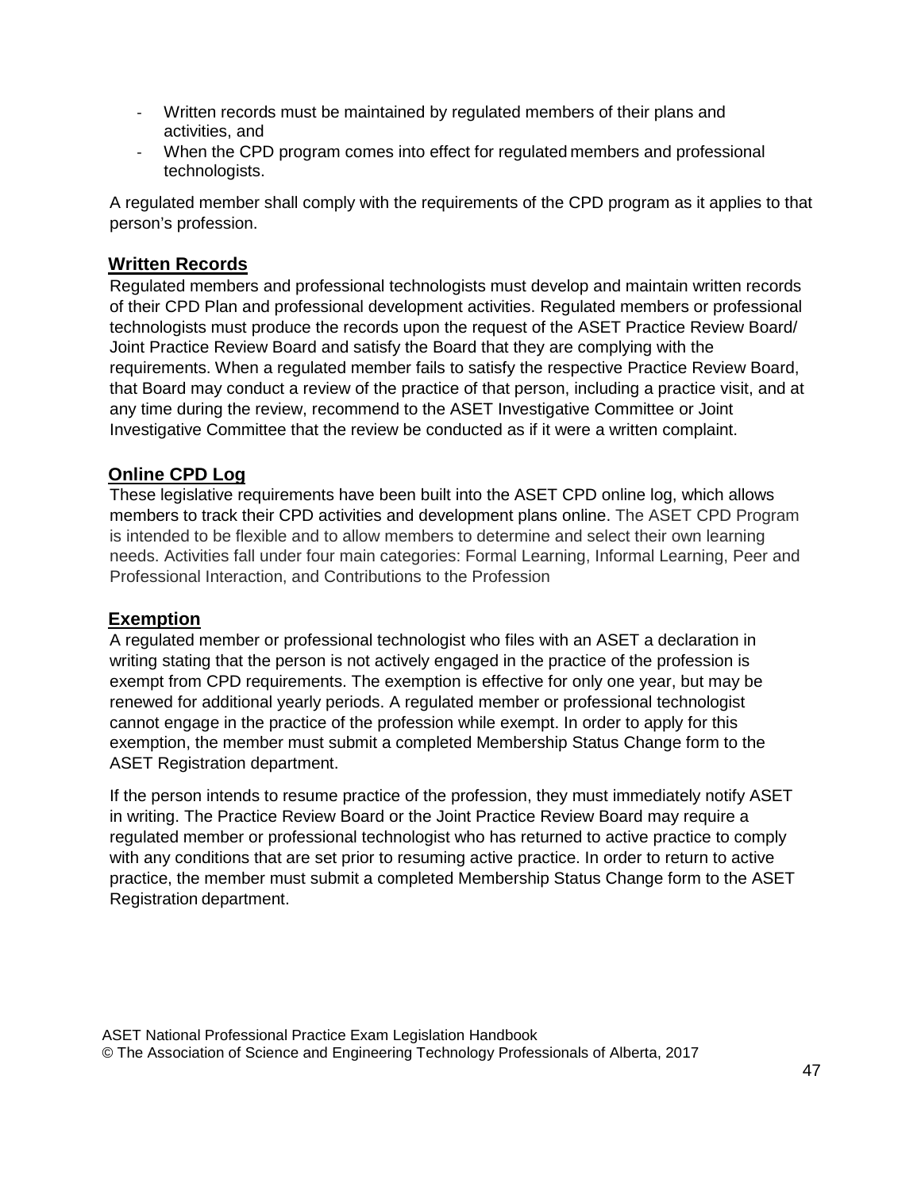- Written records must be maintained by regulated members of their plans and activities, and
- When the CPD program comes into effect for regulated members and professional technologists.

A regulated member shall comply with the requirements of the CPD program as it applies to that person's profession.

## Written Records

Regulated members and professional technologists must develop and maintain written records of their CPD Plan and professional development activities. Regulated members or professional technologists must produce the records upon the request of the ASET Practice Review Board/ Joint Practice Review Board and satisfy the Board that they are complying with the requirements. When a regulated member fails to satisfy the respective Practice Review Board, that Board may conduct a review of the practice of that person, including a practice visit, and at any time during the review, recommend to the ASET Investigative Committee or Joint Investigative Committee that the review be conducted as if it were a written complaint.

## Online CPD Log

These legislative requirements have been built into the ASET CPD online log, which allows members to track their CPD activities and development plans online. The ASET CPD Program is intended to be flexible and to allow members to determine and select their own learning needs. Activities fall under four main categories: Formal Learning, Informal Learning, Peer and Professional Interaction, and Contributions to the Profession

## Exemption

A regulated member or professional technologist who files with an ASET a declaration in writing stating that the person is not actively engaged in the practice of the profession is exempt from CPD requirements. The exemption is effective for only one year, but may be renewed for additional yearly periods. A regulated member or professional technologist cannot engage in the practice of the profession while exempt. In order to apply for this exemption, the member must submit a completed Membership Status Change form to the ASET Registration department.

If the person intends to resume practice of the profession, they must immediately notify ASET in writing. The Practice Review Board or the Joint Practice Review Board may require a regulated member or professional technologist who has returned to active practice to comply with any conditions that are set prior to resuming active practice. In order to return to active practice, the member must submit a completed Membership Status Change form to the ASET Registration department.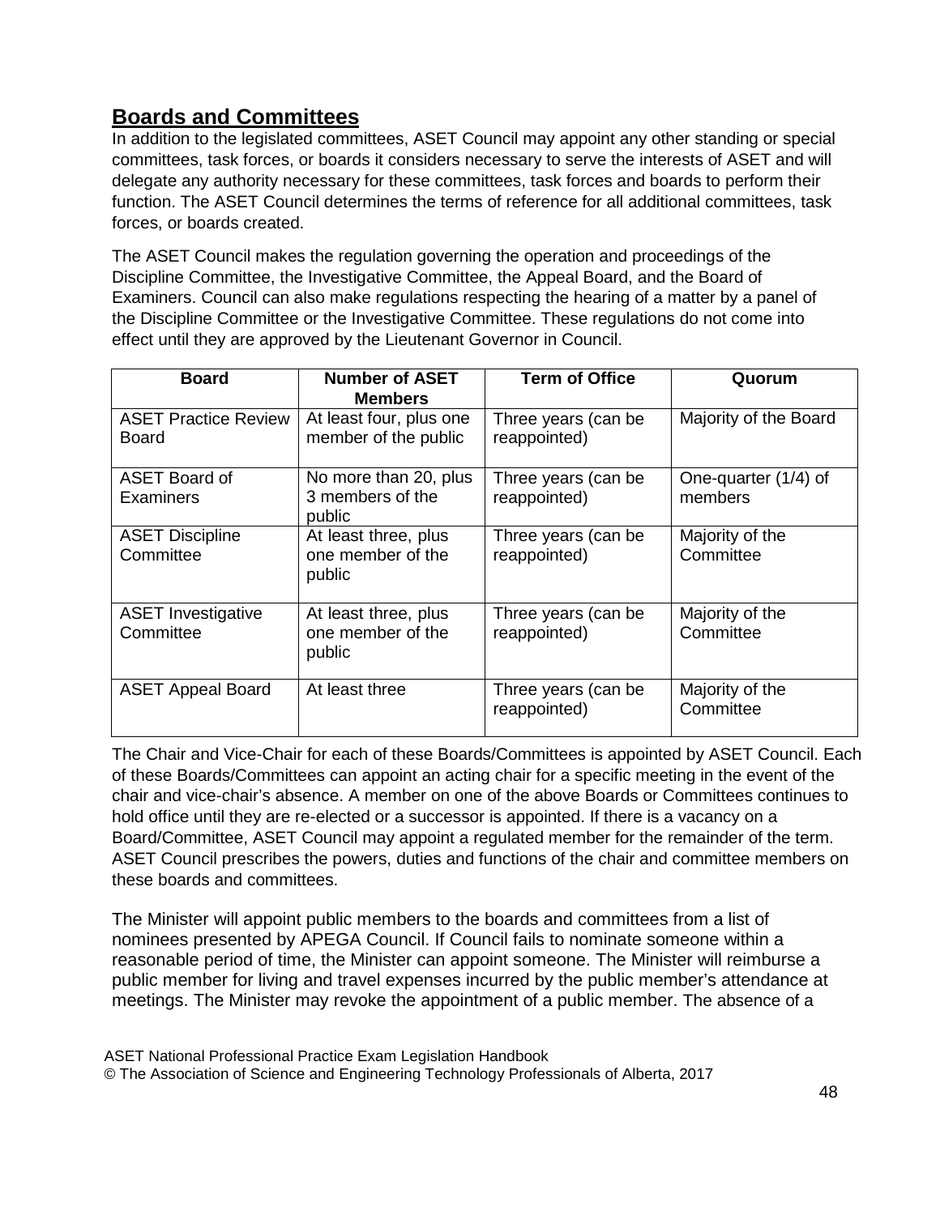## Boards and Committees

In addition to the legislated committees, ASET Council may appoint any other standing or special committees, task forces, or boards it considers necessary to serve the interests of ASET and will delegate any authority necessary for these committees, task forces and boards to perform their function. The ASET Council determines the terms of reference for all additional committees, task forces, or boards created.

The ASET Council makes the regulation governing the operation and proceedings of the Discipline Committee, the Investigative Committee, the Appeal Board, and the Board of Examiners. Council can also make regulations respecting the hearing of a matter by a panel of the Discipline Committee or the Investigative Committee. These regulations do not come into effect until they are approved by the Lieutenant Governor in Council.

| Board | Number of ASET Members | Term of Office | Quorum |
|---|---|---|---|
| ASET Practice Review Board | At least four, plus one member of the public | Three years (can be reappointed) | Majority of the Board |
| ASET Board of Examiners | No more than 20, plus 3 members of the public | Three years (can be reappointed) | One-quarter (1/4) of members |
| ASET Discipline Committee | At least three, plus one member of the public | Three years (can be reappointed) | Majority of the Committee |
| ASET Investigative Committee | At least three, plus one member of the public | Three years (can be reappointed) | Majority of the Committee |
| ASET Appeal Board | At least three | Three years (can be reappointed) | Majority of the Committee |

The Chair and Vice-Chair for each of these Boards/Committees is appointed by ASET Council. Each of these Boards/Committees can appoint an acting chair for a specific meeting in the event of the chair and vice-chair's absence. A member on one of the above Boards or Committees continues to hold office until they are re-elected or a successor is appointed. If there is a vacancy on a Board/Committee, ASET Council may appoint a regulated member for the remainder of the term. ASET Council prescribes the powers, duties and functions of the chair and committee members on these boards and committees.

The Minister will appoint public members to the boards and committees from a list of nominees presented by APEGA Council. If Council fails to nominate someone within a reasonable period of time, the Minister can appoint someone. The Minister will reimburse a public member for living and travel expenses incurred by the public member's attendance at meetings. The Minister may revoke the appointment of a public member. The absence of a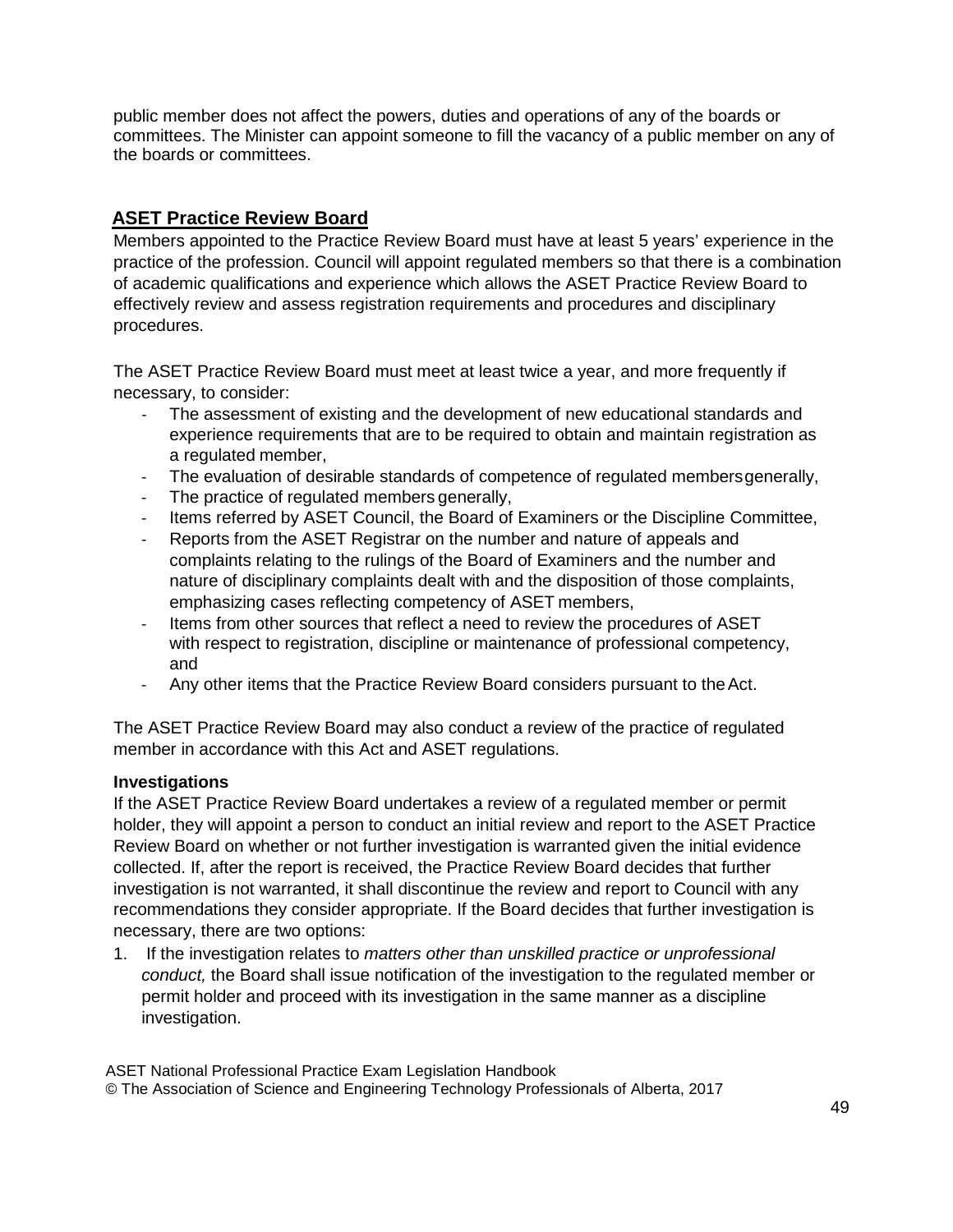public member does not affect the powers, duties and operations of any of the boards or committees. The Minister can appoint someone to fill the vacancy of a public member on any of the boards or committees.

## ASET Practice Review Board

Members appointed to the Practice Review Board must have at least 5 years' experience in the practice of the profession. Council will appoint regulated members so that there is a combination of academic qualifications and experience which allows the ASET Practice Review Board to effectively review and assess registration requirements and procedures and disciplinary procedures.

The ASET Practice Review Board must meet at least twice a year, and more frequently if necessary, to consider:

- The assessment of existing and the development of new educational standards and experience requirements that are to be required to obtain and maintain registration as a regulated member,
- The evaluation of desirable standards of competence of regulated members generally,
- The practice of regulated members generally,
- Items referred by ASET Council, the Board of Examiners or the Discipline Committee,
- Reports from the ASET Registrar on the number and nature of appeals and complaints relating to the rulings of the Board of Examiners and the number and nature of disciplinary complaints dealt with and the disposition of those complaints, emphasizing cases reflecting competency of ASET members,
- Items from other sources that reflect a need to review the procedures of ASET with respect to registration, discipline or maintenance of professional competency, and
- Any other items that the Practice Review Board considers pursuant to the Act.

The ASET Practice Review Board may also conduct a review of the practice of regulated member in accordance with this Act and ASET regulations.

**Investigations**

If the ASET Practice Review Board undertakes a review of a regulated member or permit holder, they will appoint a person to conduct an initial review and report to the ASET Practice Review Board on whether or not further investigation is warranted given the initial evidence collected. If, after the report is received, the Practice Review Board decides that further investigation is not warranted, it shall discontinue the review and report to Council with any recommendations they consider appropriate. If the Board decides that further investigation is necessary, there are two options:

1. If the investigation relates to *matters other than unskilled practice or unprofessional conduct,* the Board shall issue notification of the investigation to the regulated member or permit holder and proceed with its investigation in the same manner as a discipline investigation.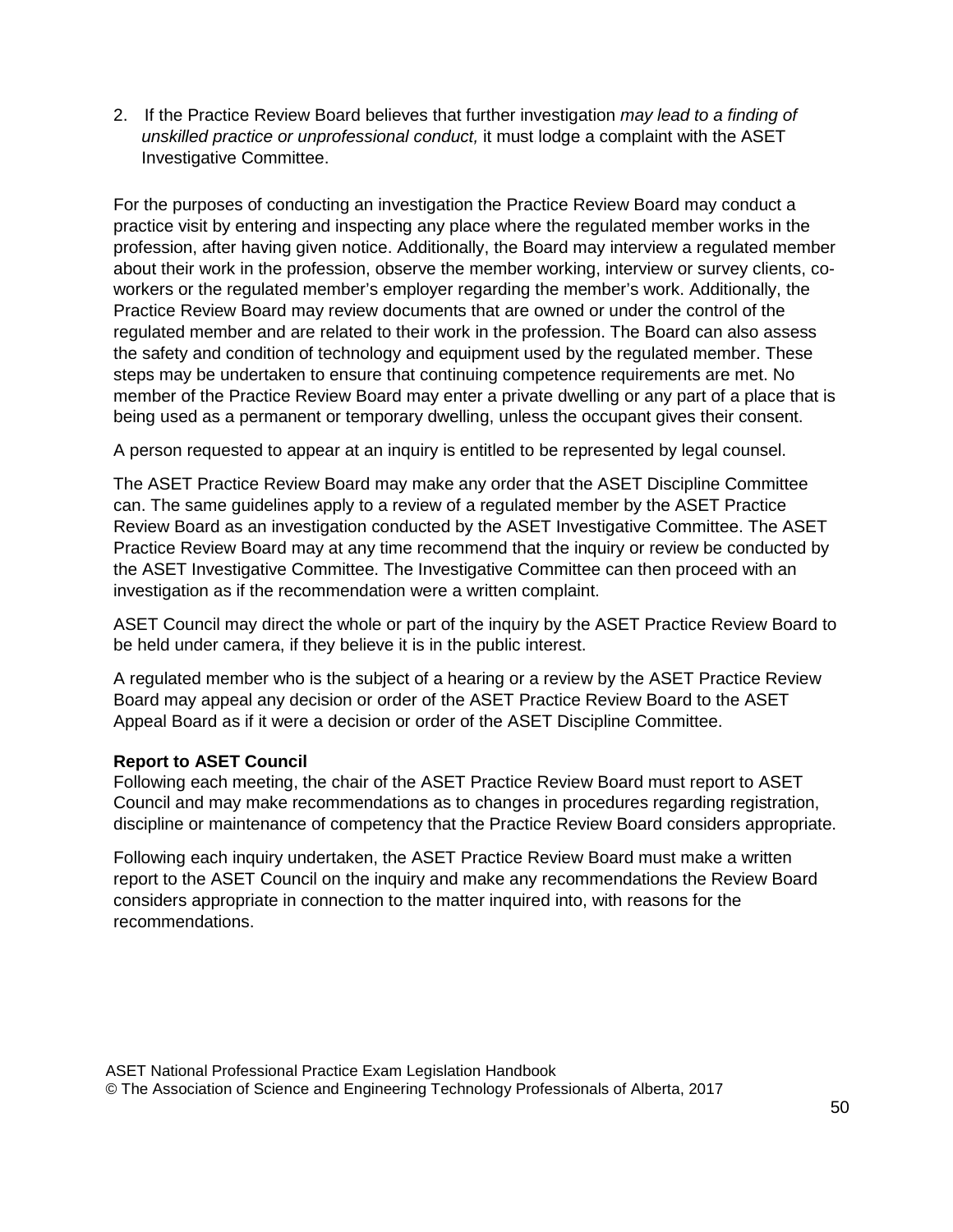2. If the Practice Review Board believes that further investigation *may lead to a finding of unskilled practice or unprofessional conduct,* it must lodge a complaint with the ASET Investigative Committee.

For the purposes of conducting an investigation the Practice Review Board may conduct a practice visit by entering and inspecting any place where the regulated member works in the profession, after having given notice. Additionally, the Board may interview a regulated member about their work in the profession, observe the member working, interview or survey clients, co-workers or the regulated member's employer regarding the member's work. Additionally, the Practice Review Board may review documents that are owned or under the control of the regulated member and are related to their work in the profession. The Board can also assess the safety and condition of technology and equipment used by the regulated member. These steps may be undertaken to ensure that continuing competence requirements are met. No member of the Practice Review Board may enter a private dwelling or any part of a place that is being used as a permanent or temporary dwelling, unless the occupant gives their consent.

A person requested to appear at an inquiry is entitled to be represented by legal counsel.

The ASET Practice Review Board may make any order that the ASET Discipline Committee can. The same guidelines apply to a review of a regulated member by the ASET Practice Review Board as an investigation conducted by the ASET Investigative Committee. The ASET Practice Review Board may at any time recommend that the inquiry or review be conducted by the ASET Investigative Committee. The Investigative Committee can then proceed with an investigation as if the recommendation were a written complaint.

ASET Council may direct the whole or part of the inquiry by the ASET Practice Review Board to be held under camera, if they believe it is in the public interest.

A regulated member who is the subject of a hearing or a review by the ASET Practice Review Board may appeal any decision or order of the ASET Practice Review Board to the ASET Appeal Board as if it were a decision or order of the ASET Discipline Committee.

**Report to ASET Council**

Following each meeting, the chair of the ASET Practice Review Board must report to ASET Council and may make recommendations as to changes in procedures regarding registration, discipline or maintenance of competency that the Practice Review Board considers appropriate.

Following each inquiry undertaken, the ASET Practice Review Board must make a written report to the ASET Council on the inquiry and make any recommendations the Review Board considers appropriate in connection to the matter inquired into, with reasons for the recommendations.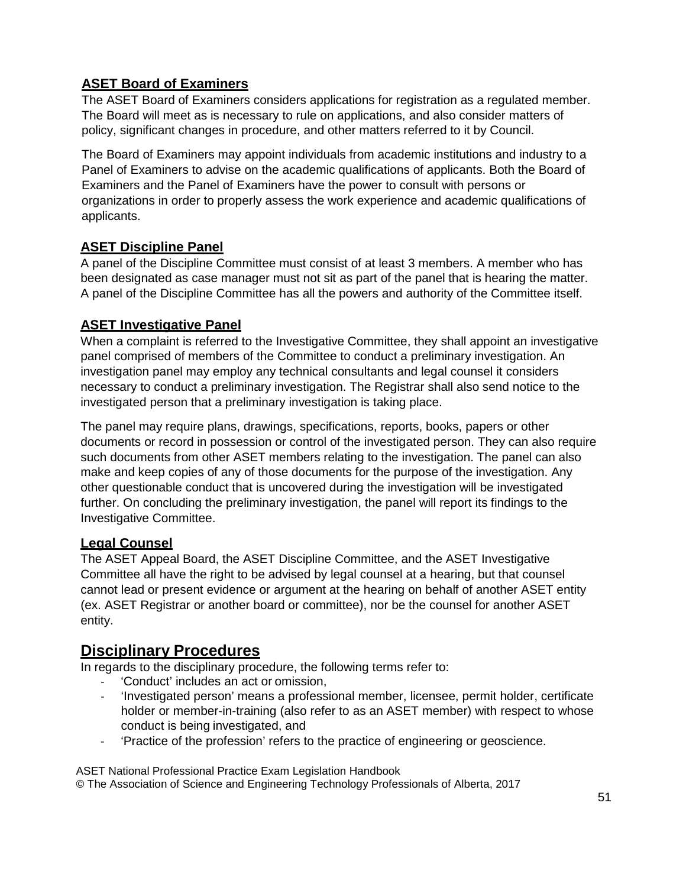### ASET Board of Examiners

The ASET Board of Examiners considers applications for registration as a regulated member. The Board will meet as is necessary to rule on applications, and also consider matters of policy, significant changes in procedure, and other matters referred to it by Council.

The Board of Examiners may appoint individuals from academic institutions and industry to a Panel of Examiners to advise on the academic qualifications of applicants. Both the Board of Examiners and the Panel of Examiners have the power to consult with persons or organizations in order to properly assess the work experience and academic qualifications of applicants.

### ASET Discipline Panel

A panel of the Discipline Committee must consist of at least 3 members. A member who has been designated as case manager must not sit as part of the panel that is hearing the matter. A panel of the Discipline Committee has all the powers and authority of the Committee itself.

### ASET Investigative Panel

When a complaint is referred to the Investigative Committee, they shall appoint an investigative panel comprised of members of the Committee to conduct a preliminary investigation. An investigation panel may employ any technical consultants and legal counsel it considers necessary to conduct a preliminary investigation. The Registrar shall also send notice to the investigated person that a preliminary investigation is taking place.

The panel may require plans, drawings, specifications, reports, books, papers or other documents or record in possession or control of the investigated person. They can also require such documents from other ASET members relating to the investigation. The panel can also make and keep copies of any of those documents for the purpose of the investigation. Any other questionable conduct that is uncovered during the investigation will be investigated further. On concluding the preliminary investigation, the panel will report its findings to the Investigative Committee.

### Legal Counsel

The ASET Appeal Board, the ASET Discipline Committee, and the ASET Investigative Committee all have the right to be advised by legal counsel at a hearing, but that counsel cannot lead or present evidence or argument at the hearing on behalf of another ASET entity (ex. ASET Registrar or another board or committee), nor be the counsel for another ASET entity.

## Disciplinary Procedures

In regards to the disciplinary procedure, the following terms refer to:

- 'Conduct' includes an act or omission,
- 'Investigated person' means a professional member, licensee, permit holder, certificate holder or member-in-training (also refer to as an ASET member) with respect to whose conduct is being investigated, and
- 'Practice of the profession' refers to the practice of engineering or geoscience.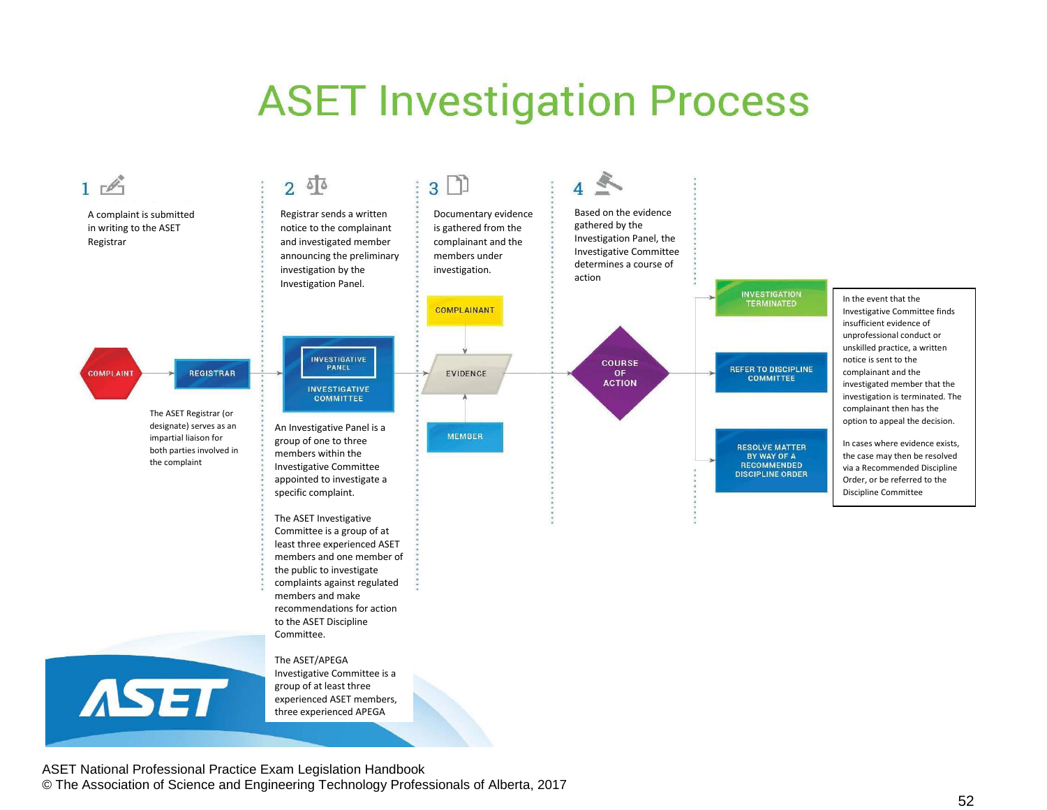# ASET Investigation Process

**1**

A complaint is submitted in writing to the ASET Registrar

**2**

Registrar sends a written notice to the complainant and investigated member announcing the preliminary investigation by the Investigation Panel.

**3**

Documentary evidence is gathered from the complainant and the members under investigation.

**4**

Based on the evidence gathered by the Investigation Panel, the Investigative Committee determines a course of action

COMPLAINT → REGISTRAR → INVESTIGATIVE PANEL / INVESTIGATIVE COMMITTEE → EVIDENCE (from COMPLAINANT and MEMBER) → COURSE OF ACTION → INVESTIGATION TERMINATED / REFER TO DISCIPLINE COMMITTEE / RESOLVE MATTER BY WAY OF A RECOMMENDED DISCIPLINE ORDER

The ASET Registrar (or designate) serves as an impartial liaison for both parties involved in the complaint

An Investigative Panel is a group of one to three members within the Investigative Committee appointed to investigate a specific complaint.

The ASET Investigative Committee is a group of at least three experienced ASET members and one member of the public to investigate complaints against regulated members and make recommendations for action to the ASET Discipline Committee.

The ASET/APEGA Investigative Committee is a group of at least three experienced ASET members, three experienced APEGA

In the event that the Investigative Committee finds insufficient evidence of unprofessional conduct or unskilled practice, a written notice is sent to the complainant and the investigated member that the investigation is terminated. The complainant then has the option to appeal the decision.

In cases where evidence exists, the case may then be resolved via a Recommended Discipline Order, or be referred to the Discipline Committee

ASET National Professional Practice Exam Legislation Handbook
© The Association of Science and Engineering Technology Professionals of Alberta, 2017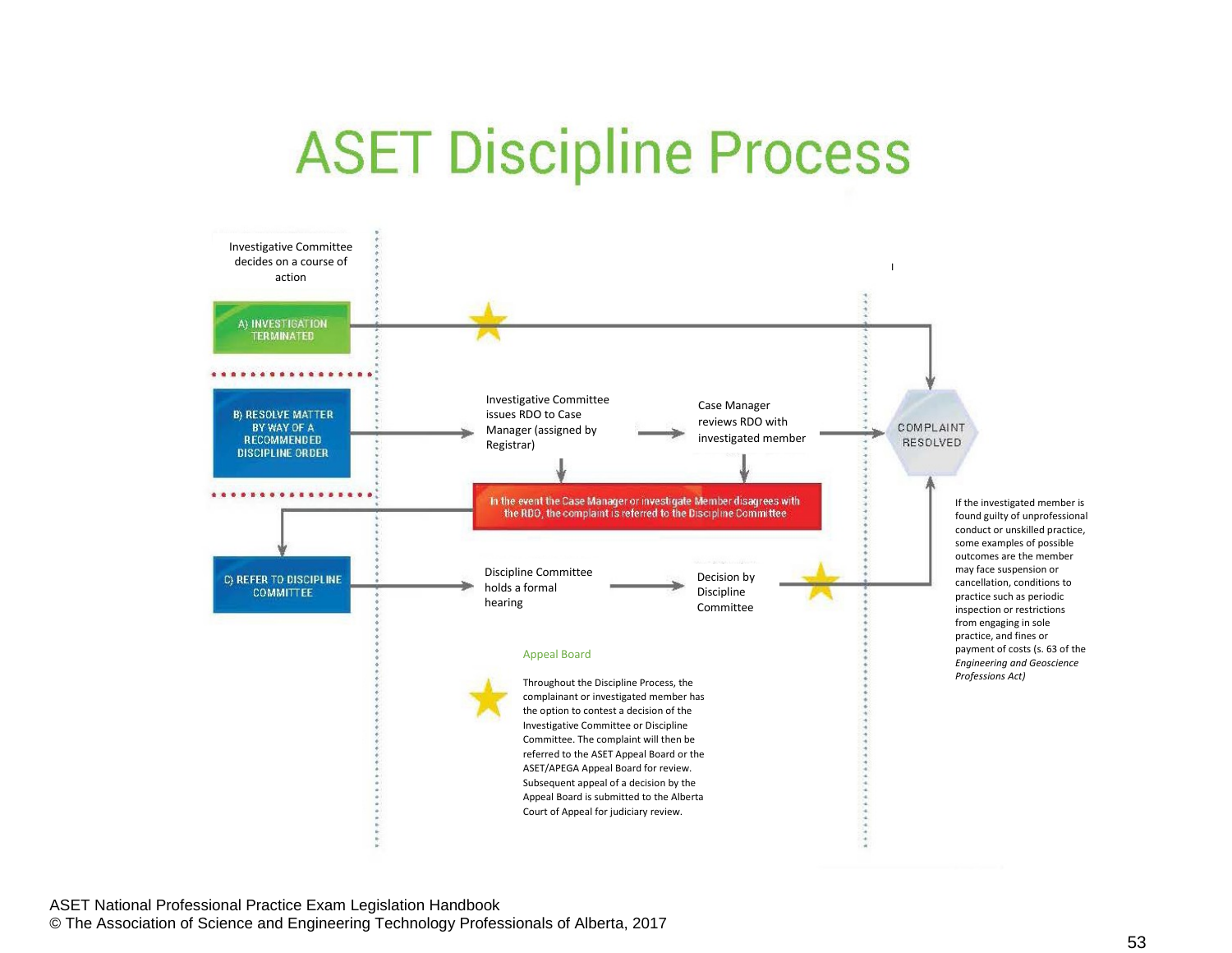# ASET Discipline Process

Investigative Committee decides on a course of action

A) INVESTIGATION TERMINATED

B) RESOLVE MATTER BY WAY OF A RECOMMENDED DISCIPLINE ORDER

Investigative Committee issues RDO to Case Manager (assigned by Registrar)

Case Manager reviews RDO with investigated member

COMPLAINT RESOLVED

In the event the Case Manager or investigate Member disagrees with the RDO, the complaint is referred to the Discipline Committee

C) REFER TO DISCIPLINE COMMITTEE

Discipline Committee holds a formal hearing

Decision by Discipline Committee

If the investigated member is found guilty of unprofessional conduct or unskilled practice, some examples of possible outcomes are the member may face suspension or cancellation, conditions to practice such as periodic inspection or restrictions from engaging in sole practice, and fines or payment of costs (s. 63 of the *Engineering and Geoscience Professions Act)*

Appeal Board

Throughout the Discipline Process, the complainant or investigated member has the option to contest a decision of the Investigative Committee or Discipline Committee. The complaint will then be referred to the ASET Appeal Board or the ASET/APEGA Appeal Board for review. Subsequent appeal of a decision by the Appeal Board is submitted to the Alberta Court of Appeal for judiciary review.

ASET National Professional Practice Exam Legislation Handbook
© The Association of Science and Engineering Technology Professionals of Alberta, 2017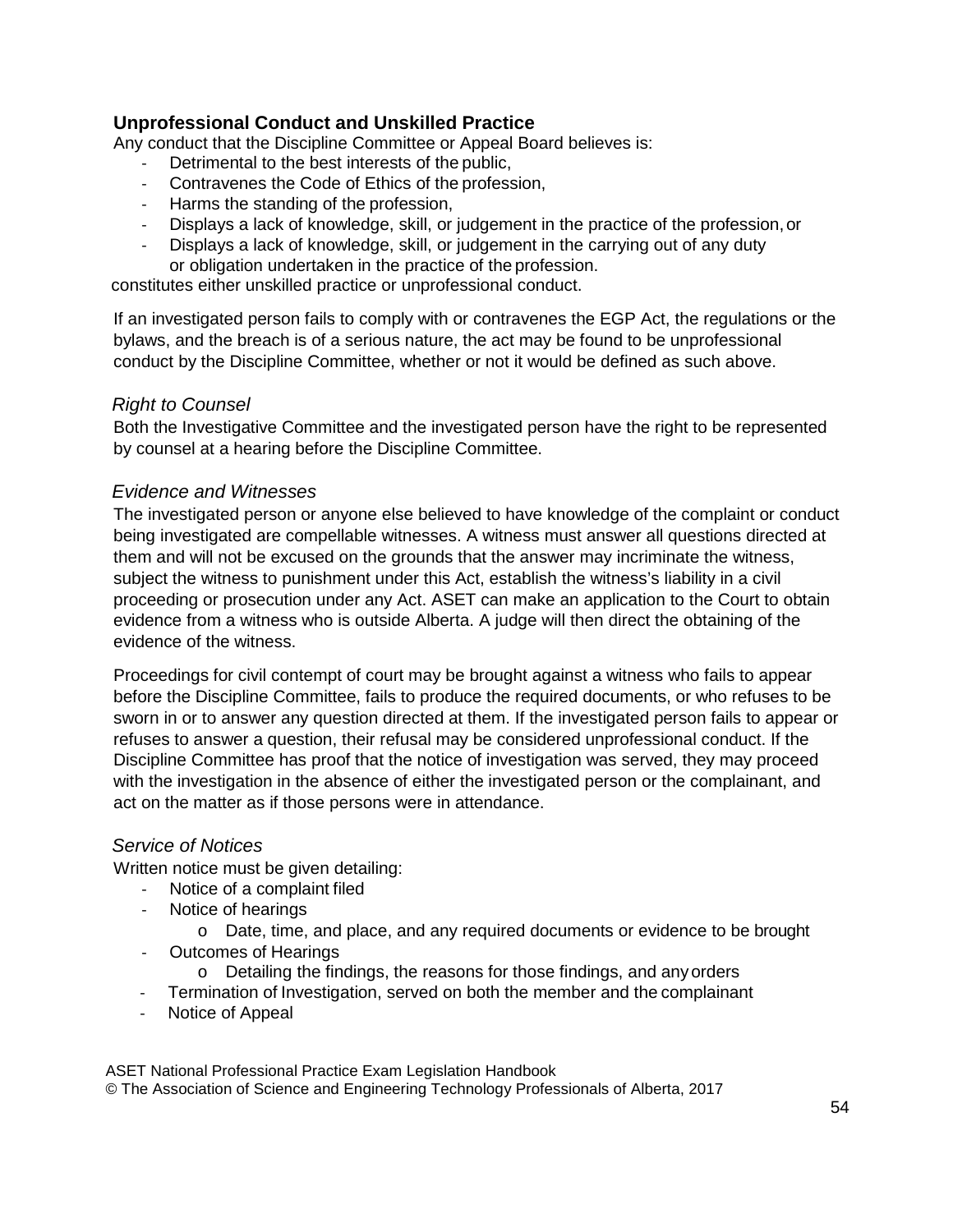### Unprofessional Conduct and Unskilled Practice

Any conduct that the Discipline Committee or Appeal Board believes is:

- Detrimental to the best interests of the public,
- Contravenes the Code of Ethics of the profession,
- Harms the standing of the profession,
- Displays a lack of knowledge, skill, or judgement in the practice of the profession, or
- Displays a lack of knowledge, skill, or judgement in the carrying out of any duty or obligation undertaken in the practice of the profession.

constitutes either unskilled practice or unprofessional conduct.

If an investigated person fails to comply with or contravenes the EGP Act, the regulations or the bylaws, and the breach is of a serious nature, the act may be found to be unprofessional conduct by the Discipline Committee, whether or not it would be defined as such above.

#### *Right to Counsel*

Both the Investigative Committee and the investigated person have the right to be represented by counsel at a hearing before the Discipline Committee.

#### *Evidence and Witnesses*

The investigated person or anyone else believed to have knowledge of the complaint or conduct being investigated are compellable witnesses. A witness must answer all questions directed at them and will not be excused on the grounds that the answer may incriminate the witness, subject the witness to punishment under this Act, establish the witness's liability in a civil proceeding or prosecution under any Act. ASET can make an application to the Court to obtain evidence from a witness who is outside Alberta. A judge will then direct the obtaining of the evidence of the witness.

Proceedings for civil contempt of court may be brought against a witness who fails to appear before the Discipline Committee, fails to produce the required documents, or who refuses to be sworn in or to answer any question directed at them. If the investigated person fails to appear or refuses to answer a question, their refusal may be considered unprofessional conduct. If the Discipline Committee has proof that the notice of investigation was served, they may proceed with the investigation in the absence of either the investigated person or the complainant, and act on the matter as if those persons were in attendance.

#### *Service of Notices*

Written notice must be given detailing:

- Notice of a complaint filed
- Notice of hearings
  - Date, time, and place, and any required documents or evidence to be brought
- Outcomes of Hearings
  - Detailing the findings, the reasons for those findings, and any orders
- Termination of Investigation, served on both the member and the complainant
- Notice of Appeal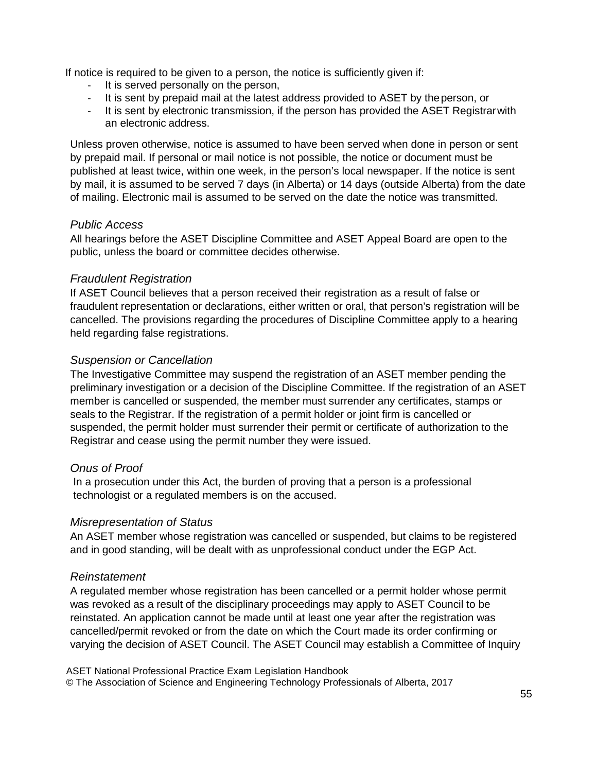If notice is required to be given to a person, the notice is sufficiently given if:

- It is served personally on the person,
- It is sent by prepaid mail at the latest address provided to ASET by the person, or
- It is sent by electronic transmission, if the person has provided the ASET Registrar with an electronic address.

Unless proven otherwise, notice is assumed to have been served when done in person or sent by prepaid mail. If personal or mail notice is not possible, the notice or document must be published at least twice, within one week, in the person's local newspaper. If the notice is sent by mail, it is assumed to be served 7 days (in Alberta) or 14 days (outside Alberta) from the date of mailing. Electronic mail is assumed to be served on the date the notice was transmitted.

### *Public Access*

All hearings before the ASET Discipline Committee and ASET Appeal Board are open to the public, unless the board or committee decides otherwise.

### *Fraudulent Registration*

If ASET Council believes that a person received their registration as a result of false or fraudulent representation or declarations, either written or oral, that person's registration will be cancelled. The provisions regarding the procedures of Discipline Committee apply to a hearing held regarding false registrations.

### *Suspension or Cancellation*

The Investigative Committee may suspend the registration of an ASET member pending the preliminary investigation or a decision of the Discipline Committee. If the registration of an ASET member is cancelled or suspended, the member must surrender any certificates, stamps or seals to the Registrar. If the registration of a permit holder or joint firm is cancelled or suspended, the permit holder must surrender their permit or certificate of authorization to the Registrar and cease using the permit number they were issued.

### *Onus of Proof*

In a prosecution under this Act, the burden of proving that a person is a professional technologist or a regulated members is on the accused.

### *Misrepresentation of Status*

An ASET member whose registration was cancelled or suspended, but claims to be registered and in good standing, will be dealt with as unprofessional conduct under the EGP Act.

### *Reinstatement*

A regulated member whose registration has been cancelled or a permit holder whose permit was revoked as a result of the disciplinary proceedings may apply to ASET Council to be reinstated. An application cannot be made until at least one year after the registration was cancelled/permit revoked or from the date on which the Court made its order confirming or varying the decision of ASET Council. The ASET Council may establish a Committee of Inquiry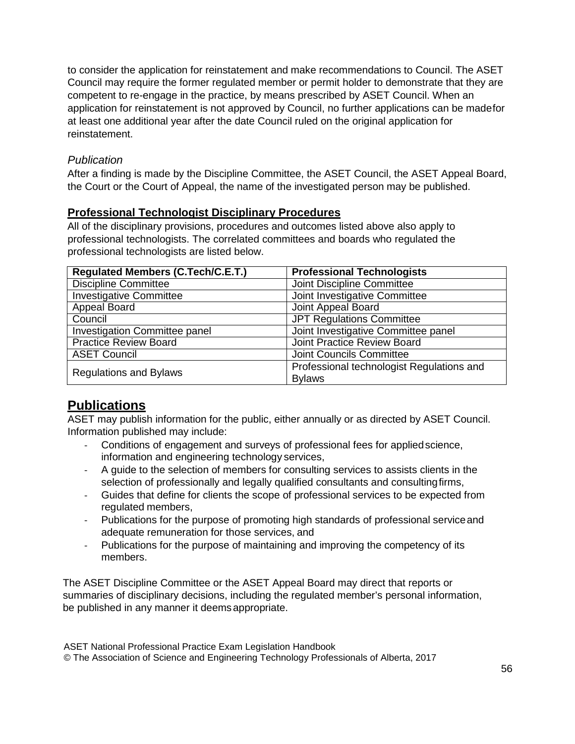to consider the application for reinstatement and make recommendations to Council. The ASET Council may require the former regulated member or permit holder to demonstrate that they are competent to re-engage in the practice, by means prescribed by ASET Council. When an application for reinstatement is not approved by Council, no further applications can be made for at least one additional year after the date Council ruled on the original application for reinstatement.

*Publication*

After a finding is made by the Discipline Committee, the ASET Council, the ASET Appeal Board, the Court or the Court of Appeal, the name of the investigated person may be published.

### Professional Technologist Disciplinary Procedures

All of the disciplinary provisions, procedures and outcomes listed above also apply to professional technologists. The correlated committees and boards who regulated the professional technologists are listed below.

| Regulated Members (C.Tech/C.E.T.) | Professional Technologists |
|---|---|
| Discipline Committee | Joint Discipline Committee |
| Investigative Committee | Joint Investigative Committee |
| Appeal Board | Joint Appeal Board |
| Council | JPT Regulations Committee |
| Investigation Committee panel | Joint Investigative Committee panel |
| Practice Review Board | Joint Practice Review Board |
| ASET Council | Joint Councils Committee |
| Regulations and Bylaws | Professional technologist Regulations and Bylaws |

## Publications

ASET may publish information for the public, either annually or as directed by ASET Council. Information published may include:

- Conditions of engagement and surveys of professional fees for applied science, information and engineering technology services,
- A guide to the selection of members for consulting services to assists clients in the selection of professionally and legally qualified consultants and consulting firms,
- Guides that define for clients the scope of professional services to be expected from regulated members,
- Publications for the purpose of promoting high standards of professional service and adequate remuneration for those services, and
- Publications for the purpose of maintaining and improving the competency of its members.

The ASET Discipline Committee or the ASET Appeal Board may direct that reports or summaries of disciplinary decisions, including the regulated member's personal information, be published in any manner it deems appropriate.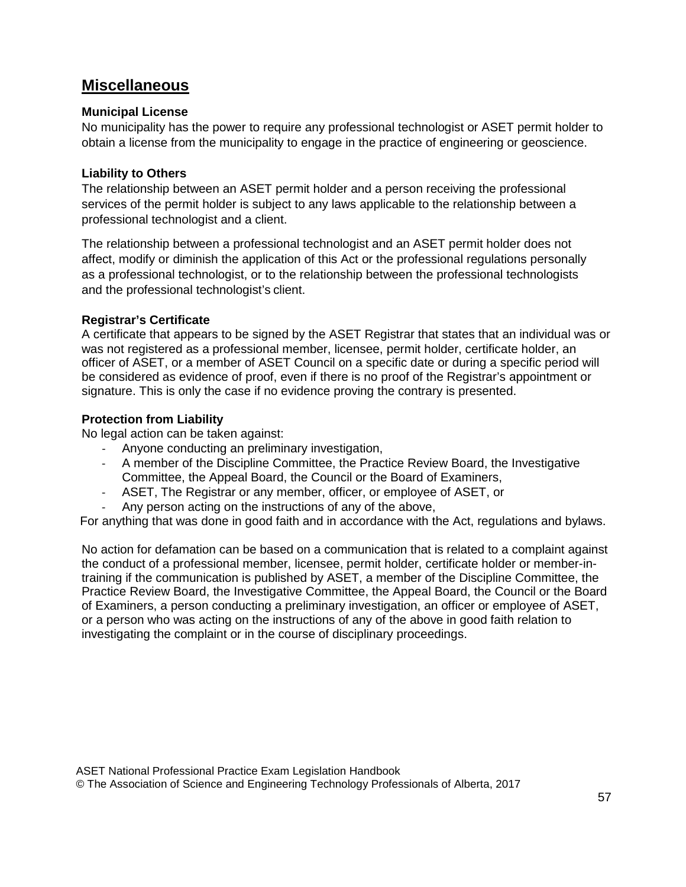## Miscellaneous

**Municipal License**

No municipality has the power to require any professional technologist or ASET permit holder to obtain a license from the municipality to engage in the practice of engineering or geoscience.

**Liability to Others**

The relationship between an ASET permit holder and a person receiving the professional services of the permit holder is subject to any laws applicable to the relationship between a professional technologist and a client.

The relationship between a professional technologist and an ASET permit holder does not affect, modify or diminish the application of this Act or the professional regulations personally as a professional technologist, or to the relationship between the professional technologists and the professional technologist's client.

**Registrar's Certificate**

A certificate that appears to be signed by the ASET Registrar that states that an individual was or was not registered as a professional member, licensee, permit holder, certificate holder, an officer of ASET, or a member of ASET Council on a specific date or during a specific period will be considered as evidence of proof, even if there is no proof of the Registrar's appointment or signature. This is only the case if no evidence proving the contrary is presented.

**Protection from Liability**

No legal action can be taken against:

- Anyone conducting an preliminary investigation,
- A member of the Discipline Committee, the Practice Review Board, the Investigative Committee, the Appeal Board, the Council or the Board of Examiners,
- ASET, The Registrar or any member, officer, or employee of ASET, or
- Any person acting on the instructions of any of the above,

For anything that was done in good faith and in accordance with the Act, regulations and bylaws.

No action for defamation can be based on a communication that is related to a complaint against the conduct of a professional member, licensee, permit holder, certificate holder or member-in-training if the communication is published by ASET, a member of the Discipline Committee, the Practice Review Board, the Investigative Committee, the Appeal Board, the Council or the Board of Examiners, a person conducting a preliminary investigation, an officer or employee of ASET, or a person who was acting on the instructions of any of the above in good faith relation to investigating the complaint or in the course of disciplinary proceedings.